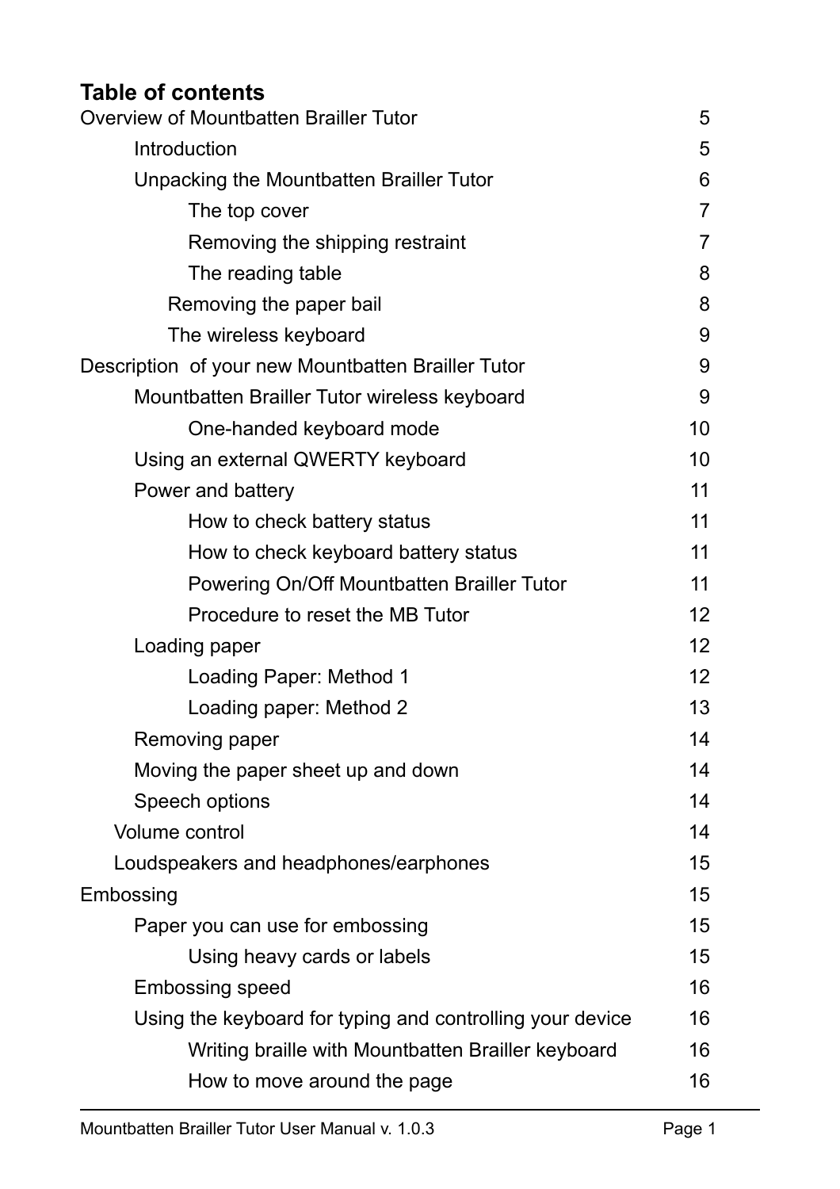## Table of contents

| | |
|---|---|
| Overview of Mountbatten Brailler Tutor | 5 |
| Introduction | 5 |
| Unpacking the Mountbatten Brailler Tutor | 6 |
| The top cover | 7 |
| Removing the shipping restraint | 7 |
| The reading table | 8 |
| Removing the paper bail | 8 |
| The wireless keyboard | 9 |
| Description  of your new Mountbatten Brailler Tutor | 9 |
| Mountbatten Brailler Tutor wireless keyboard | 9 |
| One-handed keyboard mode | 10 |
| Using an external QWERTY keyboard | 10 |
| Power and battery | 11 |
| How to check battery status | 11 |
| How to check keyboard battery status | 11 |
| Powering On/Off Mountbatten Brailler Tutor | 11 |
| Procedure to reset the MB Tutor | 12 |
| Loading paper | 12 |
| Loading Paper: Method 1 | 12 |
| Loading paper: Method 2 | 13 |
| Removing paper | 14 |
| Moving the paper sheet up and down | 14 |
| Speech options | 14 |
| Volume control | 14 |
| Loudspeakers and headphones/earphones | 15 |
| Embossing | 15 |
| Paper you can use for embossing | 15 |
| Using heavy cards or labels | 15 |
| Embossing speed | 16 |
| Using the keyboard for typing and controlling your device | 16 |
| Writing braille with Mountbatten Brailler keyboard | 16 |
| How to move around the page | 16 |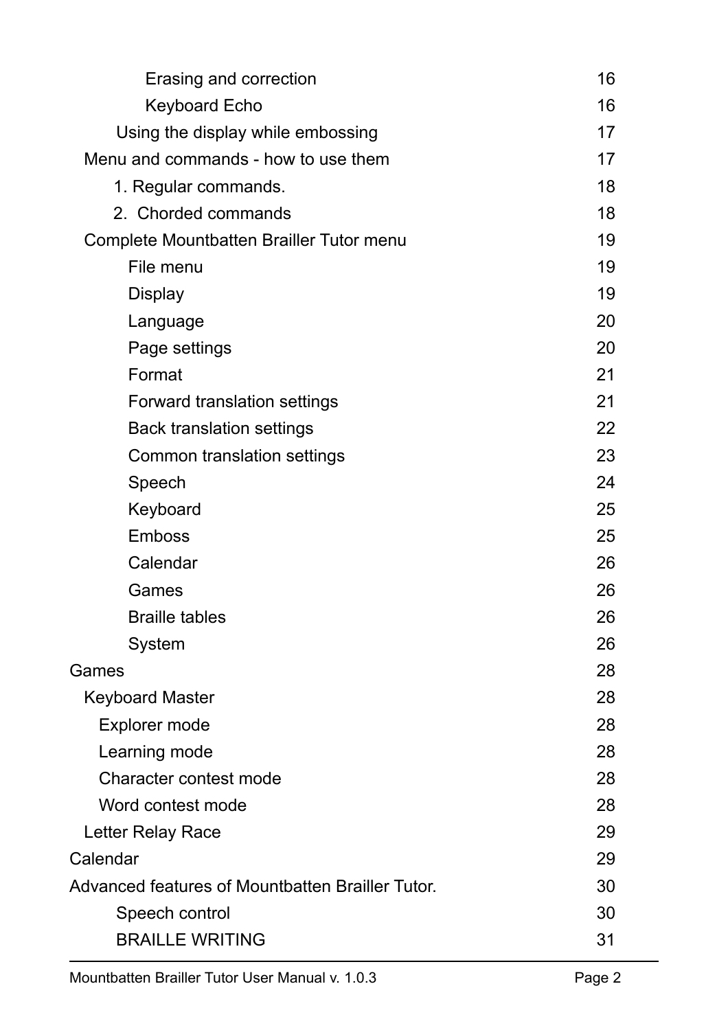| | |
|---|---|
| Erasing and correction | 16 |
| Keyboard Echo | 16 |
| Using the display while embossing | 17 |
| Menu and commands - how to use them | 17 |
| 1. Regular commands. | 18 |
| 2. Chorded commands | 18 |
| Complete Mountbatten Brailler Tutor menu | 19 |
| File menu | 19 |
| Display | 19 |
| Language | 20 |
| Page settings | 20 |
| Format | 21 |
| Forward translation settings | 21 |
| Back translation settings | 22 |
| Common translation settings | 23 |
| Speech | 24 |
| Keyboard | 25 |
| Emboss | 25 |
| Calendar | 26 |
| Games | 26 |
| Braille tables | 26 |
| System | 26 |
| Games | 28 |
| Keyboard Master | 28 |
| Explorer mode | 28 |
| Learning mode | 28 |
| Character contest mode | 28 |
| Word contest mode | 28 |
| Letter Relay Race | 29 |
| Calendar | 29 |
| Advanced features of Mountbatten Brailler Tutor. | 30 |
| Speech control | 30 |
| BRAILLE WRITING | 31 |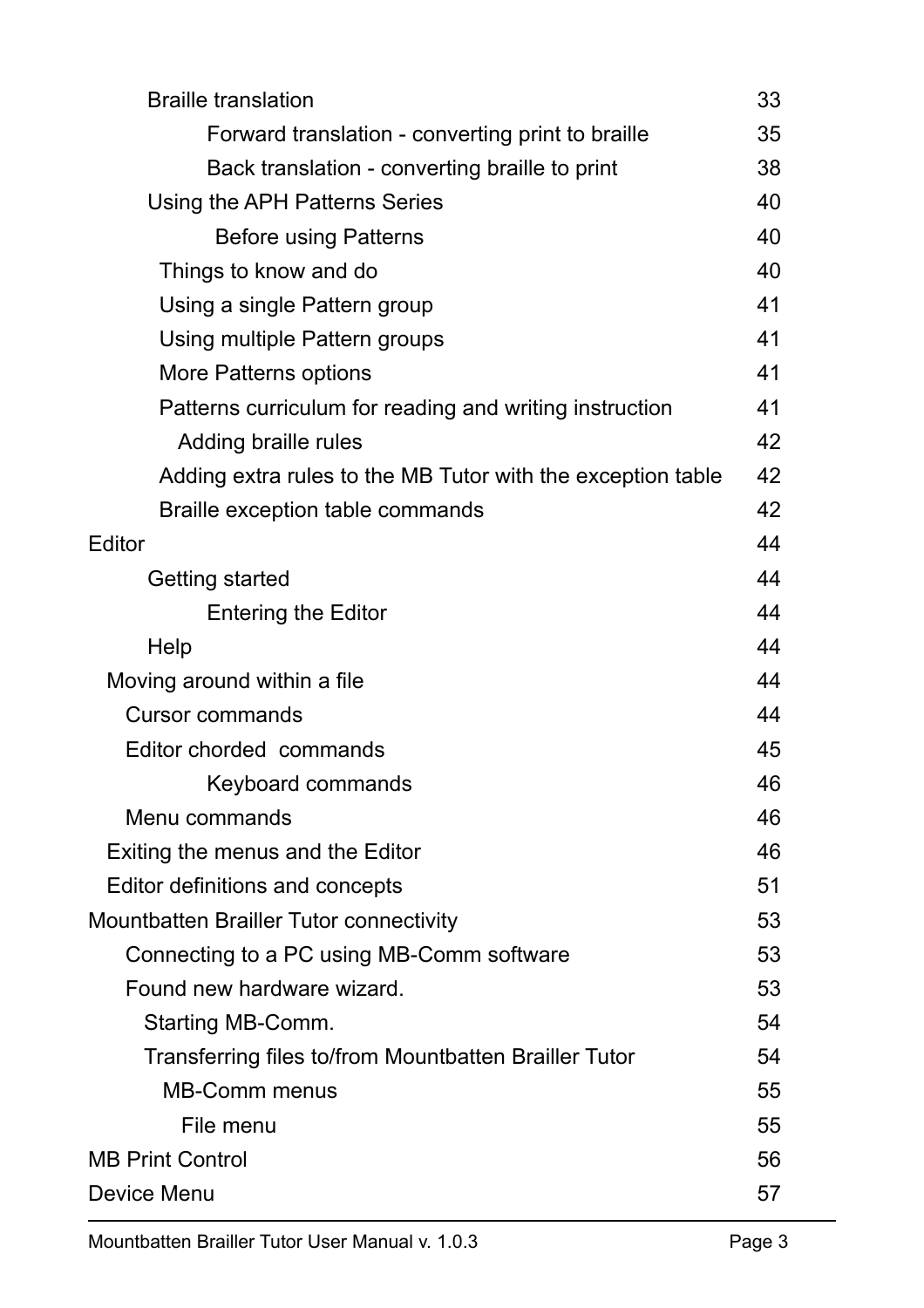| | |
|---|---|
| Braille translation | 33 |
| Forward translation - converting print to braille | 35 |
| Back translation - converting braille to print | 38 |
| Using the APH Patterns Series | 40 |
| Before using Patterns | 40 |
| Things to know and do | 40 |
| Using a single Pattern group | 41 |
| Using multiple Pattern groups | 41 |
| More Patterns options | 41 |
| Patterns curriculum for reading and writing instruction | 41 |
| Adding braille rules | 42 |
| Adding extra rules to the MB Tutor with the exception table | 42 |
| Braille exception table commands | 42 |
| Editor | 44 |
| Getting started | 44 |
| Entering the Editor | 44 |
| Help | 44 |
| Moving around within a file | 44 |
| Cursor commands | 44 |
| Editor chorded commands | 45 |
| Keyboard commands | 46 |
| Menu commands | 46 |
| Exiting the menus and the Editor | 46 |
| Editor definitions and concepts | 51 |
| Mountbatten Brailler Tutor connectivity | 53 |
| Connecting to a PC using MB-Comm software | 53 |
| Found new hardware wizard. | 53 |
| Starting MB-Comm. | 54 |
| Transferring files to/from Mountbatten Brailler Tutor | 54 |
| MB-Comm menus | 55 |
| File menu | 55 |
| MB Print Control | 56 |
| Device Menu | 57 |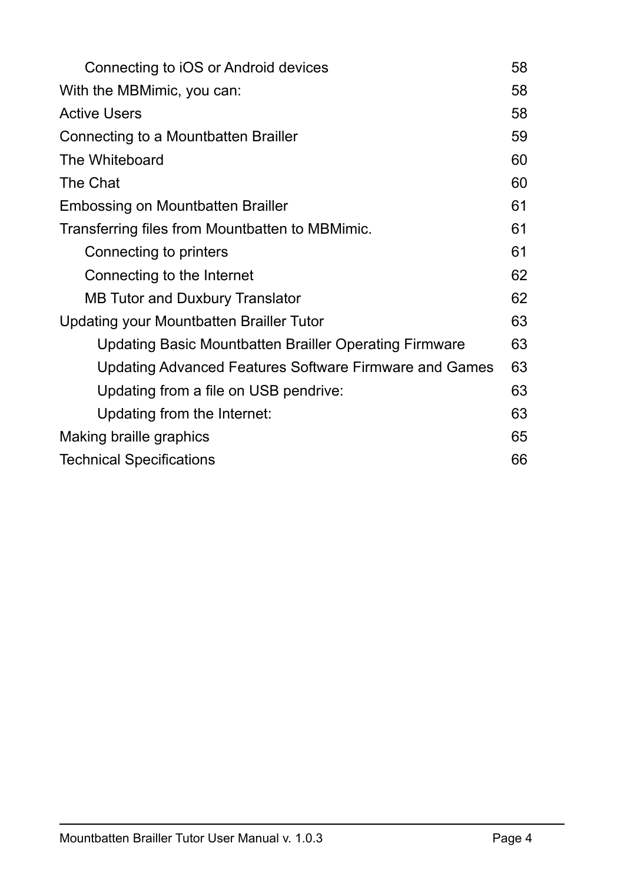| | |
|---|---|
| Connecting to iOS or Android devices | 58 |
| With the MBMimic, you can: | 58 |
| Active Users | 58 |
| Connecting to a Mountbatten Brailler | 59 |
| The Whiteboard | 60 |
| The Chat | 60 |
| Embossing on Mountbatten Brailler | 61 |
| Transferring files from Mountbatten to MBMimic. | 61 |
| Connecting to printers | 61 |
| Connecting to the Internet | 62 |
| MB Tutor and Duxbury Translator | 62 |
| Updating your Mountbatten Brailler Tutor | 63 |
| Updating Basic Mountbatten Brailler Operating Firmware | 63 |
| Updating Advanced Features Software Firmware and Games | 63 |
| Updating from a file on USB pendrive: | 63 |
| Updating from the Internet: | 63 |
| Making braille graphics | 65 |
| Technical Specifications | 66 |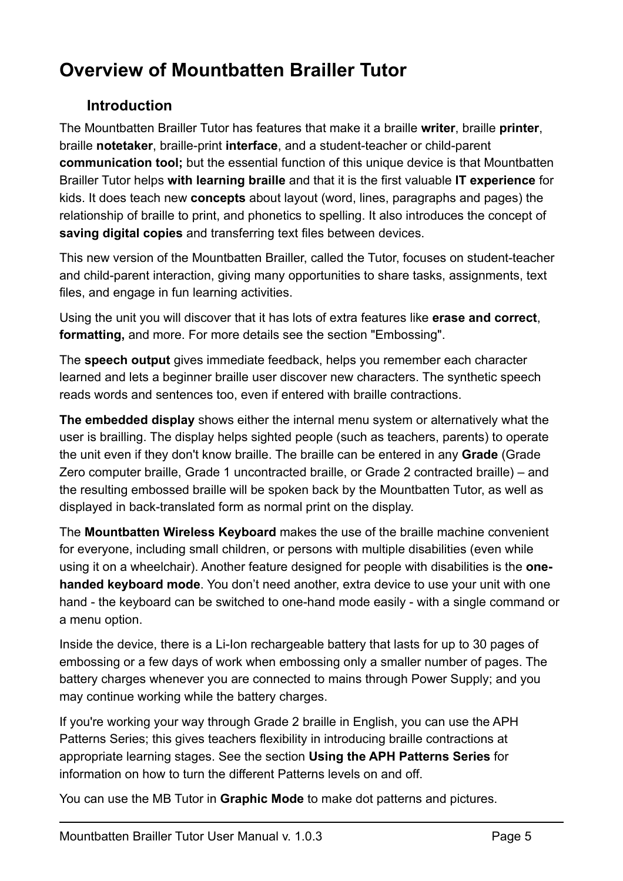# Overview of Mountbatten Brailler Tutor

## Introduction

The Mountbatten Brailler Tutor has features that make it a braille **writer**, braille **printer**, braille **notetaker**, braille-print **interface**, and a student-teacher or child-parent **communication tool;** but the essential function of this unique device is that Mountbatten Brailler Tutor helps **with learning braille** and that it is the first valuable **IT experience** for kids. It does teach new **concepts** about layout (word, lines, paragraphs and pages) the relationship of braille to print, and phonetics to spelling. It also introduces the concept of **saving digital copies** and transferring text files between devices.

This new version of the Mountbatten Brailler, called the Tutor, focuses on student-teacher and child-parent interaction, giving many opportunities to share tasks, assignments, text files, and engage in fun learning activities.

Using the unit you will discover that it has lots of extra features like **erase and correct**, **formatting,** and more. For more details see the section "Embossing".

The **speech output** gives immediate feedback, helps you remember each character learned and lets a beginner braille user discover new characters. The synthetic speech reads words and sentences too, even if entered with braille contractions.

**The embedded display** shows either the internal menu system or alternatively what the user is brailling. The display helps sighted people (such as teachers, parents) to operate the unit even if they don't know braille. The braille can be entered in any **Grade** (Grade Zero computer braille, Grade 1 uncontracted braille, or Grade 2 contracted braille) – and the resulting embossed braille will be spoken back by the Mountbatten Tutor, as well as displayed in back-translated form as normal print on the display.

The **Mountbatten Wireless Keyboard** makes the use of the braille machine convenient for everyone, including small children, or persons with multiple disabilities (even while using it on a wheelchair). Another feature designed for people with disabilities is the **one-handed keyboard mode**. You don't need another, extra device to use your unit with one hand - the keyboard can be switched to one-hand mode easily - with a single command or a menu option.

Inside the device, there is a Li-Ion rechargeable battery that lasts for up to 30 pages of embossing or a few days of work when embossing only a smaller number of pages. The battery charges whenever you are connected to mains through Power Supply; and you may continue working while the battery charges.

If you're working your way through Grade 2 braille in English, you can use the APH Patterns Series; this gives teachers flexibility in introducing braille contractions at appropriate learning stages. See the section **Using the APH Patterns Series** for information on how to turn the different Patterns levels on and off.

You can use the MB Tutor in **Graphic Mode** to make dot patterns and pictures.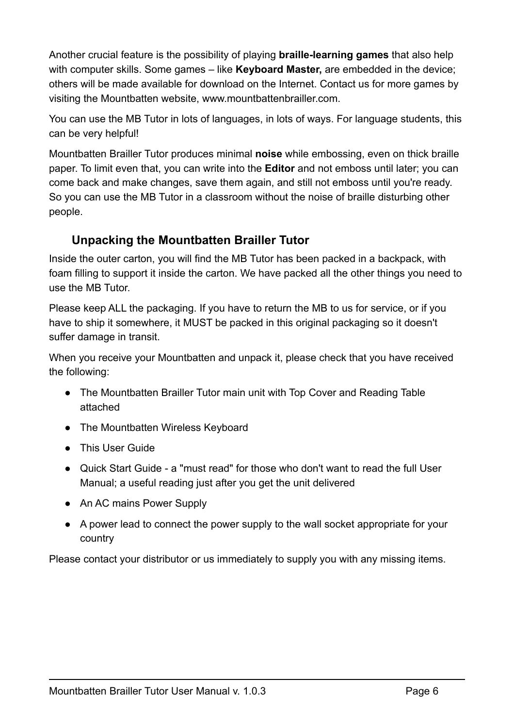Another crucial feature is the possibility of playing **braille-learning games** that also help with computer skills. Some games – like **Keyboard Master,** are embedded in the device; others will be made available for download on the Internet. Contact us for more games by visiting the Mountbatten website, www.mountbattenbrailler.com.

You can use the MB Tutor in lots of languages, in lots of ways. For language students, this can be very helpful!

Mountbatten Brailler Tutor produces minimal **noise** while embossing, even on thick braille paper. To limit even that, you can write into the **Editor** and not emboss until later; you can come back and make changes, save them again, and still not emboss until you're ready. So you can use the MB Tutor in a classroom without the noise of braille disturbing other people.

## Unpacking the Mountbatten Brailler Tutor

Inside the outer carton, you will find the MB Tutor has been packed in a backpack, with foam filling to support it inside the carton. We have packed all the other things you need to use the MB Tutor.

Please keep ALL the packaging. If you have to return the MB to us for service, or if you have to ship it somewhere, it MUST be packed in this original packaging so it doesn't suffer damage in transit.

When you receive your Mountbatten and unpack it, please check that you have received the following:

- The Mountbatten Brailler Tutor main unit with Top Cover and Reading Table attached
- The Mountbatten Wireless Keyboard
- This User Guide
- Quick Start Guide - a "must read" for those who don't want to read the full User Manual; a useful reading just after you get the unit delivered
- An AC mains Power Supply
- A power lead to connect the power supply to the wall socket appropriate for your country

Please contact your distributor or us immediately to supply you with any missing items.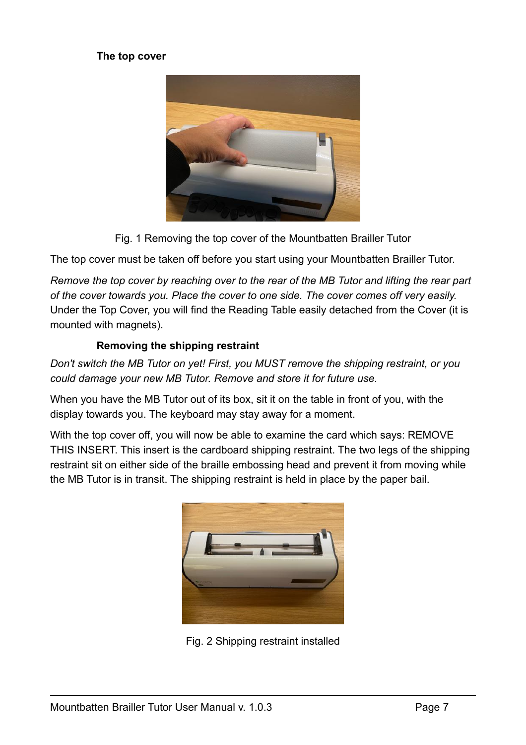### The top cover

Fig. 1 Removing the top cover of the Mountbatten Brailler Tutor

The top cover must be taken off before you start using your Mountbatten Brailler Tutor.

*Remove the top cover by reaching over to the rear of the MB Tutor and lifting the rear part of the cover towards you. Place the cover to one side. The cover comes off very easily.* Under the Top Cover, you will find the Reading Table easily detached from the Cover (it is mounted with magnets).

### Removing the shipping restraint

*Don't switch the MB Tutor on yet! First, you MUST remove the shipping restraint, or you could damage your new MB Tutor. Remove and store it for future use.*

When you have the MB Tutor out of its box, sit it on the table in front of you, with the display towards you. The keyboard may stay away for a moment.

With the top cover off, you will now be able to examine the card which says: REMOVE THIS INSERT. This insert is the cardboard shipping restraint. The two legs of the shipping restraint sit on either side of the braille embossing head and prevent it from moving while the MB Tutor is in transit. The shipping restraint is held in place by the paper bail.

Fig. 2 Shipping restraint installed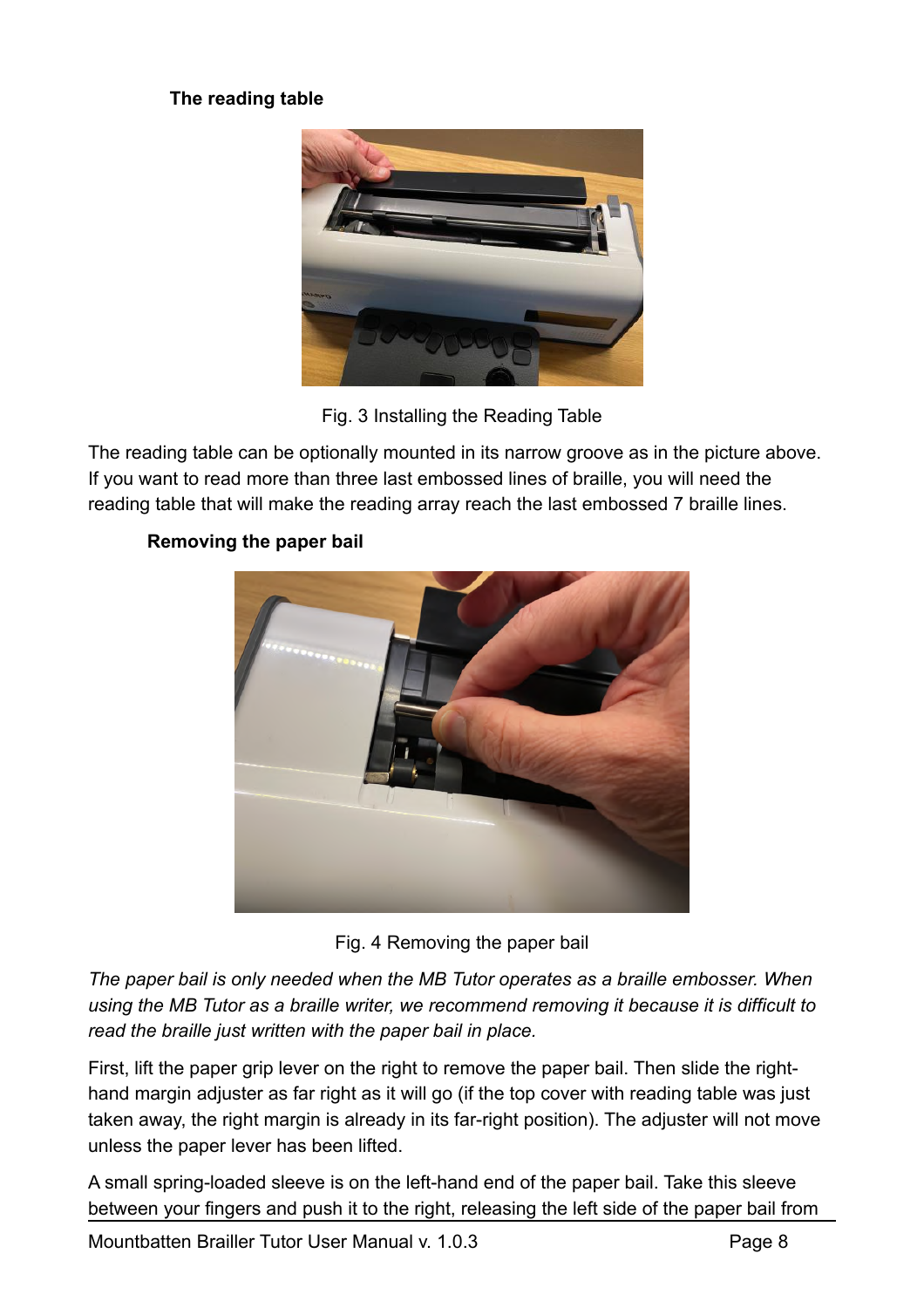### The reading table

Fig. 3 Installing the Reading Table

The reading table can be optionally mounted in its narrow groove as in the picture above. If you want to read more than three last embossed lines of braille, you will need the reading table that will make the reading array reach the last embossed 7 braille lines.

### Removing the paper bail

Fig. 4 Removing the paper bail

*The paper bail is only needed when the MB Tutor operates as a braille embosser. When using the MB Tutor as a braille writer, we recommend removing it because it is difficult to read the braille just written with the paper bail in place.*

First, lift the paper grip lever on the right to remove the paper bail. Then slide the right-hand margin adjuster as far right as it will go (if the top cover with reading table was just taken away, the right margin is already in its far-right position). The adjuster will not move unless the paper lever has been lifted.

A small spring-loaded sleeve is on the left-hand end of the paper bail. Take this sleeve between your fingers and push it to the right, releasing the left side of the paper bail from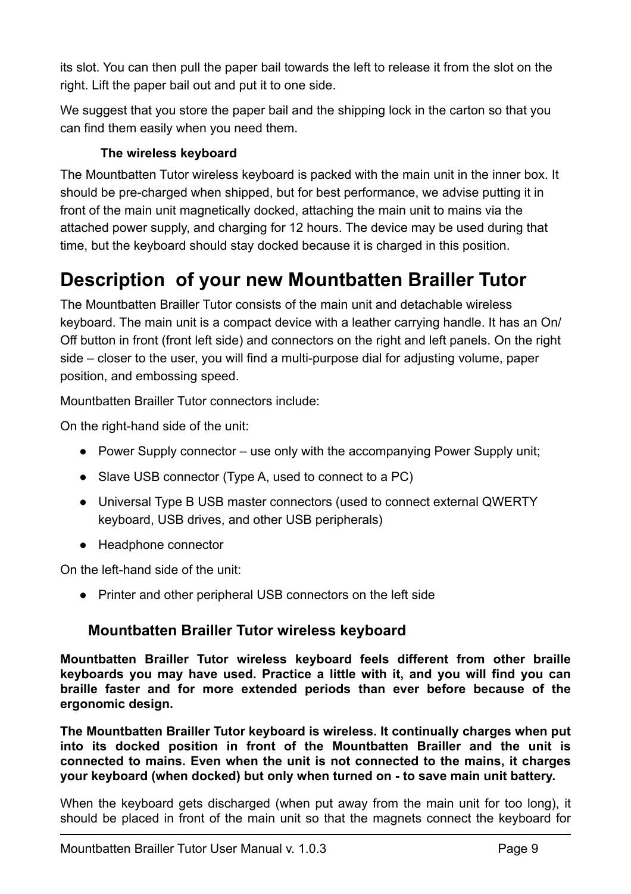its slot. You can then pull the paper bail towards the left to release it from the slot on the right. Lift the paper bail out and put it to one side.

We suggest that you store the paper bail and the shipping lock in the carton so that you can find them easily when you need them.

### The wireless keyboard

The Mountbatten Tutor wireless keyboard is packed with the main unit in the inner box. It should be pre-charged when shipped, but for best performance, we advise putting it in front of the main unit magnetically docked, attaching the main unit to mains via the attached power supply, and charging for 12 hours. The device may be used during that time, but the keyboard should stay docked because it is charged in this position.

# Description  of your new Mountbatten Brailler Tutor

The Mountbatten Brailler Tutor consists of the main unit and detachable wireless keyboard. The main unit is a compact device with a leather carrying handle. It has an On/Off button in front (front left side) and connectors on the right and left panels. On the right side – closer to the user, you will find a multi-purpose dial for adjusting volume, paper position, and embossing speed.

Mountbatten Brailler Tutor connectors include:

On the right-hand side of the unit:

- Power Supply connector – use only with the accompanying Power Supply unit;
- Slave USB connector (Type A, used to connect to a PC)
- Universal Type B USB master connectors (used to connect external QWERTY keyboard, USB drives, and other USB peripherals)
- Headphone connector

On the left-hand side of the unit:

- Printer and other peripheral USB connectors on the left side

## Mountbatten Brailler Tutor wireless keyboard

**Mountbatten Brailler Tutor wireless keyboard feels different from other braille keyboards you may have used. Practice a little with it, and you will find you can braille faster and for more extended periods than ever before because of the ergonomic design.**

**The Mountbatten Brailler Tutor keyboard is wireless. It continually charges when put into its docked position in front of the Mountbatten Brailler and the unit is connected to mains. Even when the unit is not connected to the mains, it charges your keyboard (when docked) but only when turned on - to save main unit battery.**

When the keyboard gets discharged (when put away from the main unit for too long), it should be placed in front of the main unit so that the magnets connect the keyboard for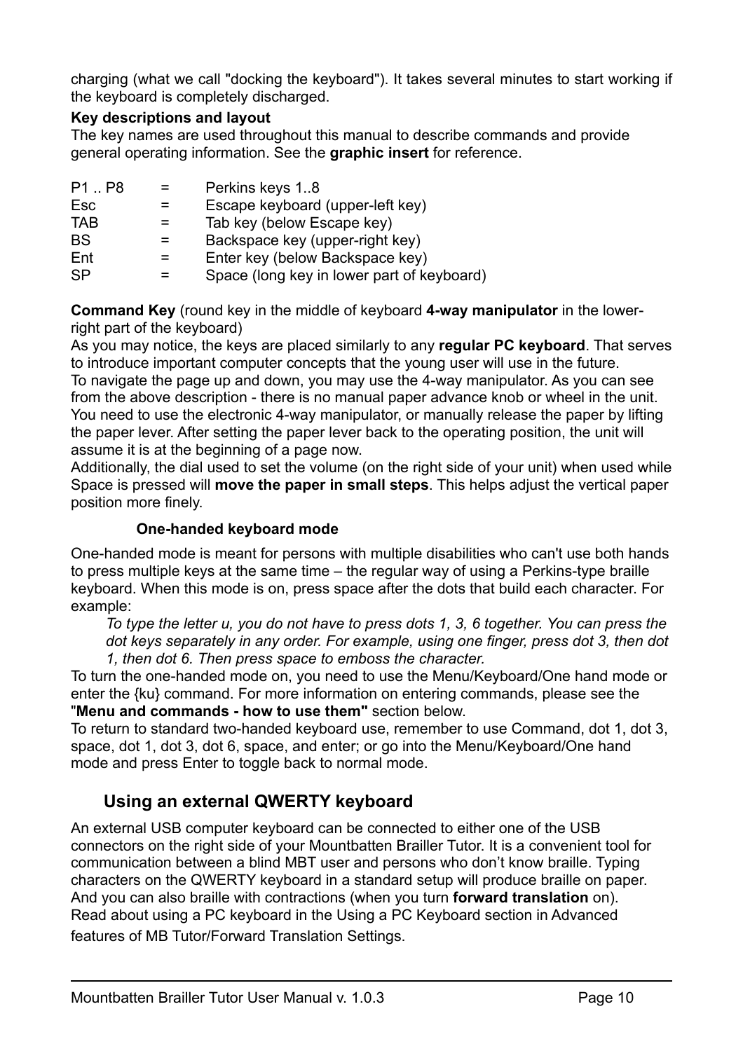charging (what we call "docking the keyboard"). It takes several minutes to start working if the keyboard is completely discharged.

**Key descriptions and layout**

The key names are used throughout this manual to describe commands and provide general operating information. See the **graphic insert** for reference.

| | | |
|---|---|---|
| P1 .. P8 | = | Perkins keys 1..8 |
| Esc | = | Escape keyboard (upper-left key) |
| TAB | = | Tab key (below Escape key) |
| BS | = | Backspace key (upper-right key) |
| Ent | = | Enter key (below Backspace key) |
| SP | = | Space (long key in lower part of keyboard) |

**Command Key** (round key in the middle of keyboard **4-way manipulator** in the lower-right part of the keyboard)

As you may notice, the keys are placed similarly to any **regular PC keyboard**. That serves to introduce important computer concepts that the young user will use in the future.

To navigate the page up and down, you may use the 4-way manipulator. As you can see from the above description - there is no manual paper advance knob or wheel in the unit. You need to use the electronic 4-way manipulator, or manually release the paper by lifting the paper lever. After setting the paper lever back to the operating position, the unit will assume it is at the beginning of a page now.

Additionally, the dial used to set the volume (on the right side of your unit) when used while Space is pressed will **move the paper in small steps**. This helps adjust the vertical paper position more finely.

### One-handed keyboard mode

One-handed mode is meant for persons with multiple disabilities who can't use both hands to press multiple keys at the same time – the regular way of using a Perkins-type braille keyboard. When this mode is on, press space after the dots that build each character. For example:

> *To type the letter u, you do not have to press dots 1, 3, 6 together. You can press the dot keys separately in any order. For example, using one finger, press dot 3, then dot 1, then dot 6. Then press space to emboss the character.*

To turn the one-handed mode on, you need to use the Menu/Keyboard/One hand mode or enter the {ku} command. For more information on entering commands, please see the "**Menu and commands - how to use them"** section below.

To return to standard two-handed keyboard use, remember to use Command, dot 1, dot 3, space, dot 1, dot 3, dot 6, space, and enter; or go into the Menu/Keyboard/One hand mode and press Enter to toggle back to normal mode.

## Using an external QWERTY keyboard

An external USB computer keyboard can be connected to either one of the USB connectors on the right side of your Mountbatten Brailler Tutor. It is a convenient tool for communication between a blind MBT user and persons who don't know braille. Typing characters on the QWERTY keyboard in a standard setup will produce braille on paper. And you can also braille with contractions (when you turn **forward translation** on). Read about using a PC keyboard in the Using a PC Keyboard section in Advanced features of MB Tutor/Forward Translation Settings.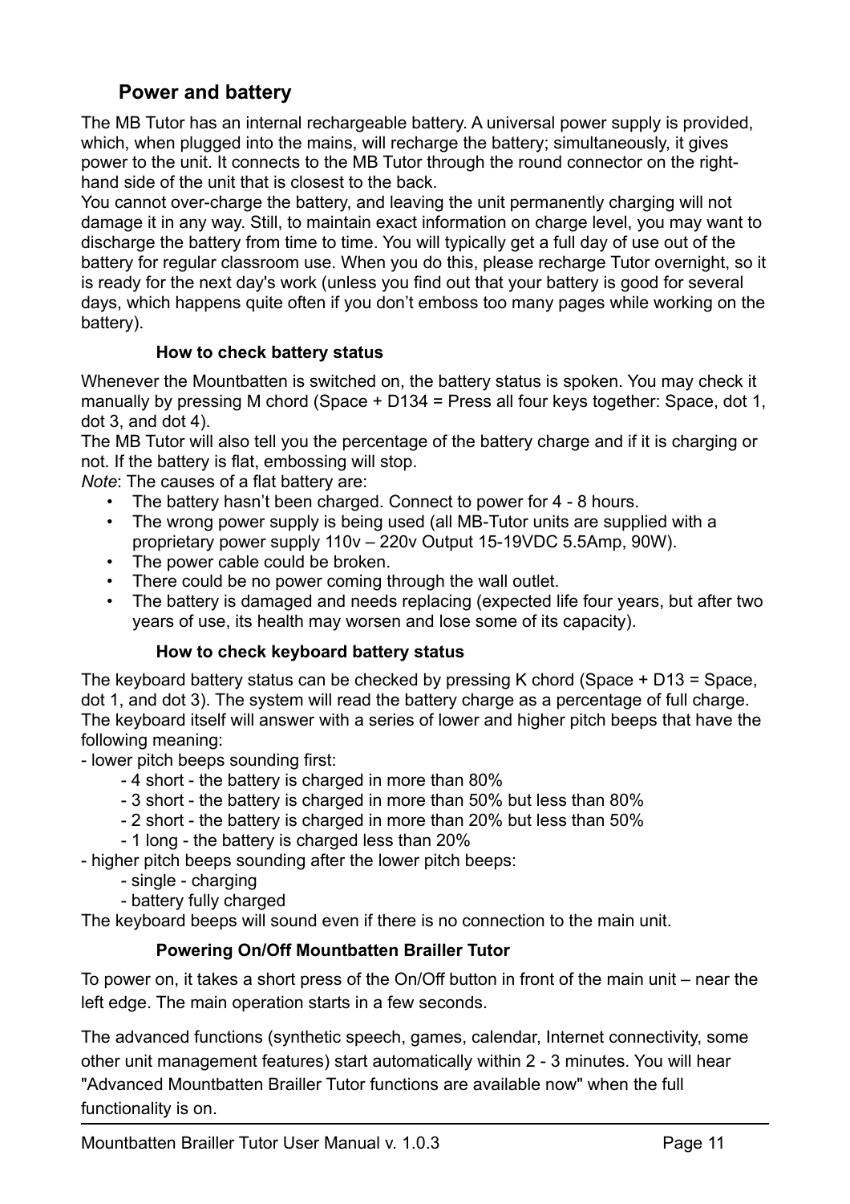## Power and battery

The MB Tutor has an internal rechargeable battery. A universal power supply is provided, which, when plugged into the mains, will recharge the battery; simultaneously, it gives power to the unit. It connects to the MB Tutor through the round connector on the right-hand side of the unit that is closest to the back.

You cannot over-charge the battery, and leaving the unit permanently charging will not damage it in any way. Still, to maintain exact information on charge level, you may want to discharge the battery from time to time. You will typically get a full day of use out of the battery for regular classroom use. When you do this, please recharge Tutor overnight, so it is ready for the next day's work (unless you find out that your battery is good for several days, which happens quite often if you don't emboss too many pages while working on the battery).

### How to check battery status

Whenever the Mountbatten is switched on, the battery status is spoken. You may check it manually by pressing M chord (Space + D134 = Press all four keys together: Space, dot 1, dot 3, and dot 4).

The MB Tutor will also tell you the percentage of the battery charge and if it is charging or not. If the battery is flat, embossing will stop.

*Note*: The causes of a flat battery are:

- The battery hasn't been charged. Connect to power for 4 - 8 hours.
- The wrong power supply is being used (all MB-Tutor units are supplied with a proprietary power supply 110v – 220v Output 15-19VDC 5.5Amp, 90W).
- The power cable could be broken.
- There could be no power coming through the wall outlet.
- The battery is damaged and needs replacing (expected life four years, but after two years of use, its health may worsen and lose some of its capacity).

### How to check keyboard battery status

The keyboard battery status can be checked by pressing K chord (Space + D13 = Space, dot 1, and dot 3). The system will read the battery charge as a percentage of full charge. The keyboard itself will answer with a series of lower and higher pitch beeps that have the following meaning:

- lower pitch beeps sounding first:
    - 4 short - the battery is charged in more than 80%
    - 3 short - the battery is charged in more than 50% but less than 80%
    - 2 short - the battery is charged in more than 20% but less than 50%
    - 1 long - the battery is charged less than 20%
- higher pitch beeps sounding after the lower pitch beeps:
    - single - charging
    - battery fully charged

The keyboard beeps will sound even if there is no connection to the main unit.

### Powering On/Off Mountbatten Brailler Tutor

To power on, it takes a short press of the On/Off button in front of the main unit – near the left edge. The main operation starts in a few seconds.

The advanced functions (synthetic speech, games, calendar, Internet connectivity, some other unit management features) start automatically within 2 - 3 minutes. You will hear "Advanced Mountbatten Brailler Tutor functions are available now" when the full functionality is on.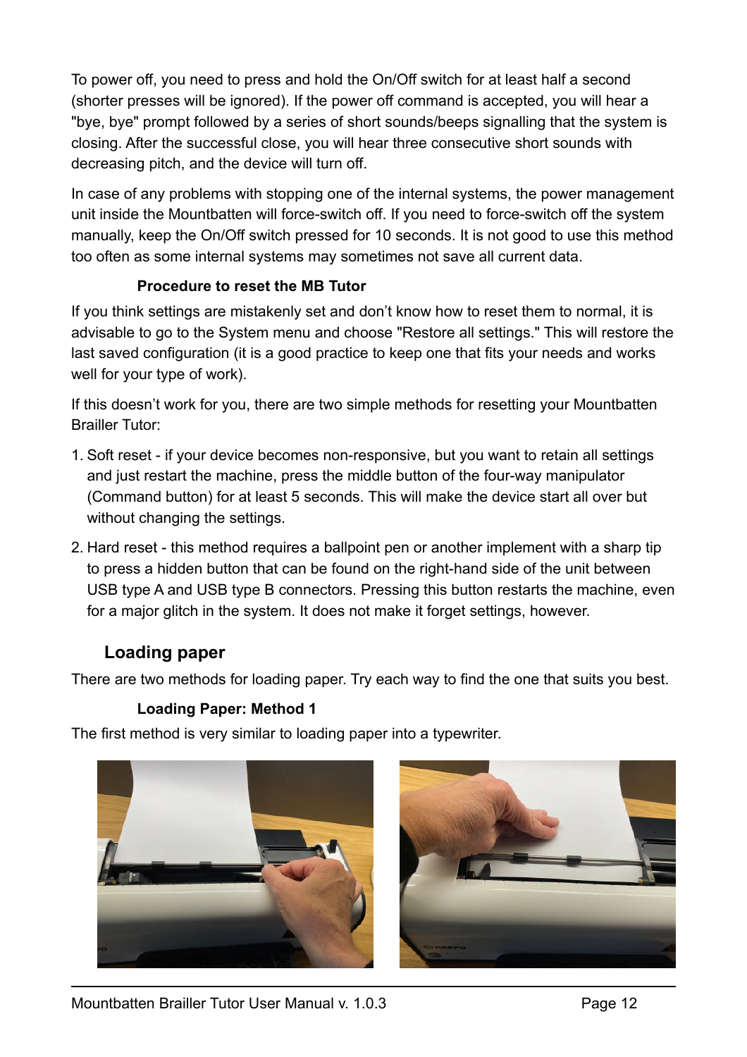To power off, you need to press and hold the On/Off switch for at least half a second (shorter presses will be ignored). If the power off command is accepted, you will hear a "bye, bye" prompt followed by a series of short sounds/beeps signalling that the system is closing. After the successful close, you will hear three consecutive short sounds with decreasing pitch, and the device will turn off.

In case of any problems with stopping one of the internal systems, the power management unit inside the Mountbatten will force-switch off. If you need to force-switch off the system manually, keep the On/Off switch pressed for 10 seconds. It is not good to use this method too often as some internal systems may sometimes not save all current data.

#### Procedure to reset the MB Tutor

If you think settings are mistakenly set and don't know how to reset them to normal, it is advisable to go to the System menu and choose "Restore all settings." This will restore the last saved configuration (it is a good practice to keep one that fits your needs and works well for your type of work).

If this doesn't work for you, there are two simple methods for resetting your Mountbatten Brailler Tutor:

1. Soft reset - if your device becomes non-responsive, but you want to retain all settings and just restart the machine, press the middle button of the four-way manipulator (Command button) for at least 5 seconds. This will make the device start all over but without changing the settings.
2. Hard reset - this method requires a ballpoint pen or another implement with a sharp tip to press a hidden button that can be found on the right-hand side of the unit between USB type A and USB type B connectors. Pressing this button restarts the machine, even for a major glitch in the system. It does not make it forget settings, however.

### Loading paper

There are two methods for loading paper. Try each way to find the one that suits you best.

#### Loading Paper: Method 1

The first method is very similar to loading paper into a typewriter.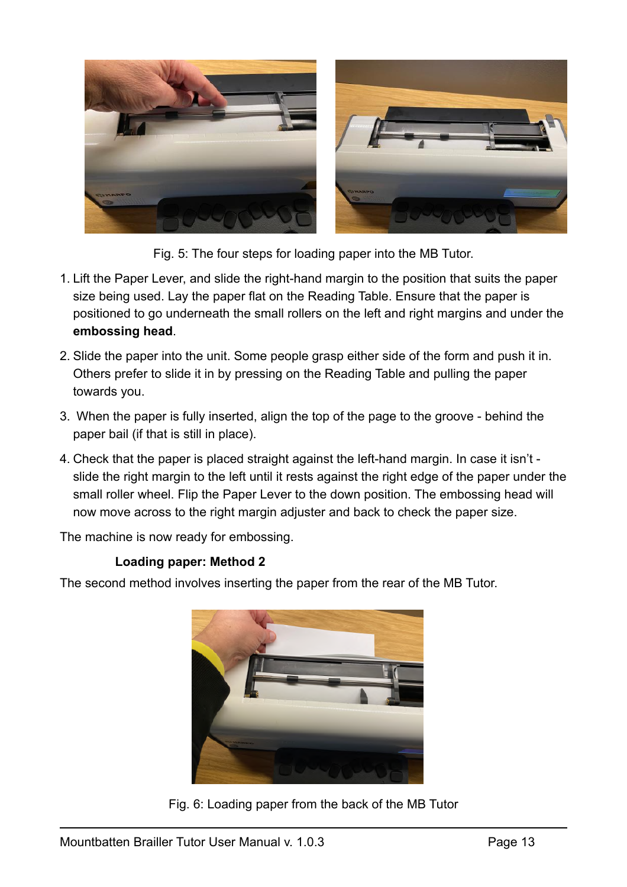Fig. 5: The four steps for loading paper into the MB Tutor.

1. Lift the Paper Lever, and slide the right-hand margin to the position that suits the paper size being used. Lay the paper flat on the Reading Table. Ensure that the paper is positioned to go underneath the small rollers on the left and right margins and under the **embossing head**.
2. Slide the paper into the unit. Some people grasp either side of the form and push it in. Others prefer to slide it in by pressing on the Reading Table and pulling the paper towards you.
3. When the paper is fully inserted, align the top of the page to the groove - behind the paper bail (if that is still in place).
4. Check that the paper is placed straight against the left-hand margin. In case it isn't - slide the right margin to the left until it rests against the right edge of the paper under the small roller wheel. Flip the Paper Lever to the down position. The embossing head will now move across to the right margin adjuster and back to check the paper size.

The machine is now ready for embossing.

### Loading paper: Method 2

The second method involves inserting the paper from the rear of the MB Tutor.

Fig. 6: Loading paper from the back of the MB Tutor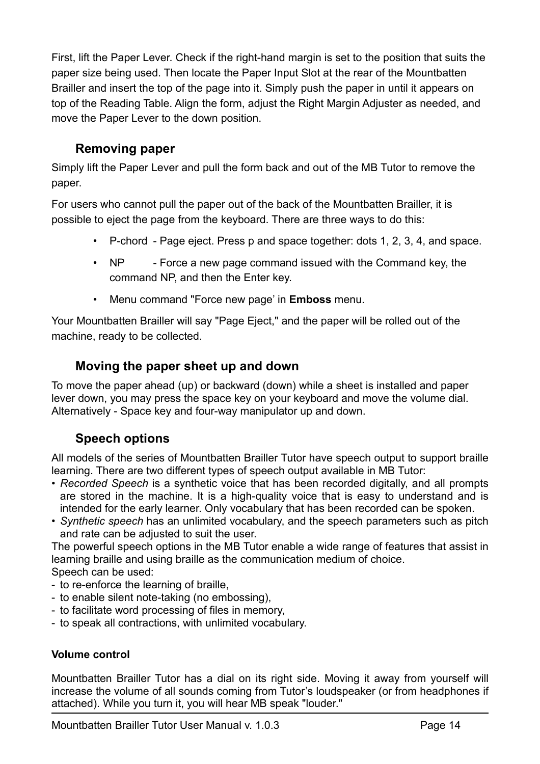First, lift the Paper Lever. Check if the right-hand margin is set to the position that suits the paper size being used. Then locate the Paper Input Slot at the rear of the Mountbatten Brailler and insert the top of the page into it. Simply push the paper in until it appears on top of the Reading Table. Align the form, adjust the Right Margin Adjuster as needed, and move the Paper Lever to the down position.

### Removing paper

Simply lift the Paper Lever and pull the form back and out of the MB Tutor to remove the paper.

For users who cannot pull the paper out of the back of the Mountbatten Brailler, it is possible to eject the page from the keyboard. There are three ways to do this:

- P-chord - Page eject. Press p and space together: dots 1, 2, 3, 4, and space.
- NP - Force a new page command issued with the Command key, the command NP, and then the Enter key.
- Menu command "Force new page' in **Emboss** menu.

Your Mountbatten Brailler will say "Page Eject," and the paper will be rolled out of the machine, ready to be collected.

### Moving the paper sheet up and down

To move the paper ahead (up) or backward (down) while a sheet is installed and paper lever down, you may press the space key on your keyboard and move the volume dial. Alternatively - Space key and four-way manipulator up and down.

### Speech options

All models of the series of Mountbatten Brailler Tutor have speech output to support braille learning. There are two different types of speech output available in MB Tutor:

- *Recorded Speech* is a synthetic voice that has been recorded digitally, and all prompts are stored in the machine. It is a high-quality voice that is easy to understand and is intended for the early learner. Only vocabulary that has been recorded can be spoken.
- *Synthetic speech* has an unlimited vocabulary, and the speech parameters such as pitch and rate can be adjusted to suit the user.

The powerful speech options in the MB Tutor enable a wide range of features that assist in learning braille and using braille as the communication medium of choice.
Speech can be used:

- to re-enforce the learning of braille,
- to enable silent note-taking (no embossing),
- to facilitate word processing of files in memory,
- to speak all contractions, with unlimited vocabulary.

#### Volume control

Mountbatten Brailler Tutor has a dial on its right side. Moving it away from yourself will increase the volume of all sounds coming from Tutor's loudspeaker (or from headphones if attached). While you turn it, you will hear MB speak "louder."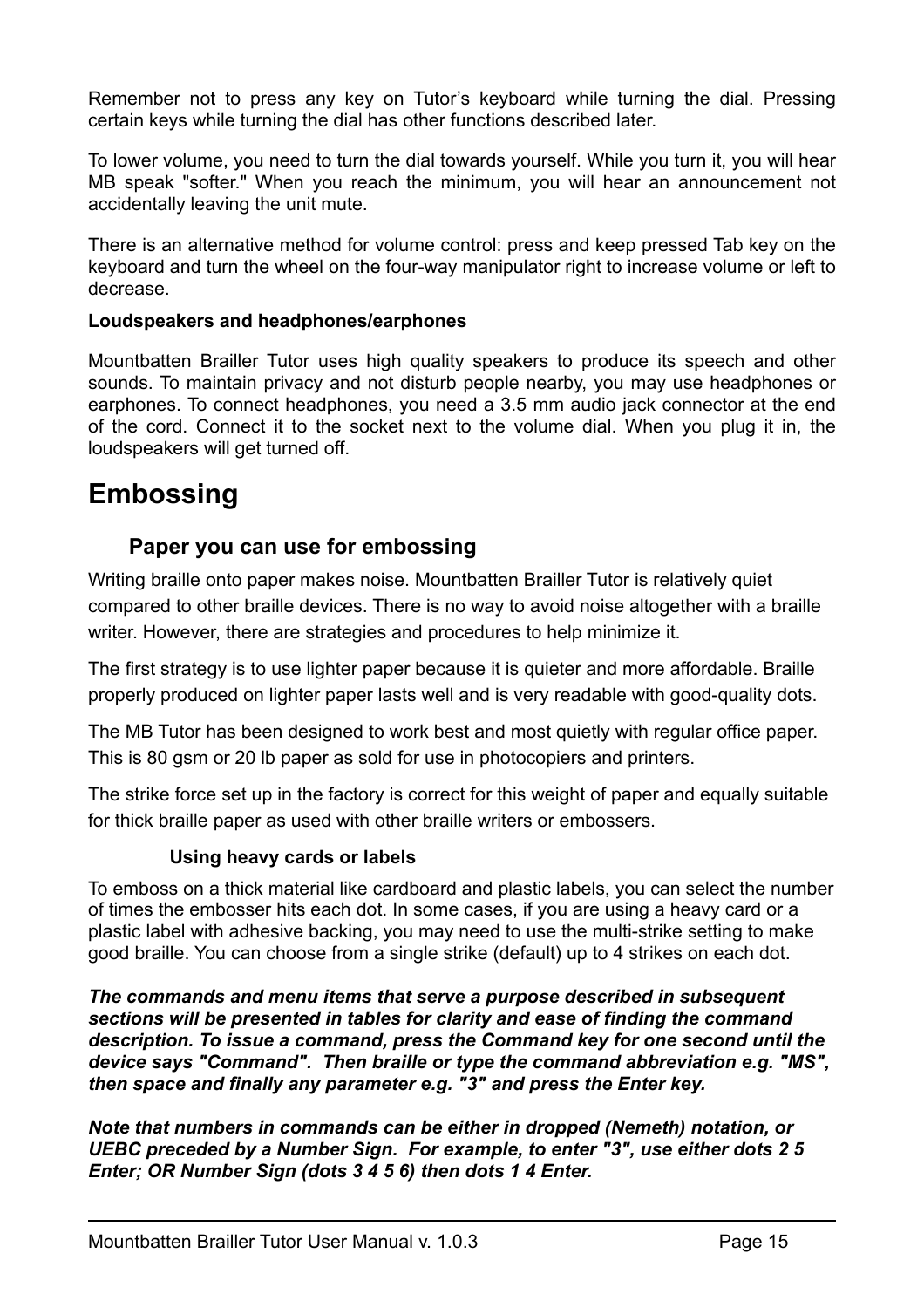Remember not to press any key on Tutor's keyboard while turning the dial. Pressing certain keys while turning the dial has other functions described later.

To lower volume, you need to turn the dial towards yourself. While you turn it, you will hear MB speak "softer." When you reach the minimum, you will hear an announcement not accidentally leaving the unit mute.

There is an alternative method for volume control: press and keep pressed Tab key on the keyboard and turn the wheel on the four-way manipulator right to increase volume or left to decrease.

**Loudspeakers and headphones/earphones**

Mountbatten Brailler Tutor uses high quality speakers to produce its speech and other sounds. To maintain privacy and not disturb people nearby, you may use headphones or earphones. To connect headphones, you need a 3.5 mm audio jack connector at the end of the cord. Connect it to the socket next to the volume dial. When you plug it in, the loudspeakers will get turned off.

# Embossing

## Paper you can use for embossing

Writing braille onto paper makes noise. Mountbatten Brailler Tutor is relatively quiet compared to other braille devices. There is no way to avoid noise altogether with a braille writer. However, there are strategies and procedures to help minimize it.

The first strategy is to use lighter paper because it is quieter and more affordable. Braille properly produced on lighter paper lasts well and is very readable with good-quality dots.

The MB Tutor has been designed to work best and most quietly with regular office paper. This is 80 gsm or 20 lb paper as sold for use in photocopiers and printers.

The strike force set up in the factory is correct for this weight of paper and equally suitable for thick braille paper as used with other braille writers or embossers.

### Using heavy cards or labels

To emboss on a thick material like cardboard and plastic labels, you can select the number of times the embosser hits each dot. In some cases, if you are using a heavy card or a plastic label with adhesive backing, you may need to use the multi-strike setting to make good braille. You can choose from a single strike (default) up to 4 strikes on each dot.

***The commands and menu items that serve a purpose described in subsequent sections will be presented in tables for clarity and ease of finding the command description. To issue a command, press the Command key for one second until the device says "Command". Then braille or type the command abbreviation e.g. "MS", then space and finally any parameter e.g. "3" and press the Enter key.***

***Note that numbers in commands can be either in dropped (Nemeth) notation, or UEBC preceded by a Number Sign. For example, to enter "3", use either dots 2 5 Enter; OR Number Sign (dots 3 4 5 6) then dots 1 4 Enter.***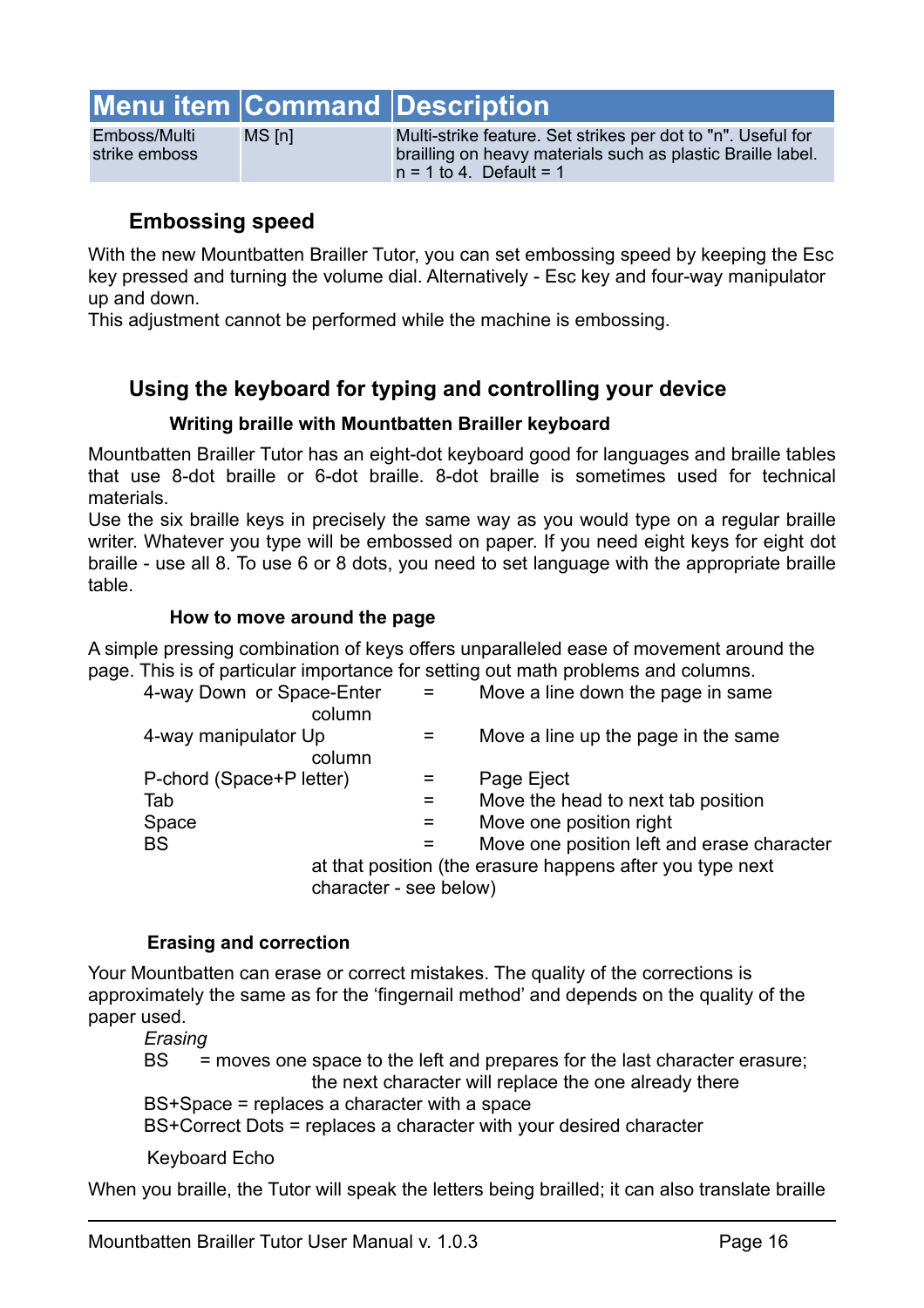| Menu item | Command | Description |
| --- | --- | --- |
| Emboss/Multi strike emboss | MS [n] | Multi-strike feature. Set strikes per dot to "n". Useful for brailling on heavy materials such as plastic Braille label. n = 1 to 4. Default = 1 |

### Embossing speed

With the new Mountbatten Brailler Tutor, you can set embossing speed by keeping the Esc key pressed and turning the volume dial. Alternatively - Esc key and four-way manipulator up and down.
This adjustment cannot be performed while the machine is embossing.

### Using the keyboard for typing and controlling your device

#### Writing braille with Mountbatten Brailler keyboard

Mountbatten Brailler Tutor has an eight-dot keyboard good for languages and braille tables that use 8-dot braille or 6-dot braille. 8-dot braille is sometimes used for technical materials.
Use the six braille keys in precisely the same way as you would type on a regular braille writer. Whatever you type will be embossed on paper. If you need eight keys for eight dot braille - use all 8. To use 6 or 8 dots, you need to set language with the appropriate braille table.

#### How to move around the page

A simple pressing combination of keys offers unparalleled ease of movement around the page. This is of particular importance for setting out math problems and columns.

- 4-way Down or Space-Enter = Move a line down the page in same column
- 4-way manipulator Up = Move a line up the page in the same column
- P-chord (Space+P letter) = Page Eject
- Tab = Move the head to next tab position
- Space = Move one position right
- BS = Move one position left and erase character at that position (the erasure happens after you type next character - see below)

#### Erasing and correction

Your Mountbatten can erase or correct mistakes. The quality of the corrections is approximately the same as for the ‘fingernail method’ and depends on the quality of the paper used.

*Erasing*

BS = moves one space to the left and prepares for the last character erasure; the next character will replace the one already there
BS+Space = replaces a character with a space
BS+Correct Dots = replaces a character with your desired character

Keyboard Echo

When you braille, the Tutor will speak the letters being brailled; it can also translate braille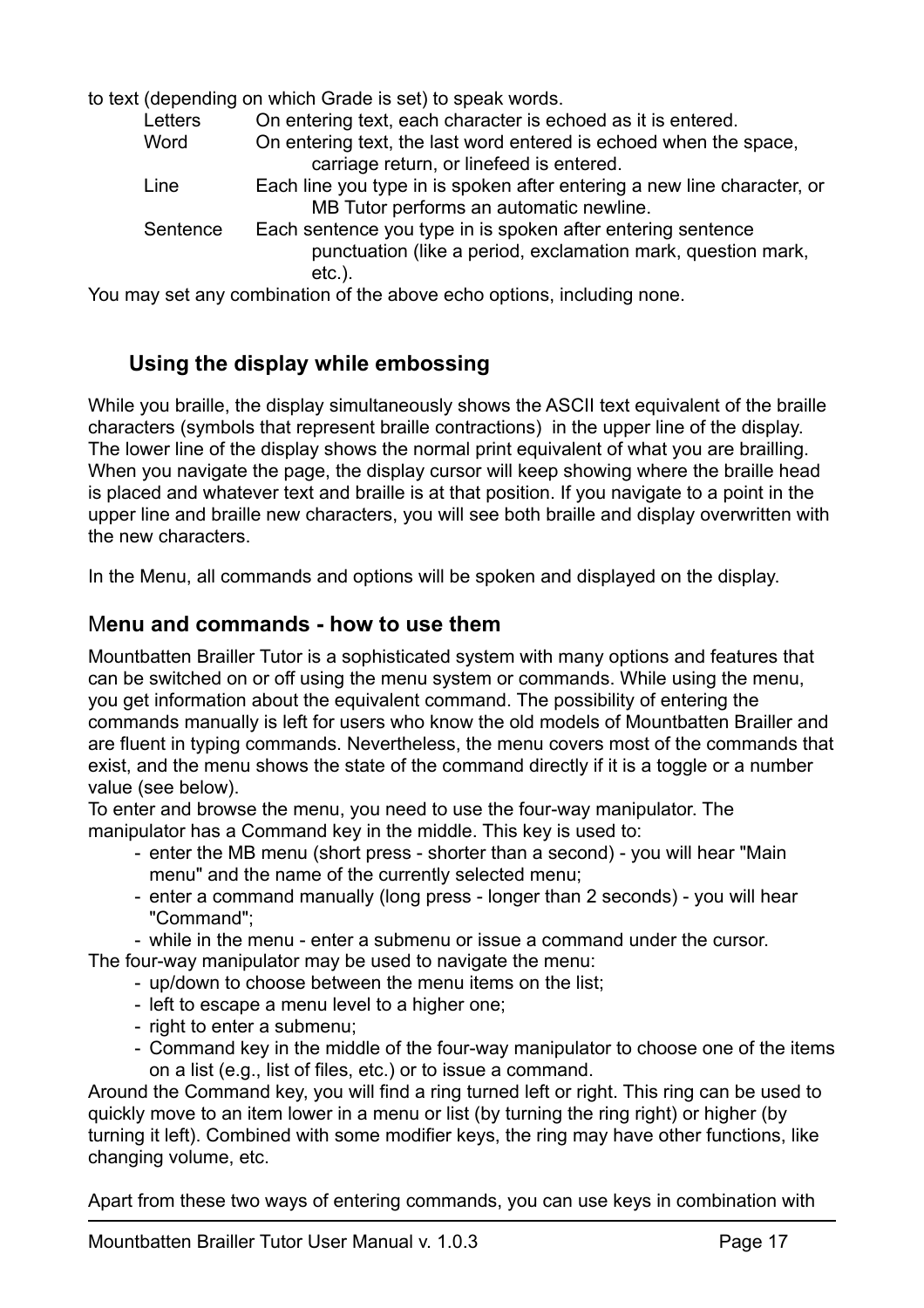to text (depending on which Grade is set) to speak words.

| | |
|---|---|
| Letters | On entering text, each character is echoed as it is entered. |
| Word | On entering text, the last word entered is echoed when the space, carriage return, or linefeed is entered. |
| Line | Each line you type in is spoken after entering a new line character, or MB Tutor performs an automatic newline. |
| Sentence | Each sentence you type in is spoken after entering sentence punctuation (like a period, exclamation mark, question mark, etc.). |

You may set any combination of the above echo options, including none.

### Using the display while embossing

While you braille, the display simultaneously shows the ASCII text equivalent of the braille characters (symbols that represent braille contractions) in the upper line of the display. The lower line of the display shows the normal print equivalent of what you are brailling. When you navigate the page, the display cursor will keep showing where the braille head is placed and whatever text and braille is at that position. If you navigate to a point in the upper line and braille new characters, you will see both braille and display overwritten with the new characters.

In the Menu, all commands and options will be spoken and displayed on the display.

## Menu and commands - how to use them

Mountbatten Brailler Tutor is a sophisticated system with many options and features that can be switched on or off using the menu system or commands. While using the menu, you get information about the equivalent command. The possibility of entering the commands manually is left for users who know the old models of Mountbatten Brailler and are fluent in typing commands. Nevertheless, the menu covers most of the commands that exist, and the menu shows the state of the command directly if it is a toggle or a number value (see below).

To enter and browse the menu, you need to use the four-way manipulator. The manipulator has a Command key in the middle. This key is used to:

- enter the MB menu (short press - shorter than a second) - you will hear "Main menu" and the name of the currently selected menu;
- enter a command manually (long press - longer than 2 seconds) - you will hear "Command";
- while in the menu - enter a submenu or issue a command under the cursor.

The four-way manipulator may be used to navigate the menu:

- up/down to choose between the menu items on the list;
- left to escape a menu level to a higher one;
- right to enter a submenu;
- Command key in the middle of the four-way manipulator to choose one of the items on a list (e.g., list of files, etc.) or to issue a command.

Around the Command key, you will find a ring turned left or right. This ring can be used to quickly move to an item lower in a menu or list (by turning the ring right) or higher (by turning it left). Combined with some modifier keys, the ring may have other functions, like changing volume, etc.

Apart from these two ways of entering commands, you can use keys in combination with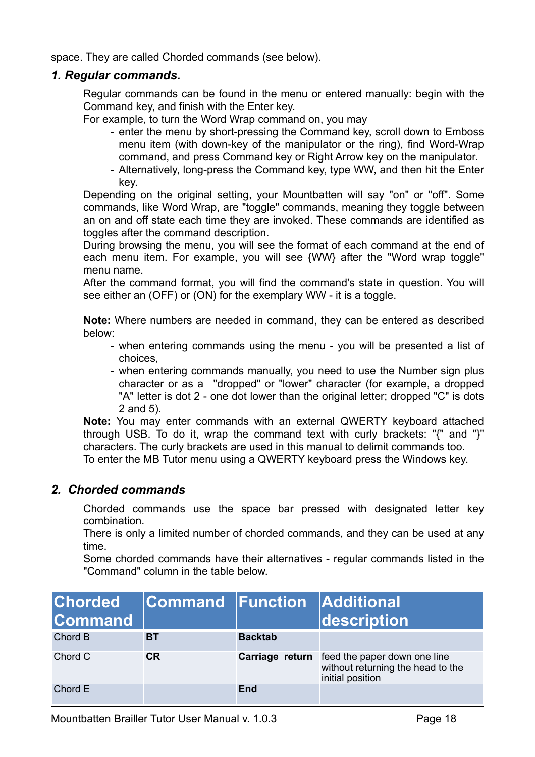space. They are called Chorded commands (see below).

### *1. Regular commands.*

Regular commands can be found in the menu or entered manually: begin with the Command key, and finish with the Enter key.
For example, to turn the Word Wrap command on, you may

- enter the menu by short-pressing the Command key, scroll down to Emboss menu item (with down-key of the manipulator or the ring), find Word-Wrap command, and press Command key or Right Arrow key on the manipulator.
- Alternatively, long-press the Command key, type WW, and then hit the Enter key.

Depending on the original setting, your Mountbatten will say "on" or "off". Some commands, like Word Wrap, are "toggle" commands, meaning they toggle between an on and off state each time they are invoked. These commands are identified as toggles after the command description.
During browsing the menu, you will see the format of each command at the end of each menu item. For example, you will see {WW} after the "Word wrap toggle" menu name.
After the command format, you will find the command's state in question. You will see either an (OFF) or (ON) for the exemplary WW - it is a toggle.

**Note:** Where numbers are needed in command, they can be entered as described below:

- when entering commands using the menu - you will be presented a list of choices,
- when entering commands manually, you need to use the Number sign plus character or as a "dropped" or "lower" character (for example, a dropped "A" letter is dot 2 - one dot lower than the original letter; dropped "C" is dots 2 and 5).

**Note:** You may enter commands with an external QWERTY keyboard attached through USB. To do it, wrap the command text with curly brackets: "{" and "}" characters. The curly brackets are used in this manual to delimit commands too.
To enter the MB Tutor menu using a QWERTY keyboard press the Windows key.

### *2. Chorded commands*

Chorded commands use the space bar pressed with designated letter key combination.
There is only a limited number of chorded commands, and they can be used at any time.
Some chorded commands have their alternatives - regular commands listed in the "Command" column in the table below.

| Chorded Command | Command | Function | Additional description |
|---|---|---|---|
| Chord B | **BT** | **Backtab** | |
| Chord C | **CR** | **Carriage return** | feed the paper down one line without returning the head to the initial position |
| Chord E | | **End** | |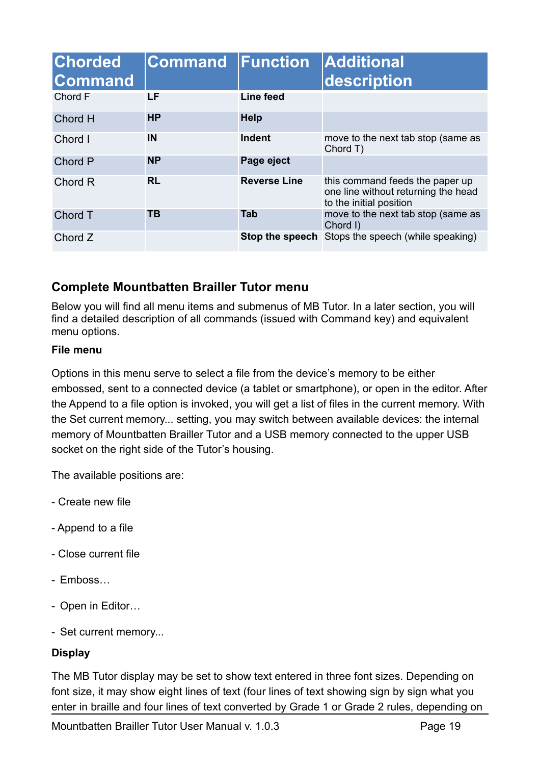| Chorded Command | Command | Function | Additional description |
|---|---|---|---|
| Chord F | **LF** | **Line feed** | |
| Chord H | **HP** | **Help** | |
| Chord I | **IN** | **Indent** | move to the next tab stop (same as Chord T) |
| Chord P | **NP** | **Page eject** | |
| Chord R | **RL** | **Reverse Line** | this command feeds the paper up one line without returning the head to the initial position |
| Chord T | **TB** | **Tab** | move to the next tab stop (same as Chord I) |
| Chord Z | | **Stop the speech** | Stops the speech (while speaking) |

## Complete Mountbatten Brailler Tutor menu

Below you will find all menu items and submenus of MB Tutor. In a later section, you will find a detailed description of all commands (issued with Command key) and equivalent menu options.

**File menu**

Options in this menu serve to select a file from the device's memory to be either embossed, sent to a connected device (a tablet or smartphone), or open in the editor. After the Append to a file option is invoked, you will get a list of files in the current memory. With the Set current memory... setting, you may switch between available devices: the internal memory of Mountbatten Brailler Tutor and a USB memory connected to the upper USB socket on the right side of the Tutor's housing.

The available positions are:

- Create new file

- Append to a file

- Close current file

- Emboss…

- Open in Editor…

- Set current memory...

**Display**

The MB Tutor display may be set to show text entered in three font sizes. Depending on font size, it may show eight lines of text (four lines of text showing sign by sign what you enter in braille and four lines of text converted by Grade 1 or Grade 2 rules, depending on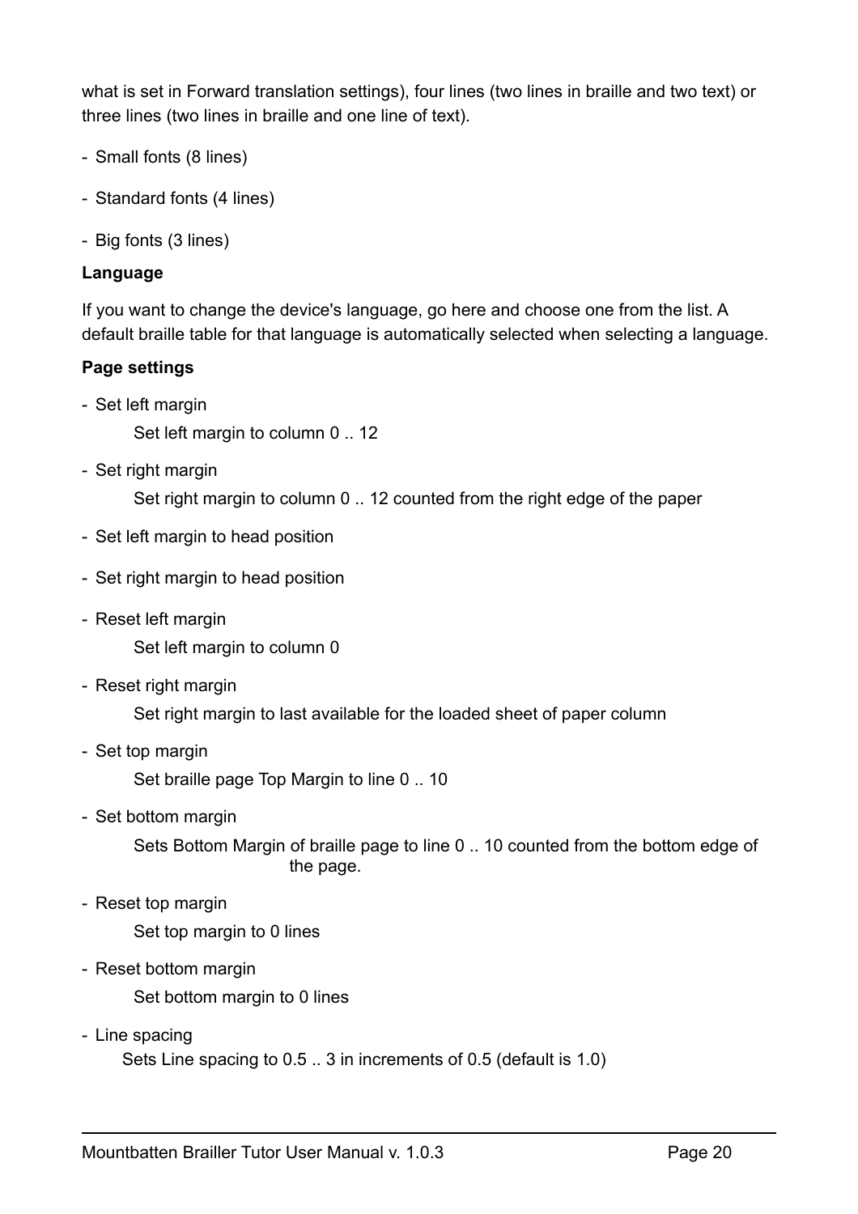what is set in Forward translation settings), four lines (two lines in braille and two text) or three lines (two lines in braille and one line of text).

- Small fonts (8 lines)
- Standard fonts (4 lines)
- Big fonts (3 lines)

**Language**

If you want to change the device's language, go here and choose one from the list. A default braille table for that language is automatically selected when selecting a language.

**Page settings**

- Set left margin

  Set left margin to column 0 .. 12

- Set right margin

  Set right margin to column 0 .. 12 counted from the right edge of the paper

- Set left margin to head position

- Set right margin to head position

- Reset left margin

  Set left margin to column 0

- Reset right margin

  Set right margin to last available for the loaded sheet of paper column

- Set top margin

  Set braille page Top Margin to line 0 .. 10

- Set bottom margin

  Sets Bottom Margin of braille page to line 0 .. 10 counted from the bottom edge of the page.

- Reset top margin

  Set top margin to 0 lines

- Reset bottom margin

  Set bottom margin to 0 lines

- Line spacing

  Sets Line spacing to 0.5 .. 3 in increments of 0.5 (default is 1.0)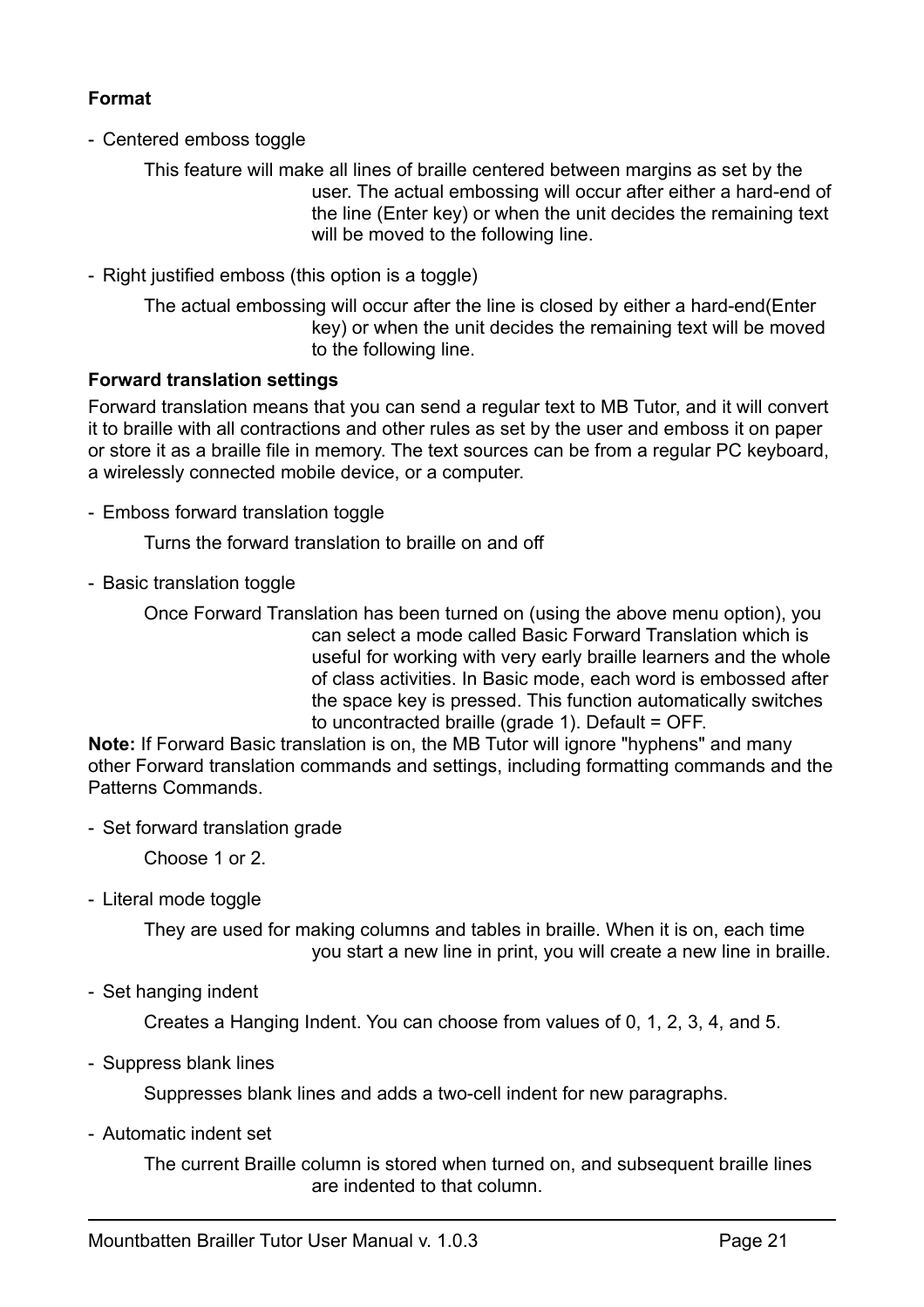**Format**

- Centered emboss toggle

  This feature will make all lines of braille centered between margins as set by the user. The actual embossing will occur after either a hard-end of the line (Enter key) or when the unit decides the remaining text will be moved to the following line.

- Right justified emboss (this option is a toggle)

  The actual embossing will occur after the line is closed by either a hard-end(Enter key) or when the unit decides the remaining text will be moved to the following line.

**Forward translation settings**

Forward translation means that you can send a regular text to MB Tutor, and it will convert it to braille with all contractions and other rules as set by the user and emboss it on paper or store it as a braille file in memory. The text sources can be from a regular PC keyboard, a wirelessly connected mobile device, or a computer.

- Emboss forward translation toggle

  Turns the forward translation to braille on and off

- Basic translation toggle

  Once Forward Translation has been turned on (using the above menu option), you can select a mode called Basic Forward Translation which is useful for working with very early braille learners and the whole of class activities. In Basic mode, each word is embossed after the space key is pressed. This function automatically switches to uncontracted braille (grade 1). Default = OFF.

**Note:** If Forward Basic translation is on, the MB Tutor will ignore "hyphens" and many other Forward translation commands and settings, including formatting commands and the Patterns Commands.

- Set forward translation grade

  Choose 1 or 2.

- Literal mode toggle

  They are used for making columns and tables in braille. When it is on, each time you start a new line in print, you will create a new line in braille.

- Set hanging indent

  Creates a Hanging Indent. You can choose from values of 0, 1, 2, 3, 4, and 5.

- Suppress blank lines

  Suppresses blank lines and adds a two-cell indent for new paragraphs.

- Automatic indent set

  The current Braille column is stored when turned on, and subsequent braille lines are indented to that column.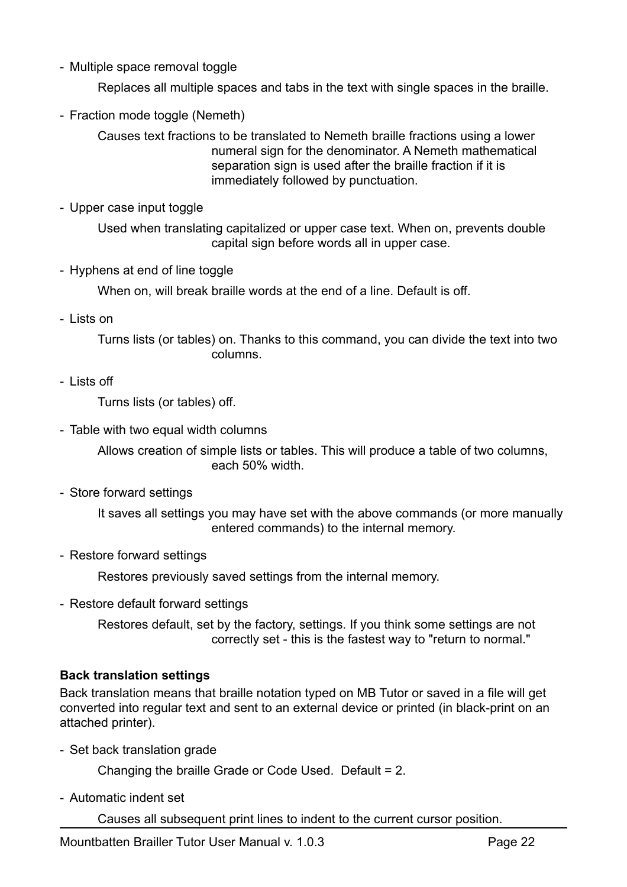- Multiple space removal toggle

  Replaces all multiple spaces and tabs in the text with single spaces in the braille.

- Fraction mode toggle (Nemeth)

  Causes text fractions to be translated to Nemeth braille fractions using a lower numeral sign for the denominator. A Nemeth mathematical separation sign is used after the braille fraction if it is immediately followed by punctuation.

- Upper case input toggle

  Used when translating capitalized or upper case text. When on, prevents double capital sign before words all in upper case.

- Hyphens at end of line toggle

  When on, will break braille words at the end of a line. Default is off.

- Lists on

  Turns lists (or tables) on. Thanks to this command, you can divide the text into two columns.

- Lists off

  Turns lists (or tables) off.

- Table with two equal width columns

  Allows creation of simple lists or tables. This will produce a table of two columns, each 50% width.

- Store forward settings

  It saves all settings you may have set with the above commands (or more manually entered commands) to the internal memory.

- Restore forward settings

  Restores previously saved settings from the internal memory.

- Restore default forward settings

  Restores default, set by the factory, settings. If you think some settings are not correctly set - this is the fastest way to "return to normal."

**Back translation settings**

Back translation means that braille notation typed on MB Tutor or saved in a file will get converted into regular text and sent to an external device or printed (in black-print on an attached printer).

- Set back translation grade

  Changing the braille Grade or Code Used.  Default = 2.

- Automatic indent set

  Causes all subsequent print lines to indent to the current cursor position.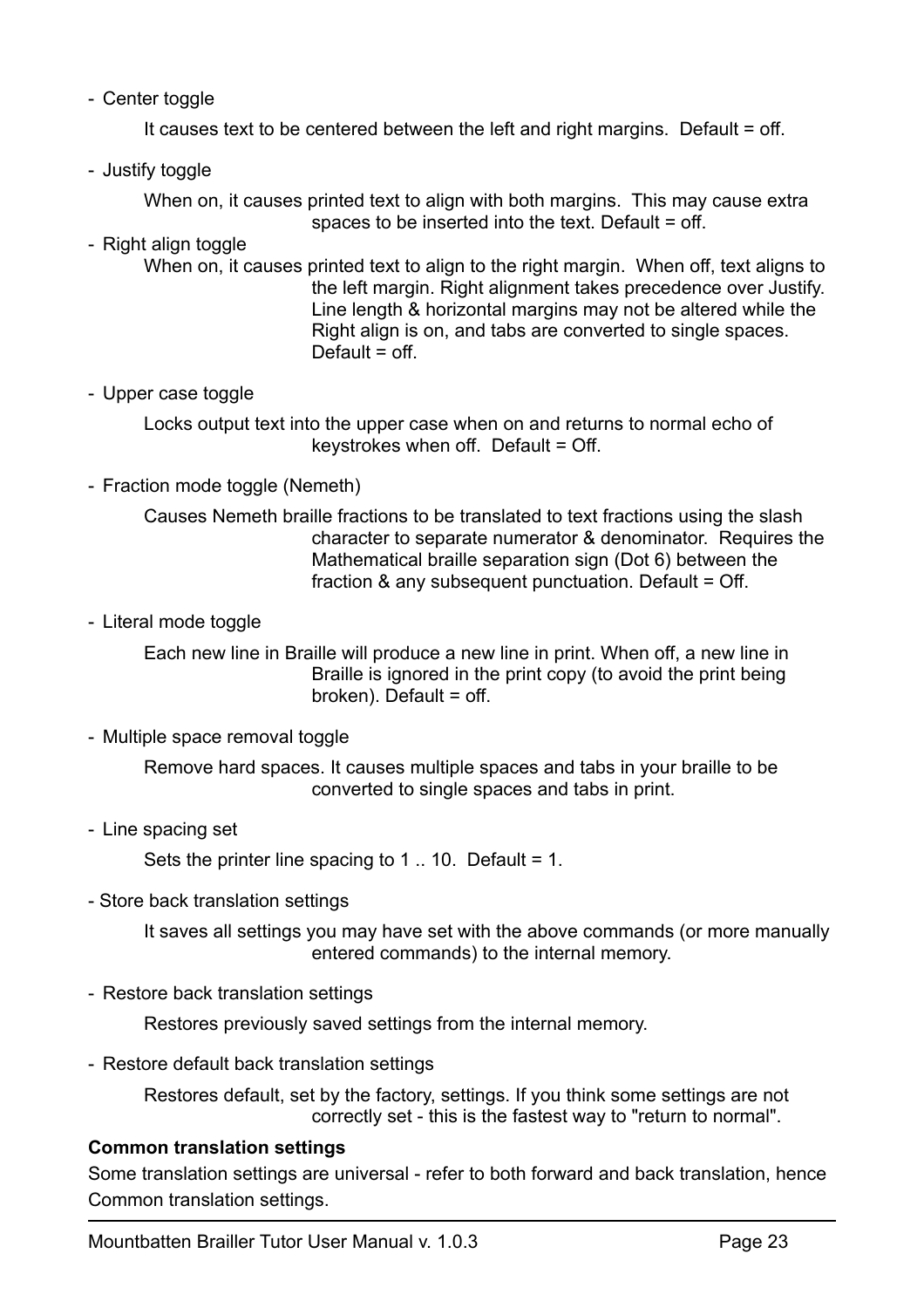- Center toggle

  It causes text to be centered between the left and right margins. Default = off.

- Justify toggle

  When on, it causes printed text to align with both margins. This may cause extra spaces to be inserted into the text. Default = off.

- Right align toggle

  When on, it causes printed text to align to the right margin. When off, text aligns to the left margin. Right alignment takes precedence over Justify. Line length & horizontal margins may not be altered while the Right align is on, and tabs are converted to single spaces. Default = off.

- Upper case toggle

  Locks output text into the upper case when on and returns to normal echo of keystrokes when off. Default = Off.

- Fraction mode toggle (Nemeth)

  Causes Nemeth braille fractions to be translated to text fractions using the slash character to separate numerator & denominator. Requires the Mathematical braille separation sign (Dot 6) between the fraction & any subsequent punctuation. Default = Off.

- Literal mode toggle

  Each new line in Braille will produce a new line in print. When off, a new line in Braille is ignored in the print copy (to avoid the print being broken). Default = off.

- Multiple space removal toggle

  Remove hard spaces. It causes multiple spaces and tabs in your braille to be converted to single spaces and tabs in print.

- Line spacing set

  Sets the printer line spacing to 1 .. 10. Default = 1.

- Store back translation settings

  It saves all settings you may have set with the above commands (or more manually entered commands) to the internal memory.

- Restore back translation settings

  Restores previously saved settings from the internal memory.

- Restore default back translation settings

  Restores default, set by the factory, settings. If you think some settings are not correctly set - this is the fastest way to "return to normal".

**Common translation settings**

Some translation settings are universal - refer to both forward and back translation, hence Common translation settings.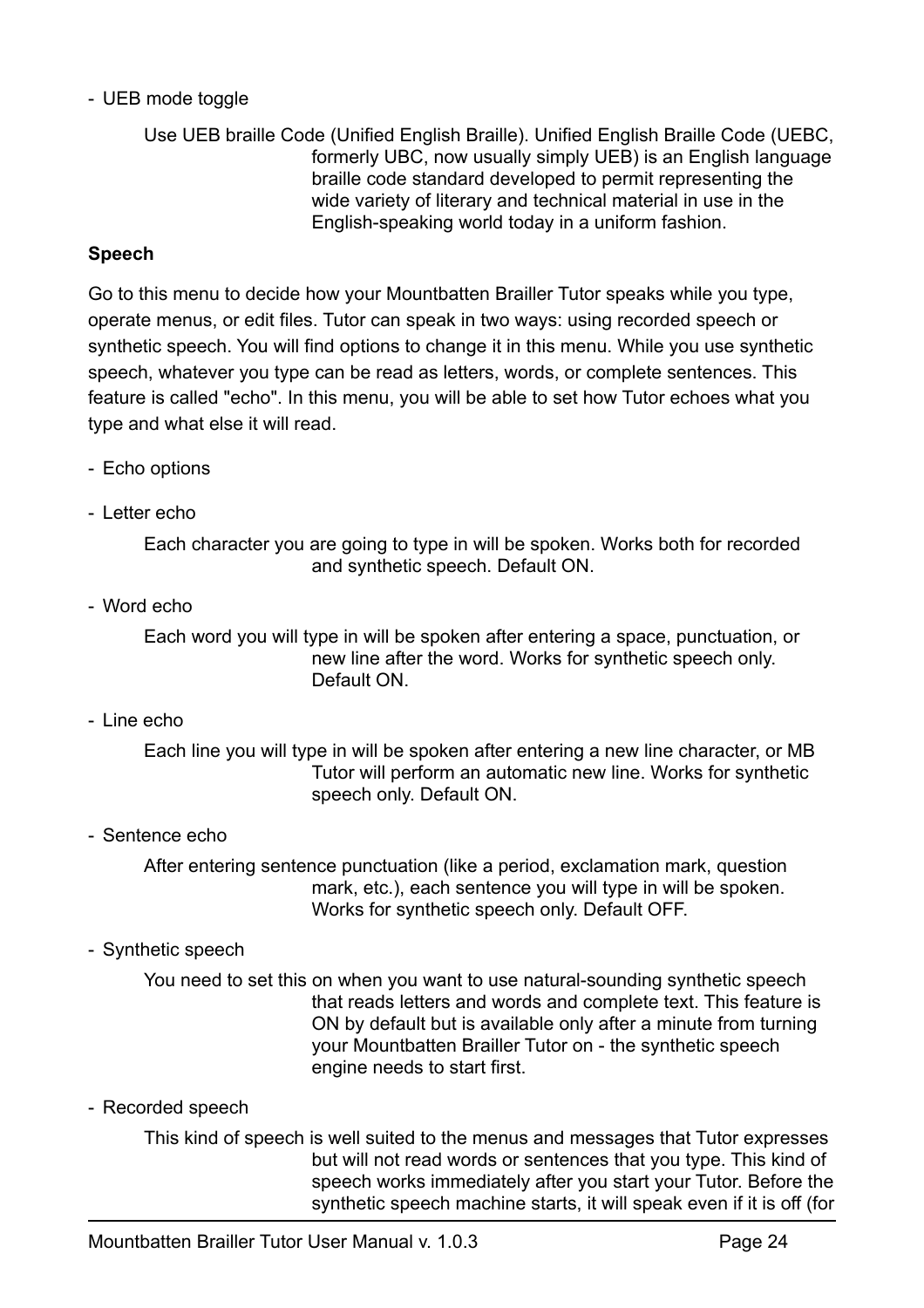- UEB mode toggle

  Use UEB braille Code (Unified English Braille). Unified English Braille Code (UEBC, formerly UBC, now usually simply UEB) is an English language braille code standard developed to permit representing the wide variety of literary and technical material in use in the English-speaking world today in a uniform fashion.

**Speech**

Go to this menu to decide how your Mountbatten Brailler Tutor speaks while you type, operate menus, or edit files. Tutor can speak in two ways: using recorded speech or synthetic speech. You will find options to change it in this menu. While you use synthetic speech, whatever you type can be read as letters, words, or complete sentences. This feature is called "echo". In this menu, you will be able to set how Tutor echoes what you type and what else it will read.

- Echo options

- Letter echo

  Each character you are going to type in will be spoken. Works both for recorded and synthetic speech. Default ON.

- Word echo

  Each word you will type in will be spoken after entering a space, punctuation, or new line after the word. Works for synthetic speech only. Default ON.

- Line echo

  Each line you will type in will be spoken after entering a new line character, or MB Tutor will perform an automatic new line. Works for synthetic speech only. Default ON.

- Sentence echo

  After entering sentence punctuation (like a period, exclamation mark, question mark, etc.), each sentence you will type in will be spoken. Works for synthetic speech only. Default OFF.

- Synthetic speech

  You need to set this on when you want to use natural-sounding synthetic speech that reads letters and words and complete text. This feature is ON by default but is available only after a minute from turning your Mountbatten Brailler Tutor on - the synthetic speech engine needs to start first.

- Recorded speech

  This kind of speech is well suited to the menus and messages that Tutor expresses but will not read words or sentences that you type. This kind of speech works immediately after you start your Tutor. Before the synthetic speech machine starts, it will speak even if it is off (for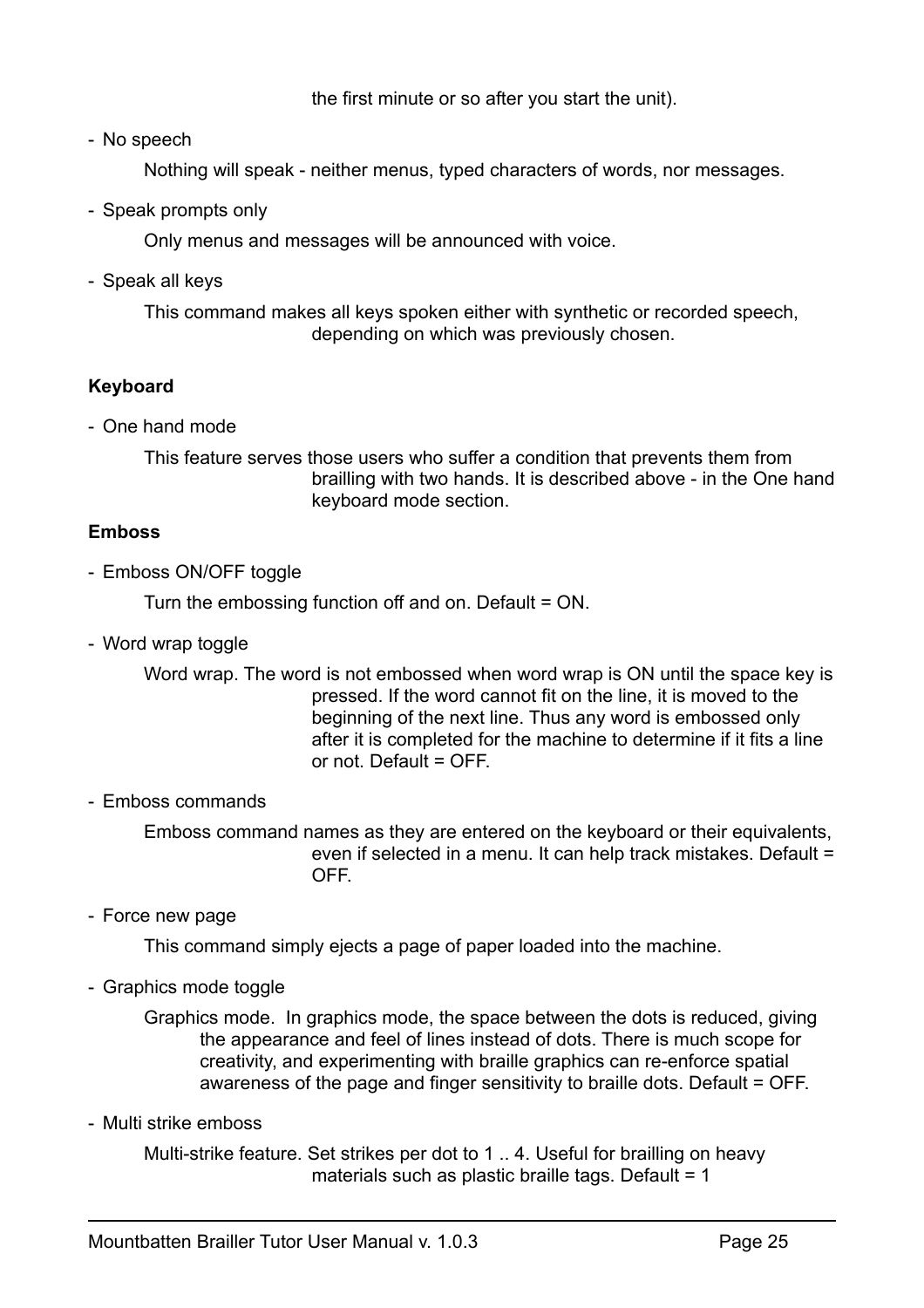the first minute or so after you start the unit).

- No speech

  Nothing will speak - neither menus, typed characters of words, nor messages.

- Speak prompts only

  Only menus and messages will be announced with voice.

- Speak all keys

  This command makes all keys spoken either with synthetic or recorded speech, depending on which was previously chosen.

**Keyboard**

- One hand mode

  This feature serves those users who suffer a condition that prevents them from brailling with two hands. It is described above - in the One hand keyboard mode section.

**Emboss**

- Emboss ON/OFF toggle

  Turn the embossing function off and on. Default = ON.

- Word wrap toggle

  Word wrap. The word is not embossed when word wrap is ON until the space key is pressed. If the word cannot fit on the line, it is moved to the beginning of the next line. Thus any word is embossed only after it is completed for the machine to determine if it fits a line or not. Default = OFF.

- Emboss commands

  Emboss command names as they are entered on the keyboard or their equivalents, even if selected in a menu. It can help track mistakes. Default = OFF.

- Force new page

  This command simply ejects a page of paper loaded into the machine.

- Graphics mode toggle

  Graphics mode. In graphics mode, the space between the dots is reduced, giving the appearance and feel of lines instead of dots. There is much scope for creativity, and experimenting with braille graphics can re-enforce spatial awareness of the page and finger sensitivity to braille dots. Default = OFF.

- Multi strike emboss

  Multi-strike feature. Set strikes per dot to 1 .. 4. Useful for brailling on heavy materials such as plastic braille tags. Default = 1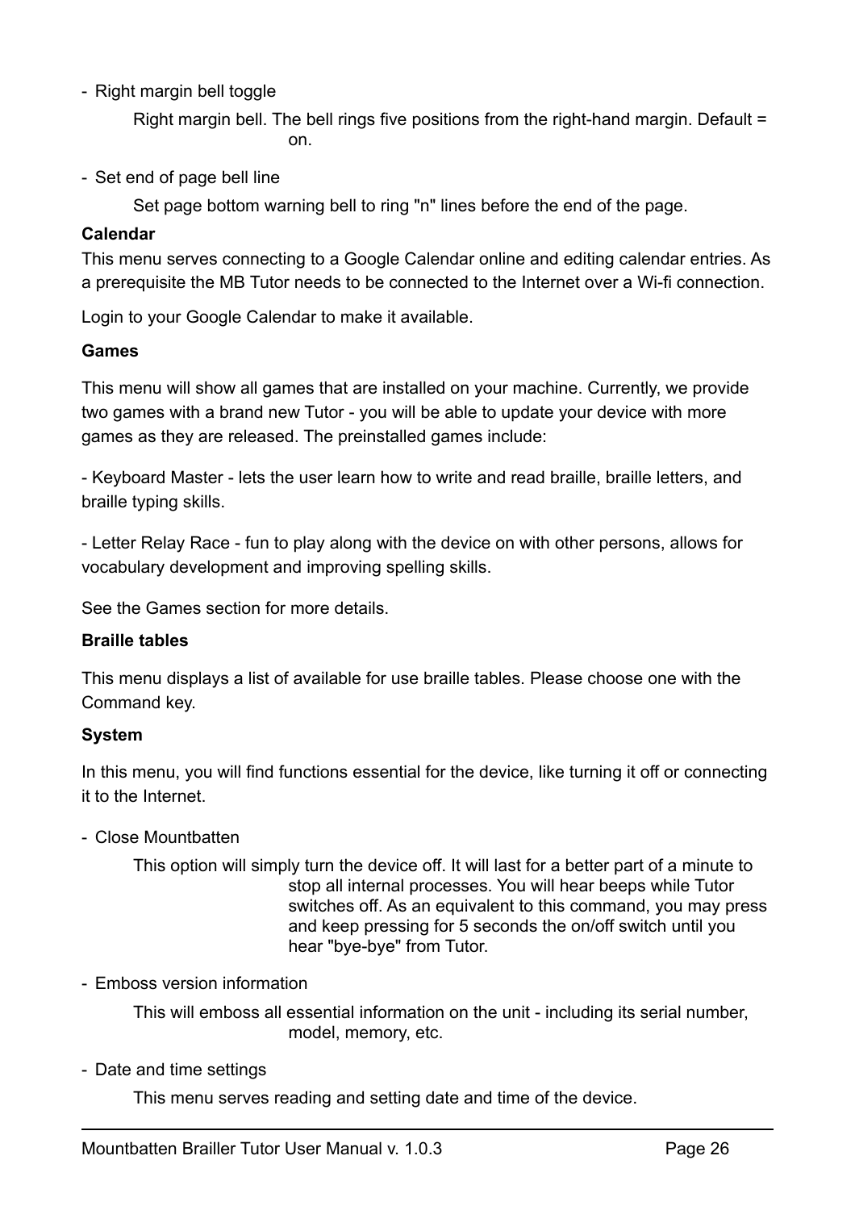- Right margin bell toggle

  Right margin bell. The bell rings five positions from the right-hand margin. Default = on.

- Set end of page bell line

  Set page bottom warning bell to ring "n" lines before the end of the page.

**Calendar**

This menu serves connecting to a Google Calendar online and editing calendar entries. As a prerequisite the MB Tutor needs to be connected to the Internet over a Wi-fi connection.

Login to your Google Calendar to make it available.

**Games**

This menu will show all games that are installed on your machine. Currently, we provide two games with a brand new Tutor - you will be able to update your device with more games as they are released. The preinstalled games include:

- Keyboard Master - lets the user learn how to write and read braille, braille letters, and braille typing skills.

- Letter Relay Race - fun to play along with the device on with other persons, allows for vocabulary development and improving spelling skills.

See the Games section for more details.

**Braille tables**

This menu displays a list of available for use braille tables. Please choose one with the Command key.

**System**

In this menu, you will find functions essential for the device, like turning it off or connecting it to the Internet.

- Close Mountbatten

  This option will simply turn the device off. It will last for a better part of a minute to stop all internal processes. You will hear beeps while Tutor switches off. As an equivalent to this command, you may press and keep pressing for 5 seconds the on/off switch until you hear "bye-bye" from Tutor.

- Emboss version information

  This will emboss all essential information on the unit - including its serial number, model, memory, etc.

- Date and time settings

  This menu serves reading and setting date and time of the device.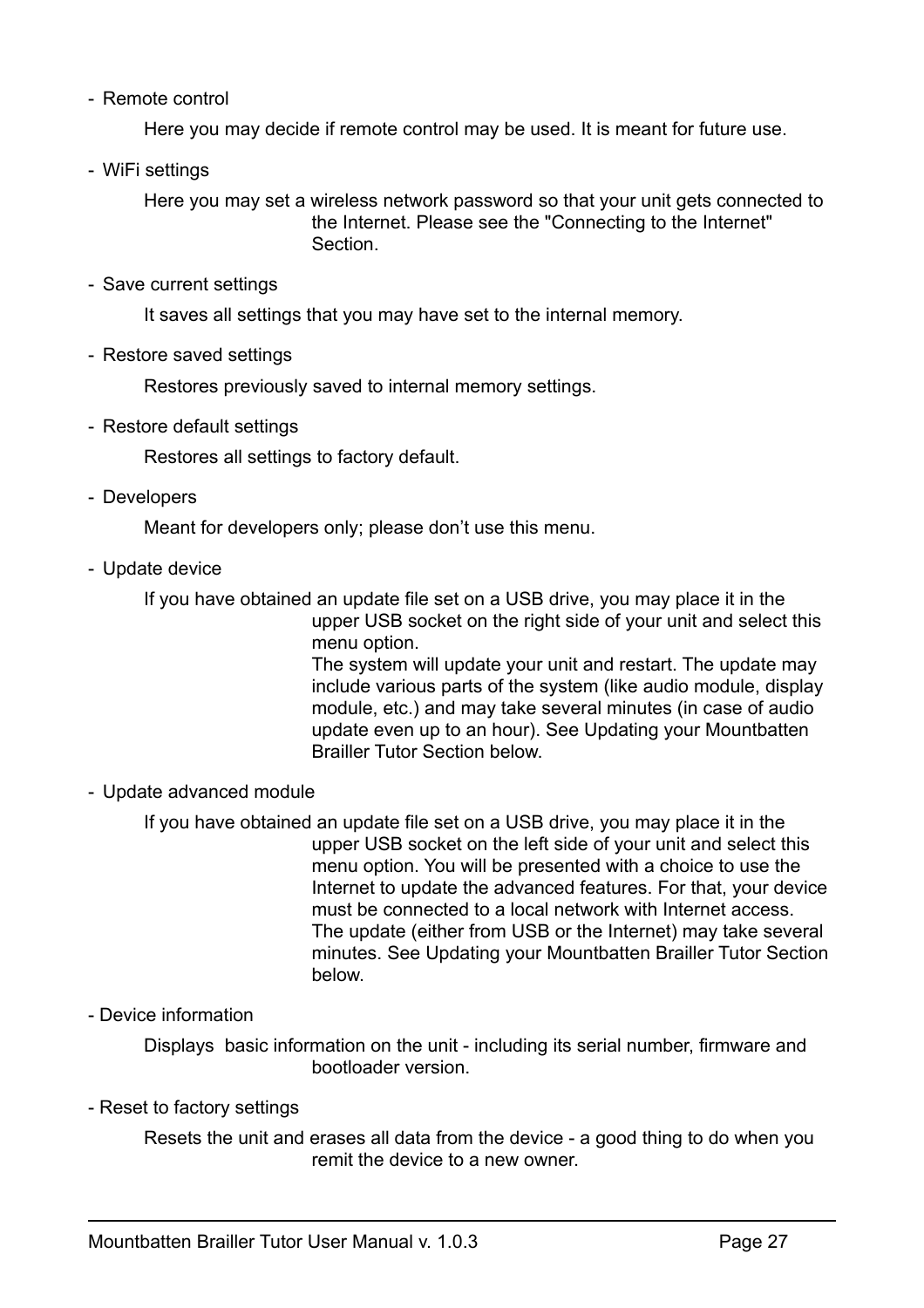- Remote control

  Here you may decide if remote control may be used. It is meant for future use.

- WiFi settings

  Here you may set a wireless network password so that your unit gets connected to the Internet. Please see the "Connecting to the Internet" Section.

- Save current settings

  It saves all settings that you may have set to the internal memory.

- Restore saved settings

  Restores previously saved to internal memory settings.

- Restore default settings

  Restores all settings to factory default.

- Developers

  Meant for developers only; please don’t use this menu.

- Update device

  If you have obtained an update file set on a USB drive, you may place it in the upper USB socket on the right side of your unit and select this menu option.
  The system will update your unit and restart. The update may include various parts of the system (like audio module, display module, etc.) and may take several minutes (in case of audio update even up to an hour). See Updating your Mountbatten Brailler Tutor Section below.

- Update advanced module

  If you have obtained an update file set on a USB drive, you may place it in the upper USB socket on the left side of your unit and select this menu option. You will be presented with a choice to use the Internet to update the advanced features. For that, your device must be connected to a local network with Internet access.
  The update (either from USB or the Internet) may take several minutes. See Updating your Mountbatten Brailler Tutor Section below.

- Device information

  Displays basic information on the unit - including its serial number, firmware and bootloader version.

- Reset to factory settings

  Resets the unit and erases all data from the device - a good thing to do when you remit the device to a new owner.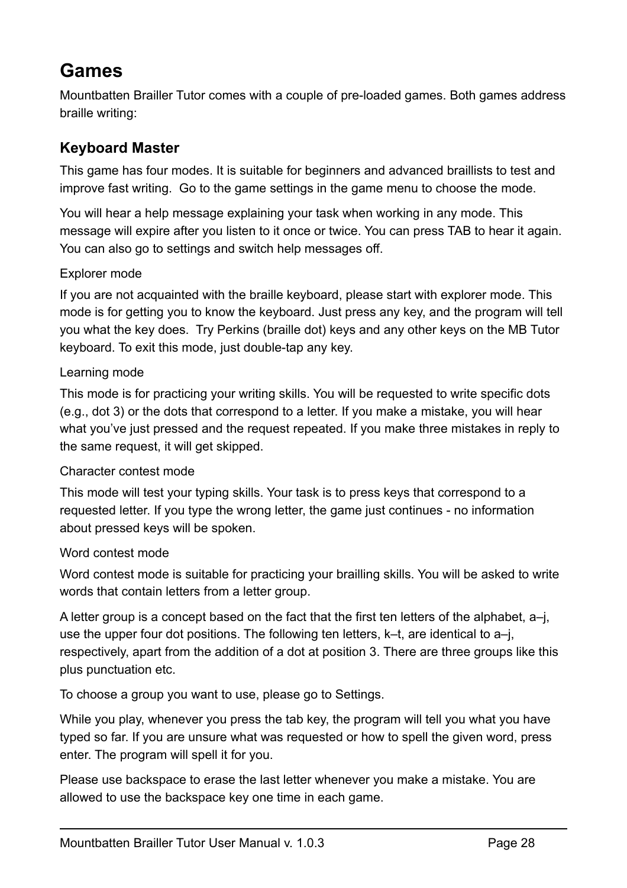# Games

Mountbatten Brailler Tutor comes with a couple of pre-loaded games. Both games address braille writing:

## Keyboard Master

This game has four modes. It is suitable for beginners and advanced braillists to test and improve fast writing.  Go to the game settings in the game menu to choose the mode.

You will hear a help message explaining your task when working in any mode. This message will expire after you listen to it once or twice. You can press TAB to hear it again. You can also go to settings and switch help messages off.

### Explorer mode

If you are not acquainted with the braille keyboard, please start with explorer mode. This mode is for getting you to know the keyboard. Just press any key, and the program will tell you what the key does.  Try Perkins (braille dot) keys and any other keys on the MB Tutor keyboard. To exit this mode, just double-tap any key.

### Learning mode

This mode is for practicing your writing skills. You will be requested to write specific dots (e.g., dot 3) or the dots that correspond to a letter. If you make a mistake, you will hear what you've just pressed and the request repeated. If you make three mistakes in reply to the same request, it will get skipped.

### Character contest mode

This mode will test your typing skills. Your task is to press keys that correspond to a requested letter. If you type the wrong letter, the game just continues - no information about pressed keys will be spoken.

### Word contest mode

Word contest mode is suitable for practicing your brailling skills. You will be asked to write words that contain letters from a letter group.

A letter group is a concept based on the fact that the first ten letters of the alphabet, a–j, use the upper four dot positions. The following ten letters, k–t, are identical to a–j, respectively, apart from the addition of a dot at position 3. There are three groups like this plus punctuation etc.

To choose a group you want to use, please go to Settings.

While you play, whenever you press the tab key, the program will tell you what you have typed so far. If you are unsure what was requested or how to spell the given word, press enter. The program will spell it for you.

Please use backspace to erase the last letter whenever you make a mistake. You are allowed to use the backspace key one time in each game.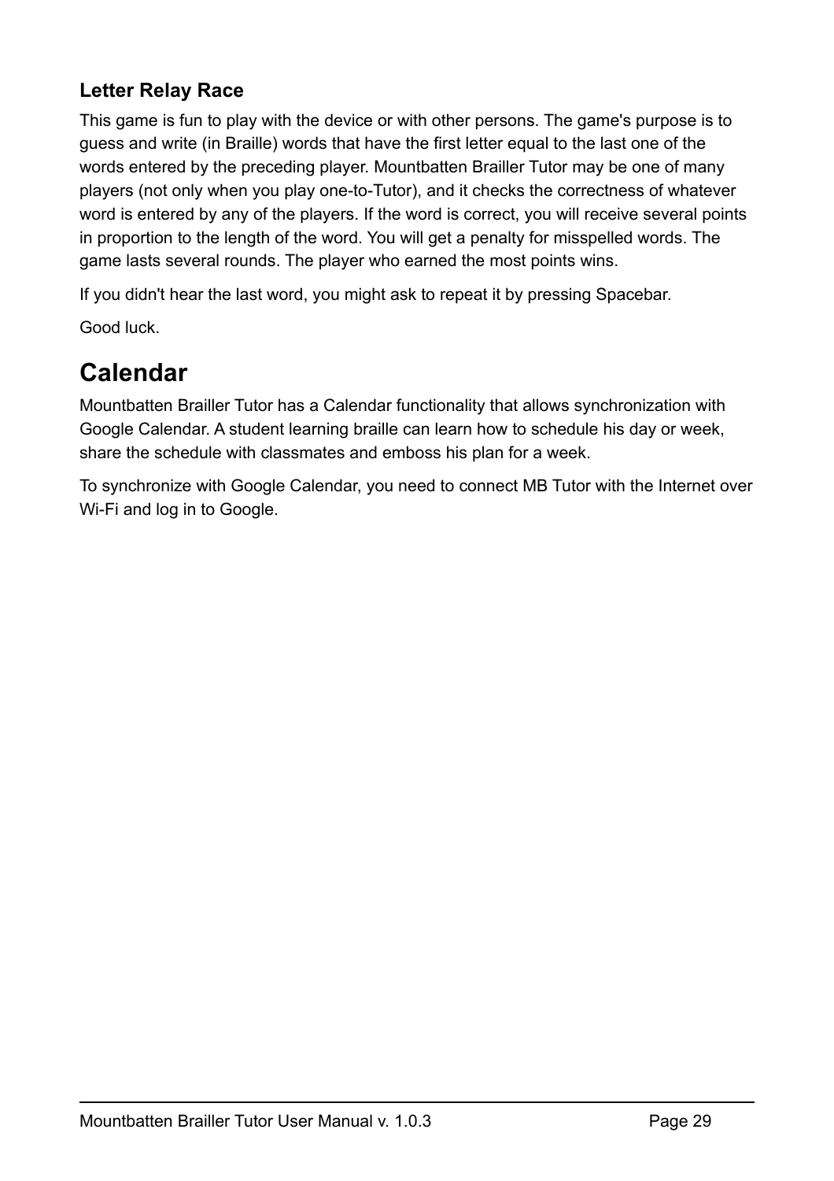### Letter Relay Race

This game is fun to play with the device or with other persons. The game's purpose is to guess and write (in Braille) words that have the first letter equal to the last one of the words entered by the preceding player. Mountbatten Brailler Tutor may be one of many players (not only when you play one-to-Tutor), and it checks the correctness of whatever word is entered by any of the players. If the word is correct, you will receive several points in proportion to the length of the word. You will get a penalty for misspelled words. The game lasts several rounds. The player who earned the most points wins.

If you didn't hear the last word, you might ask to repeat it by pressing Spacebar.

Good luck.

## Calendar

Mountbatten Brailler Tutor has a Calendar functionality that allows synchronization with Google Calendar. A student learning braille can learn how to schedule his day or week, share the schedule with classmates and emboss his plan for a week.

To synchronize with Google Calendar, you need to connect MB Tutor with the Internet over Wi-Fi and log in to Google.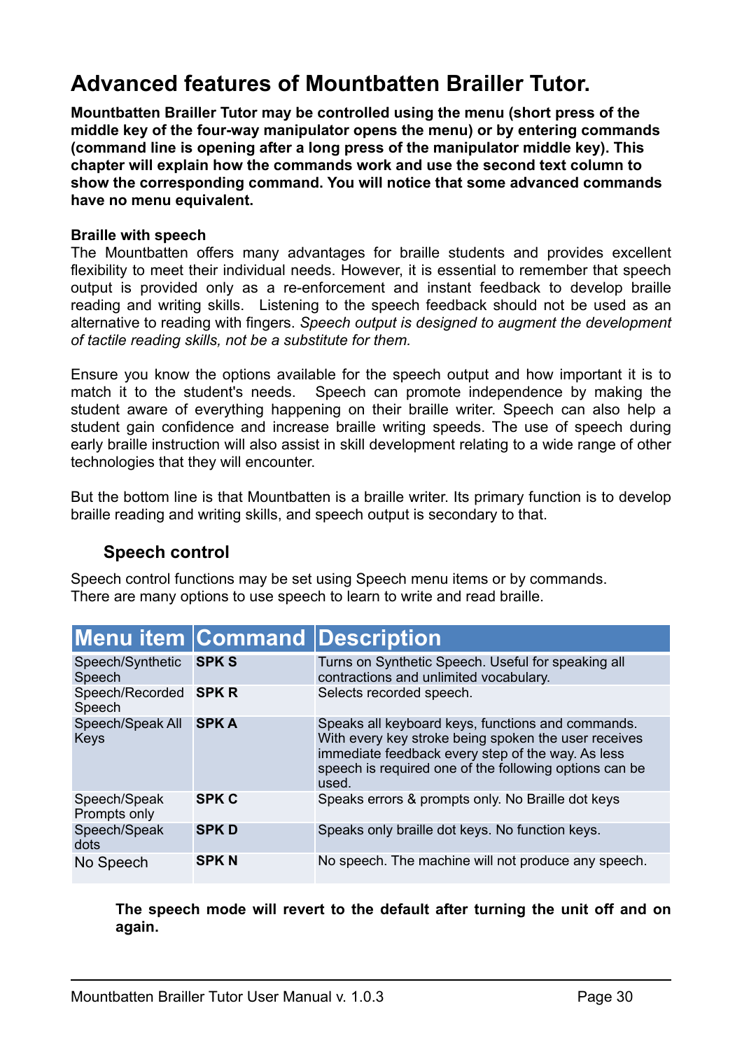# Advanced features of Mountbatten Brailler Tutor.

**Mountbatten Brailler Tutor may be controlled using the menu (short press of the middle key of the four-way manipulator opens the menu) or by entering commands (command line is opening after a long press of the manipulator middle key). This chapter will explain how the commands work and use the second text column to show the corresponding command. You will notice that some advanced commands have no menu equivalent.**

**Braille with speech**

The Mountbatten offers many advantages for braille students and provides excellent flexibility to meet their individual needs. However, it is essential to remember that speech output is provided only as a re-enforcement and instant feedback to develop braille reading and writing skills. Listening to the speech feedback should not be used as an alternative to reading with fingers. *Speech output is designed to augment the development of tactile reading skills, not be a substitute for them.*

Ensure you know the options available for the speech output and how important it is to match it to the student's needs. Speech can promote independence by making the student aware of everything happening on their braille writer. Speech can also help a student gain confidence and increase braille writing speeds. The use of speech during early braille instruction will also assist in skill development relating to a wide range of other technologies that they will encounter.

But the bottom line is that Mountbatten is a braille writer. Its primary function is to develop braille reading and writing skills, and speech output is secondary to that.

## Speech control

Speech control functions may be set using Speech menu items or by commands.
There are many options to use speech to learn to write and read braille.

| Menu item | Command | Description |
|---|---|---|
| Speech/Synthetic Speech | **SPK S** | Turns on Synthetic Speech. Useful for speaking all contractions and unlimited vocabulary. |
| Speech/Recorded Speech | **SPK R** | Selects recorded speech. |
| Speech/Speak All Keys | **SPK A** | Speaks all keyboard keys, functions and commands. With every key stroke being spoken the user receives immediate feedback every step of the way. As less speech is required one of the following options can be used. |
| Speech/Speak Prompts only | **SPK C** | Speaks errors & prompts only. No Braille dot keys |
| Speech/Speak dots | **SPK D** | Speaks only braille dot keys. No function keys. |
| No Speech | **SPK N** | No speech. The machine will not produce any speech. |

**The speech mode will revert to the default after turning the unit off and on again.**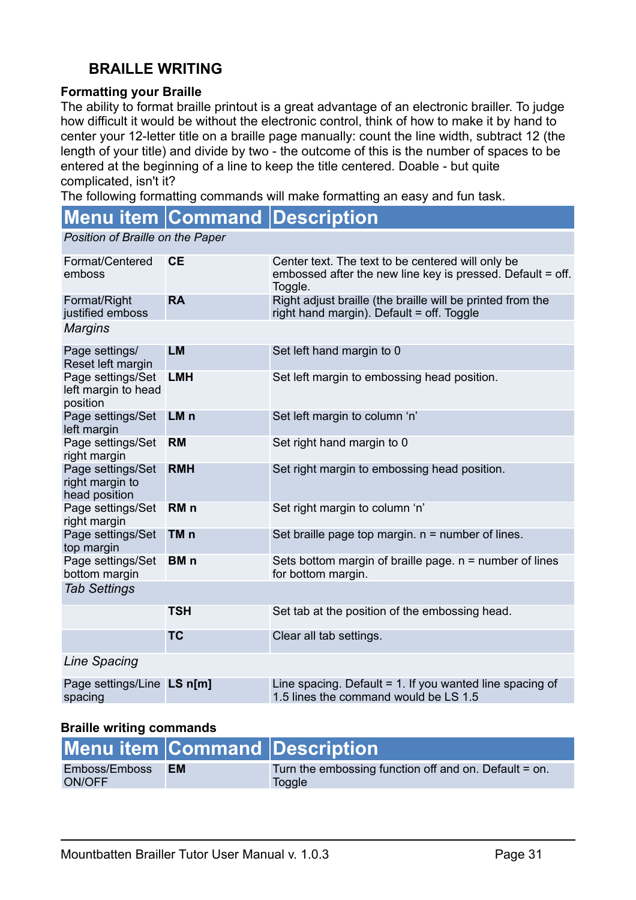## BRAILLE WRITING

### Formatting your Braille

The ability to format braille printout is a great advantage of an electronic brailler. To judge how difficult it would be without the electronic control, think of how to make it by hand to center your 12-letter title on a braille page manually: count the line width, subtract 12 (the length of your title) and divide by two - the outcome of this is the number of spaces to be entered at the beginning of a line to keep the title centered. Doable - but quite complicated, isn't it?
The following formatting commands will make formatting an easy and fun task.

| Menu item | Command | Description |
|---|---|---|
| *Position of Braille on the Paper* | | |
| Format/Centered emboss | **CE** | Center text. The text to be centered will only be embossed after the new line key is pressed. Default = off. Toggle. |
| Format/Right justified emboss | **RA** | Right adjust braille (the braille will be printed from the right hand margin). Default = off. Toggle |
| *Margins* | | |
| Page settings/ Reset left margin | **LM** | Set left hand margin to 0 |
| Page settings/Set left margin to head position | **LMH** | Set left margin to embossing head position. |
| Page settings/Set left margin | **LM n** | Set left margin to column 'n' |
| Page settings/Set right margin | **RM** | Set right hand margin to 0 |
| Page settings/Set right margin to head position | **RMH** | Set right margin to embossing head position. |
| Page settings/Set right margin | **RM n** | Set right margin to column 'n' |
| Page settings/Set top margin | **TM n** | Set braille page top margin. n = number of lines. |
| Page settings/Set bottom margin | **BM n** | Sets bottom margin of braille page. n = number of lines for bottom margin. |
| *Tab Settings* | | |
| | **TSH** | Set tab at the position of the embossing head. |
| | **TC** | Clear all tab settings. |
| *Line Spacing* | | |
| Page settings/Line spacing | **LS n[m]** | Line spacing. Default = 1. If you wanted line spacing of 1.5 lines the command would be LS 1.5 |

### Braille writing commands

| Menu item | Command | Description |
|---|---|---|
| Emboss/Emboss ON/OFF | **EM** | Turn the embossing function off and on. Default = on. Toggle |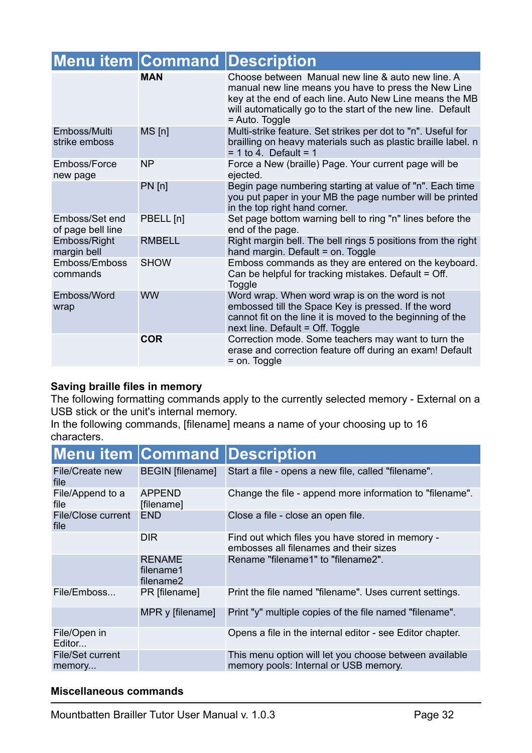| Menu item | Command | Description |
|---|---|---|
| | **MAN** | Choose between Manual new line & auto new line. A manual new line means you have to press the New Line key at the end of each line. Auto New Line means the MB will automatically go to the start of the new line. Default = Auto. Toggle |
| Emboss/Multi strike emboss | MS [n] | Multi-strike feature. Set strikes per dot to "n". Useful for brailling on heavy materials such as plastic braille label. n = 1 to 4. Default = 1 |
| Emboss/Force new page | NP | Force a New (braille) Page. Your current page will be ejected. |
| | PN [n] | Begin page numbering starting at value of "n". Each time you put paper in your MB the page number will be printed in the top right hand corner. |
| Emboss/Set end of page bell line | PBELL [n] | Set page bottom warning bell to ring "n" lines before the end of the page. |
| Emboss/Right margin bell | RMBELL | Right margin bell. The bell rings 5 positions from the right hand margin. Default = on. Toggle |
| Emboss/Emboss commands | SHOW | Emboss commands as they are entered on the keyboard. Can be helpful for tracking mistakes. Default = Off. Toggle |
| Emboss/Word wrap | WW | Word wrap. When word wrap is on the word is not embossed till the Space Key is pressed. If the word cannot fit on the line it is moved to the beginning of the next line. Default = Off. Toggle |
| | **COR** | Correction mode. Some teachers may want to turn the erase and correction feature off during an exam! Default = on. Toggle |

**Saving braille files in memory**

The following formatting commands apply to the currently selected memory - External on a USB stick or the unit's internal memory.

In the following commands, [filename] means a name of your choosing up to 16 characters.

| Menu item | Command | Description |
|---|---|---|
| File/Create new file | BEGIN [filename] | Start a file - opens a new file, called "filename". |
| File/Append to a file | APPEND [filename] | Change the file - append more information to "filename". |
| File/Close current file | END | Close a file - close an open file. |
| | DIR | Find out which files you have stored in memory - embosses all filenames and their sizes |
| | RENAME filename1 filename2 | Rename "filename1" to "filename2". |
| File/Emboss... | PR [filename] | Print the file named "filename". Uses current settings. |
| | MPR y [filename] | Print "y" multiple copies of the file named "filename". |
| File/Open in Editor... | | Opens a file in the internal editor - see Editor chapter. |
| File/Set current memory... | | This menu option will let you choose between available memory pools: Internal or USB memory. |

**Miscellaneous commands**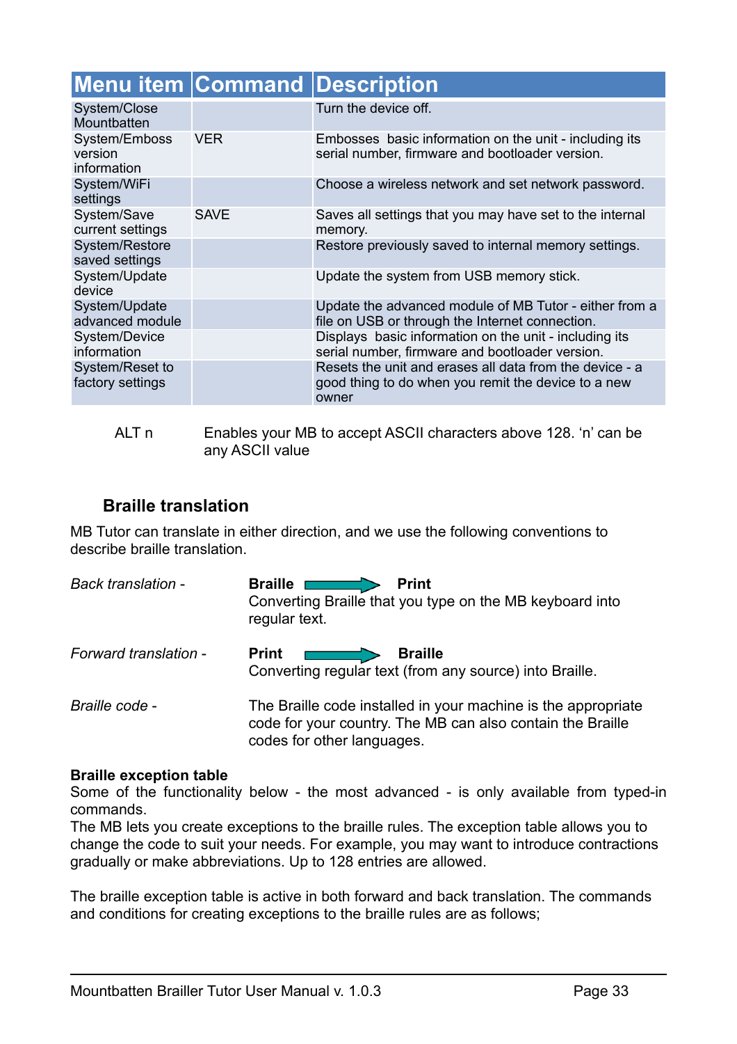| Menu item | Command | Description |
|---|---|---|
| System/Close Mountbatten | | Turn the device off. |
| System/Emboss version information | VER | Embosses basic information on the unit - including its serial number, firmware and bootloader version. |
| System/WiFi settings | | Choose a wireless network and set network password. |
| System/Save current settings | SAVE | Saves all settings that you may have set to the internal memory. |
| System/Restore saved settings | | Restore previously saved to internal memory settings. |
| System/Update device | | Update the system from USB memory stick. |
| System/Update advanced module | | Update the advanced module of MB Tutor - either from a file on USB or through the Internet connection. |
| System/Device information | | Displays basic information on the unit - including its serial number, firmware and bootloader version. |
| System/Reset to factory settings | | Resets the unit and erases all data from the device - a good thing to do when you remit the device to a new owner |

ALT n Enables your MB to accept ASCII characters above 128. ‘n’ can be any ASCII value

### Braille translation

MB Tutor can translate in either direction, and we use the following conventions to describe braille translation.

*Back translation -* **Braille** → **Print**
Converting Braille that you type on the MB keyboard into regular text.

*Forward translation -* **Print** → **Braille**
Converting regular text (from any source) into Braille.

*Braille code -* The Braille code installed in your machine is the appropriate code for your country. The MB can also contain the Braille codes for other languages.

**Braille exception table**

Some of the functionality below - the most advanced - is only available from typed-in commands.

The MB lets you create exceptions to the braille rules. The exception table allows you to change the code to suit your needs. For example, you may want to introduce contractions gradually or make abbreviations. Up to 128 entries are allowed.

The braille exception table is active in both forward and back translation. The commands and conditions for creating exceptions to the braille rules are as follows;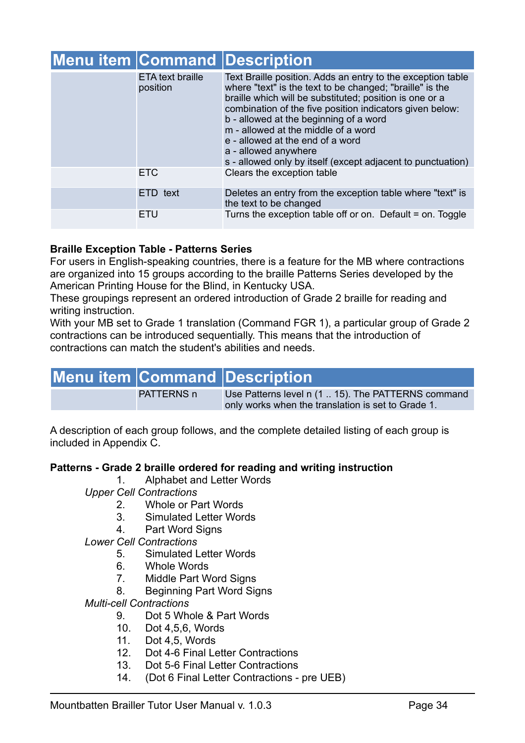| Menu item | Command | Description |
|---|---|---|
| | ETA text braille position | Text Braille position. Adds an entry to the exception table where "text" is the text to be changed; "braille" is the braille which will be substituted; position is one or a combination of the five position indicators given below:<br>b - allowed at the beginning of a word<br>m - allowed at the middle of a word<br>e - allowed at the end of a word<br>a - allowed anywhere<br>s - allowed only by itself (except adjacent to punctuation) |
| | ETC | Clears the exception table |
| | ETD text | Deletes an entry from the exception table where "text" is the text to be changed |
| | ETU | Turns the exception table off or on. Default = on. Toggle |

**Braille Exception Table - Patterns Series**

For users in English-speaking countries, there is a feature for the MB where contractions are organized into 15 groups according to the braille Patterns Series developed by the American Printing House for the Blind, in Kentucky USA.

These groupings represent an ordered introduction of Grade 2 braille for reading and writing instruction.

With your MB set to Grade 1 translation (Command FGR 1), a particular group of Grade 2 contractions can be introduced sequentially. This means that the introduction of contractions can match the student's abilities and needs.

| Menu item | Command | Description |
|---|---|---|
| | PATTERNS n | Use Patterns level n (1 .. 15). The PATTERNS command only works when the translation is set to Grade 1. |

A description of each group follows, and the complete detailed listing of each group is included in Appendix C.

**Patterns - Grade 2 braille ordered for reading and writing instruction**

1. Alphabet and Letter Words

*Upper Cell Contractions*

2. Whole or Part Words
3. Simulated Letter Words
4. Part Word Signs

*Lower Cell Contractions*

5. Simulated Letter Words
6. Whole Words
7. Middle Part Word Signs
8. Beginning Part Word Signs

*Multi-cell Contractions*

9. Dot 5 Whole & Part Words
10. Dot 4,5,6, Words
11. Dot 4,5, Words
12. Dot 4-6 Final Letter Contractions
13. Dot 5-6 Final Letter Contractions
14. (Dot 6 Final Letter Contractions - pre UEB)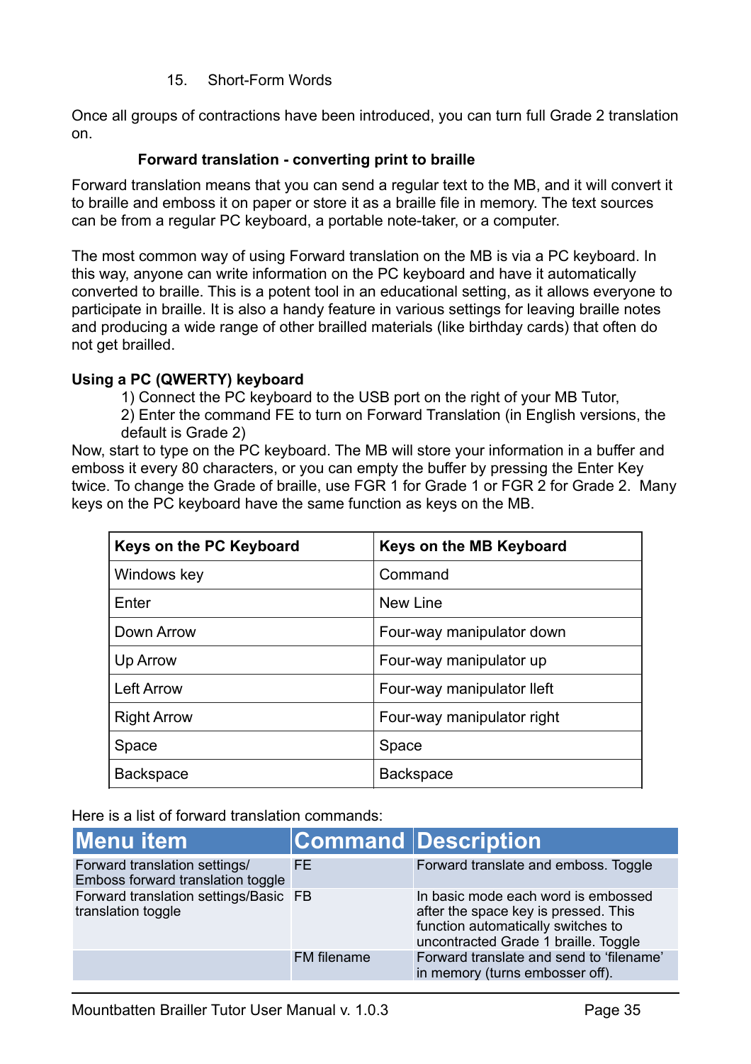15. Short-Form Words

Once all groups of contractions have been introduced, you can turn full Grade 2 translation on.

### Forward translation - converting print to braille

Forward translation means that you can send a regular text to the MB, and it will convert it to braille and emboss it on paper or store it as a braille file in memory. The text sources can be from a regular PC keyboard, a portable note-taker, or a computer.

The most common way of using Forward translation on the MB is via a PC keyboard. In this way, anyone can write information on the PC keyboard and have it automatically converted to braille. This is a potent tool in an educational setting, as it allows everyone to participate in braille. It is also a handy feature in various settings for leaving braille notes and producing a wide range of other brailled materials (like birthday cards) that often do not get brailled.

**Using a PC (QWERTY) keyboard**

1) Connect the PC keyboard to the USB port on the right of your MB Tutor,
2) Enter the command FE to turn on Forward Translation (in English versions, the default is Grade 2)

Now, start to type on the PC keyboard. The MB will store your information in a buffer and emboss it every 80 characters, or you can empty the buffer by pressing the Enter Key twice. To change the Grade of braille, use FGR 1 for Grade 1 or FGR 2 for Grade 2. Many keys on the PC keyboard have the same function as keys on the MB.

| Keys on the PC Keyboard | Keys on the MB Keyboard |
|---|---|
| Windows key | Command |
| Enter | New Line |
| Down Arrow | Four-way manipulator down |
| Up Arrow | Four-way manipulator up |
| Left Arrow | Four-way manipulator lleft |
| Right Arrow | Four-way manipulator right |
| Space | Space |
| Backspace | Backspace |

Here is a list of forward translation commands:

| Menu item | Command | Description |
|---|---|---|
| Forward translation settings/ Emboss forward translation toggle | FE | Forward translate and emboss. Toggle |
| Forward translation settings/Basic translation toggle | FB | In basic mode each word is embossed after the space key is pressed. This function automatically switches to uncontracted Grade 1 braille. Toggle |
| | FM filename | Forward translate and send to 'filename' in memory (turns embosser off). |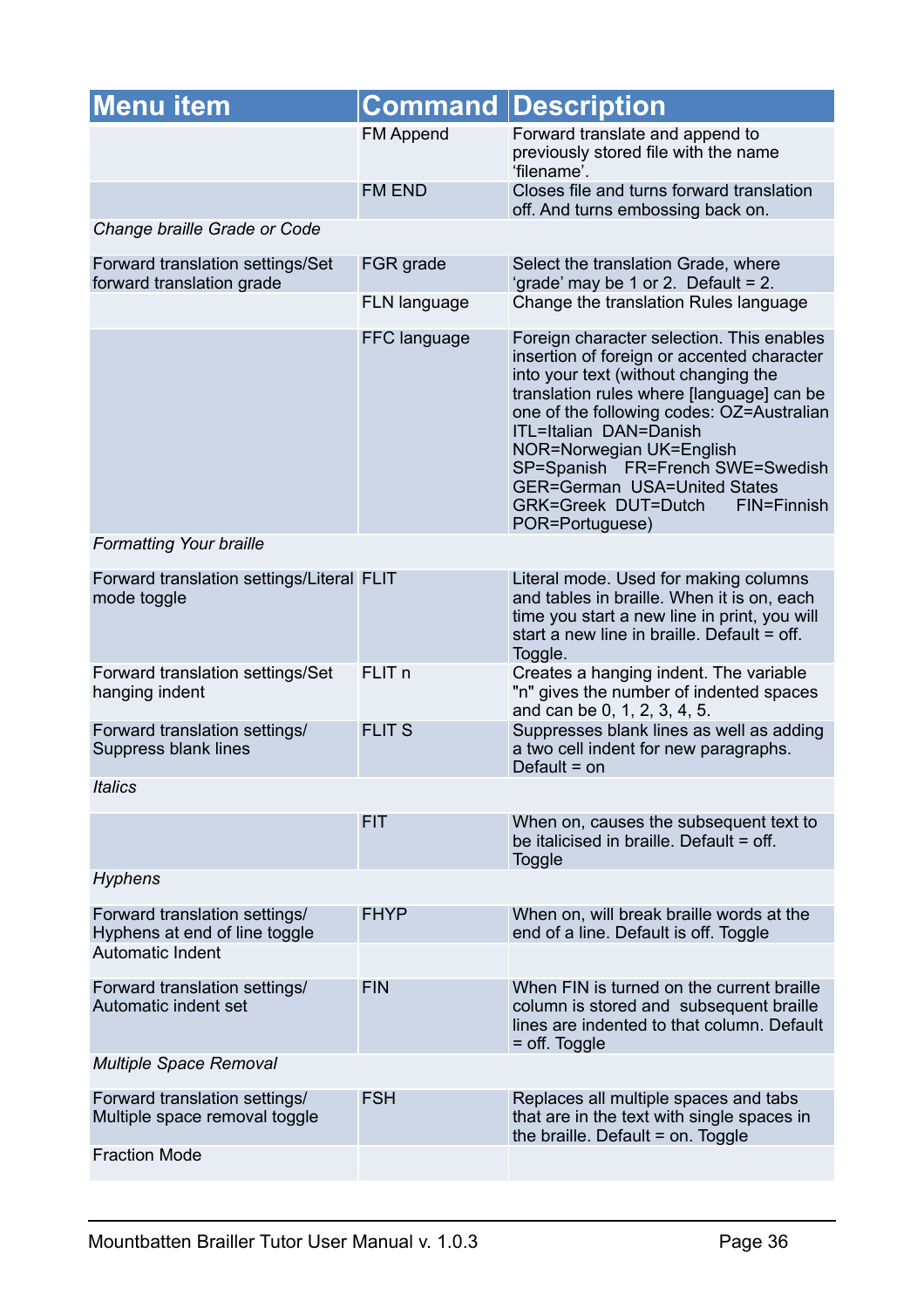| Menu item | Command | Description |
|---|---|---|
| | FM Append | Forward translate and append to previously stored file with the name 'filename'. |
| | FM END | Closes file and turns forward translation off. And turns embossing back on. |
| *Change braille Grade or Code* | | |
| Forward translation settings/Set forward translation grade | FGR grade | Select the translation Grade, where 'grade' may be 1 or 2. Default = 2. |
| | FLN language | Change the translation Rules language |
| | FFC language | Foreign character selection. This enables insertion of foreign or accented character into your text (without changing the translation rules where [language] can be one of the following codes: OZ=Australian ITL=Italian DAN=Danish NOR=Norwegian UK=English SP=Spanish FR=French SWE=Swedish GER=German USA=United States GRK=Greek DUT=Dutch FIN=Finnish POR=Portuguese) |
| *Formatting Your braille* | | |
| Forward translation settings/Literal mode toggle | FLIT | Literal mode. Used for making columns and tables in braille. When it is on, each time you start a new line in print, you will start a new line in braille. Default = off. Toggle. |
| Forward translation settings/Set hanging indent | FLIT n | Creates a hanging indent. The variable "n" gives the number of indented spaces and can be 0, 1, 2, 3, 4, 5. |
| Forward translation settings/ Suppress blank lines | FLIT S | Suppresses blank lines as well as adding a two cell indent for new paragraphs. Default = on |
| *Italics* | | |
| | FIT | When on, causes the subsequent text to be italicised in braille. Default = off. Toggle |
| *Hyphens* | | |
| Forward translation settings/ Hyphens at end of line toggle | FHYP | When on, will break braille words at the end of a line. Default is off. Toggle |
| Automatic Indent | | |
| Forward translation settings/ Automatic indent set | FIN | When FIN is turned on the current braille column is stored and subsequent braille lines are indented to that column. Default = off. Toggle |
| *Multiple Space Removal* | | |
| Forward translation settings/ Multiple space removal toggle | FSH | Replaces all multiple spaces and tabs that are in the text with single spaces in the braille. Default = on. Toggle |
| Fraction Mode | | |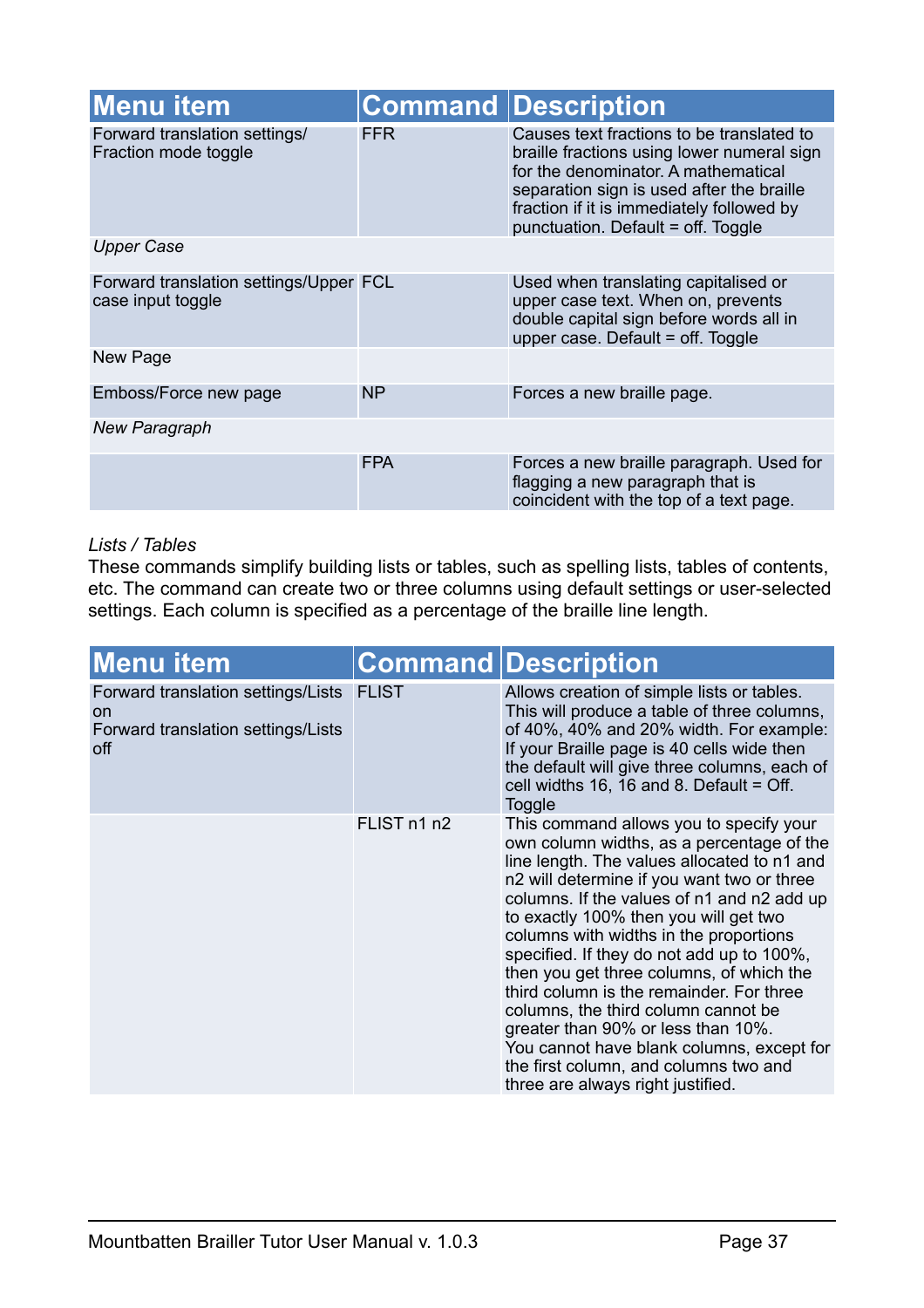| Menu item | Command | Description |
|---|---|---|
| Forward translation settings/ Fraction mode toggle | FFR | Causes text fractions to be translated to braille fractions using lower numeral sign for the denominator. A mathematical separation sign is used after the braille fraction if it is immediately followed by punctuation. Default = off. Toggle |
| *Upper Case* | | |
| Forward translation settings/Upper case input toggle | FCL | Used when translating capitalised or upper case text. When on, prevents double capital sign before words all in upper case. Default = off. Toggle |
| New Page | | |
| Emboss/Force new page | NP | Forces a new braille page. |
| *New Paragraph* | | |
| | FPA | Forces a new braille paragraph. Used for flagging a new paragraph that is coincident with the top of a text page. |

*Lists / Tables*

These commands simplify building lists or tables, such as spelling lists, tables of contents, etc. The command can create two or three columns using default settings or user-selected settings. Each column is specified as a percentage of the braille line length.

| Menu item | Command | Description |
|---|---|---|
| Forward translation settings/Lists on<br>Forward translation settings/Lists off | FLIST | Allows creation of simple lists or tables. This will produce a table of three columns, of 40%, 40% and 20% width. For example: If your Braille page is 40 cells wide then the default will give three columns, each of cell widths 16, 16 and 8. Default = Off. Toggle |
| | FLIST n1 n2 | This command allows you to specify your own column widths, as a percentage of the line length. The values allocated to n1 and n2 will determine if you want two or three columns. If the values of n1 and n2 add up to exactly 100% then you will get two columns with widths in the proportions specified. If they do not add up to 100%, then you get three columns, of which the third column is the remainder. For three columns, the third column cannot be greater than 90% or less than 10%.<br>You cannot have blank columns, except for the first column, and columns two and three are always right justified. |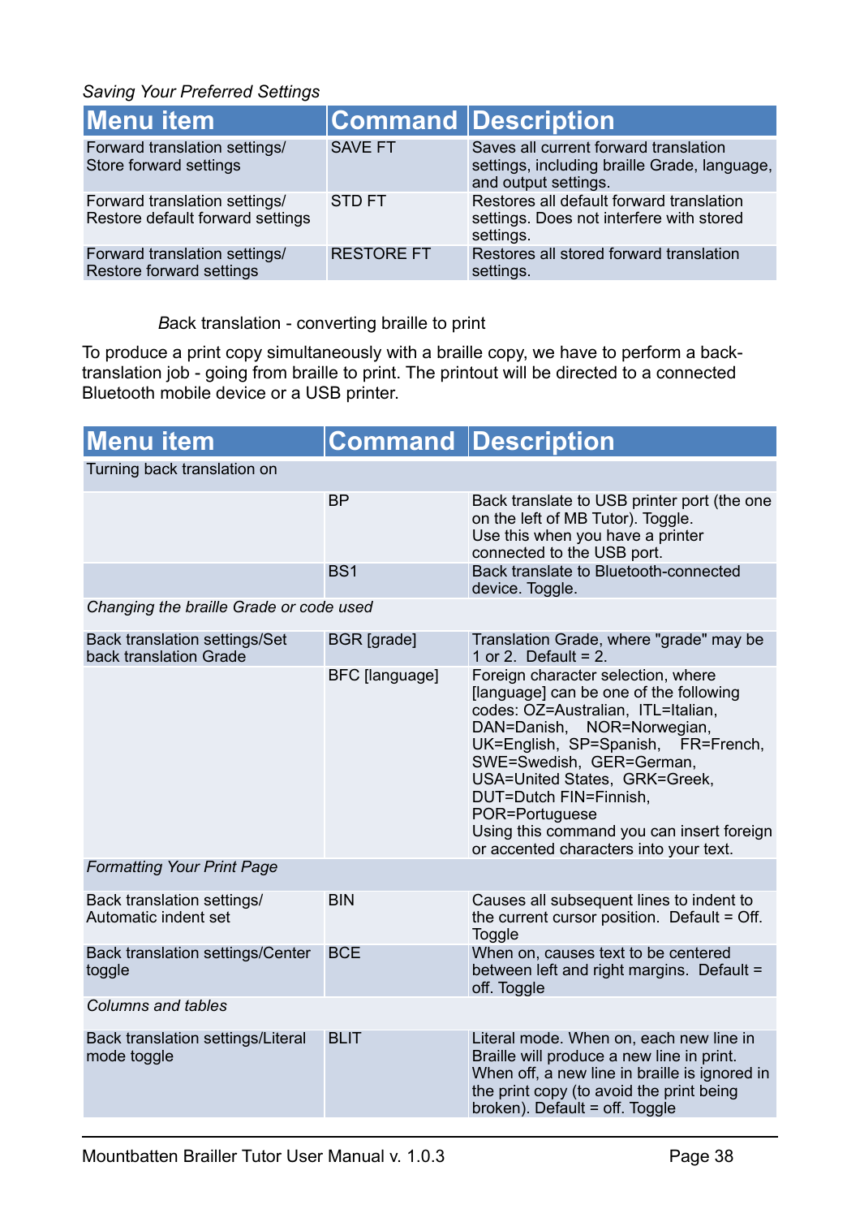*Saving Your Preferred Settings*

| Menu item | Command | Description |
|---|---|---|
| Forward translation settings/ Store forward settings | SAVE FT | Saves all current forward translation settings, including braille Grade, language, and output settings. |
| Forward translation settings/ Restore default forward settings | STD FT | Restores all default forward translation settings. Does not interfere with stored settings. |
| Forward translation settings/ Restore forward settings | RESTORE FT | Restores all stored forward translation settings. |

Back translation - converting braille to print

To produce a print copy simultaneously with a braille copy, we have to perform a back-translation job - going from braille to print. The printout will be directed to a connected Bluetooth mobile device or a USB printer.

| Menu item | Command | Description |
|---|---|---|
| Turning back translation on | | |
| | BP | Back translate to USB printer port (the one on the left of MB Tutor). Toggle. Use this when you have a printer connected to the USB port. |
| | BS1 | Back translate to Bluetooth-connected device. Toggle. |
| *Changing the braille Grade or code used* | | |
| Back translation settings/Set back translation Grade | BGR [grade] | Translation Grade, where "grade" may be 1 or 2. Default = 2. |
| | BFC [language] | Foreign character selection, where [language] can be one of the following codes: OZ=Australian, ITL=Italian, DAN=Danish, NOR=Norwegian, UK=English, SP=Spanish, FR=French, SWE=Swedish, GER=German, USA=United States, GRK=Greek, DUT=Dutch FIN=Finnish, POR=Portuguese Using this command you can insert foreign or accented characters into your text. |
| *Formatting Your Print Page* | | |
| Back translation settings/ Automatic indent set | BIN | Causes all subsequent lines to indent to the current cursor position. Default = Off. Toggle |
| Back translation settings/Center toggle | BCE | When on, causes text to be centered between left and right margins. Default = off. Toggle |
| *Columns and tables* | | |
| Back translation settings/Literal mode toggle | BLIT | Literal mode. When on, each new line in Braille will produce a new line in print. When off, a new line in braille is ignored in the print copy (to avoid the print being broken). Default = off. Toggle |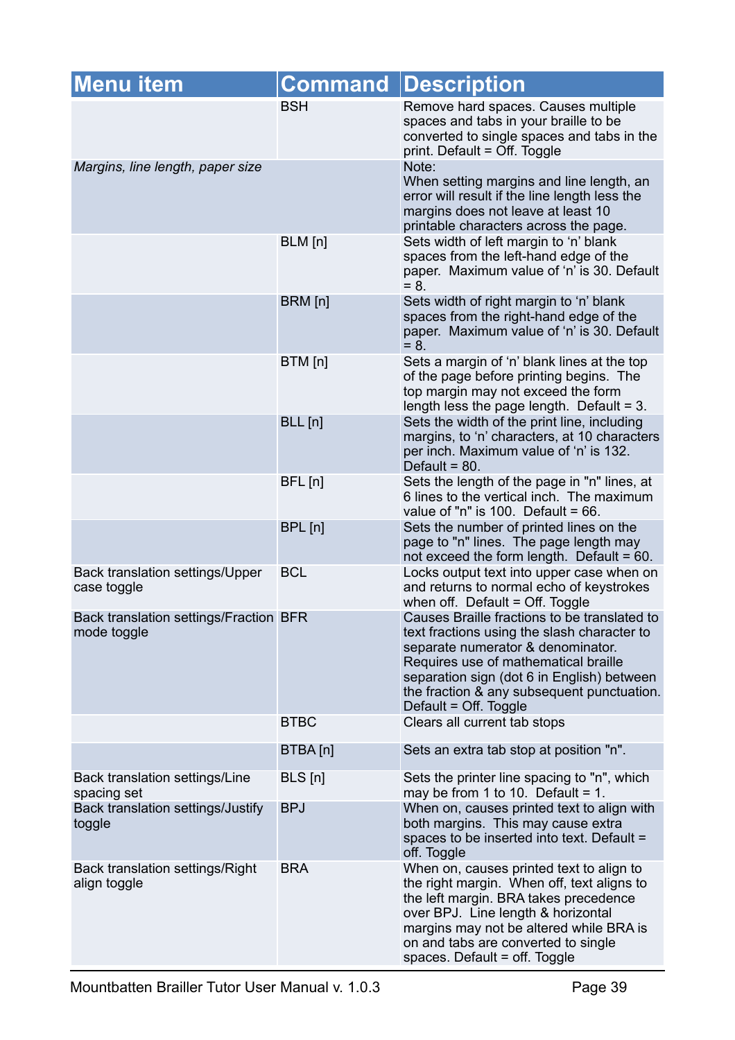| Menu item | Command | Description |
|---|---|---|
| | BSH | Remove hard spaces. Causes multiple spaces and tabs in your braille to be converted to single spaces and tabs in the print. Default = Off. Toggle |
| *Margins, line length, paper size* | | Note: When setting margins and line length, an error will result if the line length less the margins does not leave at least 10 printable characters across the page. |
| | BLM [n] | Sets width of left margin to ‘n’ blank spaces from the left-hand edge of the paper. Maximum value of ‘n’ is 30. Default = 8. |
| | BRM [n] | Sets width of right margin to ‘n’ blank spaces from the right-hand edge of the paper. Maximum value of ‘n’ is 30. Default = 8. |
| | BTM [n] | Sets a margin of ‘n’ blank lines at the top of the page before printing begins. The top margin may not exceed the form length less the page length. Default = 3. |
| | BLL [n] | Sets the width of the print line, including margins, to ‘n’ characters, at 10 characters per inch. Maximum value of ‘n’ is 132. Default = 80. |
| | BFL [n] | Sets the length of the page in "n" lines, at 6 lines to the vertical inch. The maximum value of "n" is 100. Default = 66. |
| | BPL [n] | Sets the number of printed lines on the page to "n" lines. The page length may not exceed the form length. Default = 60. |
| Back translation settings/Upper case toggle | BCL | Locks output text into upper case when on and returns to normal echo of keystrokes when off. Default = Off. Toggle |
| Back translation settings/Fraction mode toggle | BFR | Causes Braille fractions to be translated to text fractions using the slash character to separate numerator & denominator. Requires use of mathematical braille separation sign (dot 6 in English) between the fraction & any subsequent punctuation. Default = Off. Toggle |
| | BTBC | Clears all current tab stops |
| | BTBA [n] | Sets an extra tab stop at position "n". |
| Back translation settings/Line spacing set | BLS [n] | Sets the printer line spacing to "n", which may be from 1 to 10. Default = 1. |
| Back translation settings/Justify toggle | BPJ | When on, causes printed text to align with both margins. This may cause extra spaces to be inserted into text. Default = off. Toggle |
| Back translation settings/Right align toggle | BRA | When on, causes printed text to align to the right margin. When off, text aligns to the left margin. BRA takes precedence over BPJ. Line length & horizontal margins may not be altered while BRA is on and tabs are converted to single spaces. Default = off. Toggle |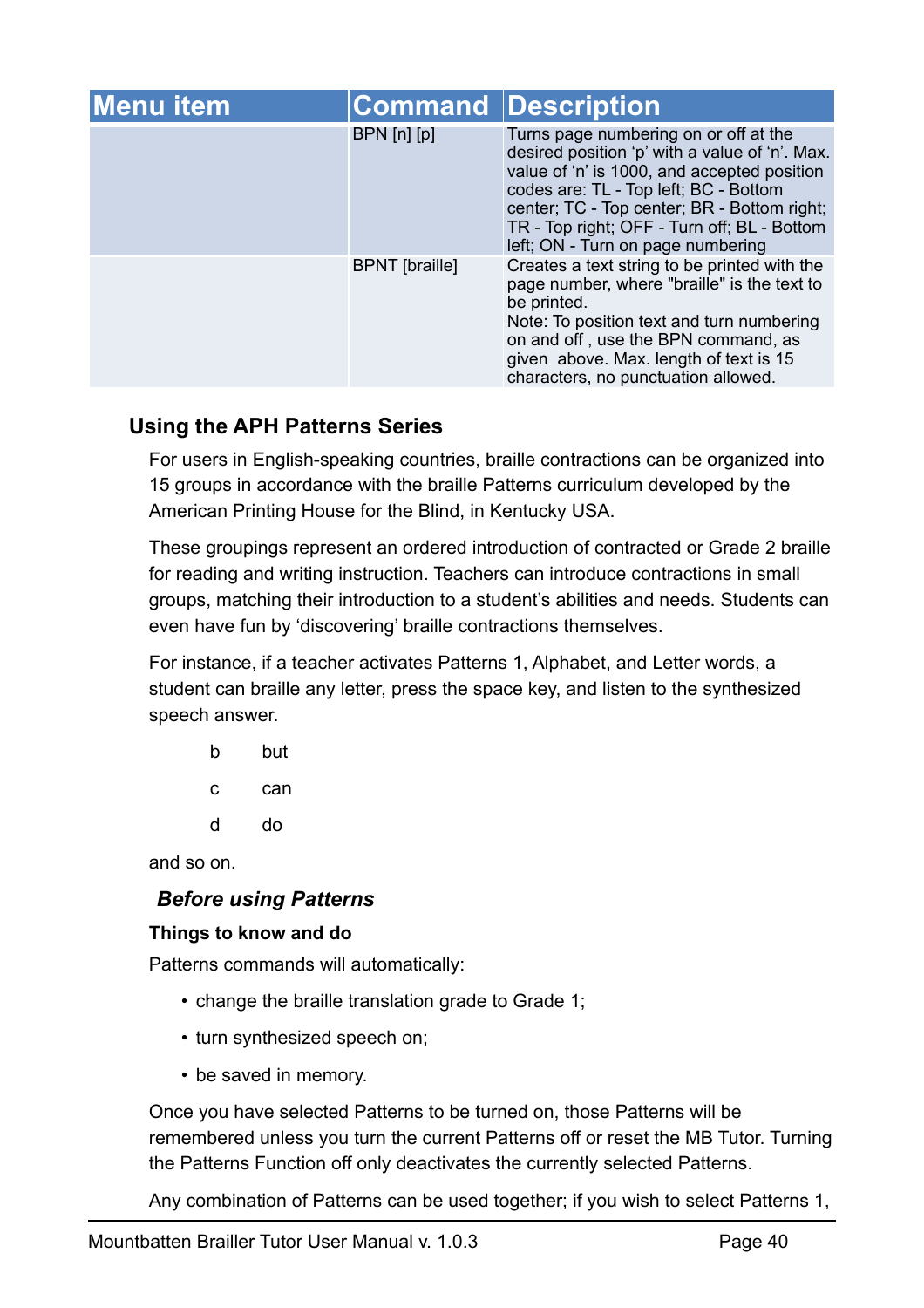| Menu item | Command | Description |
|---|---|---|
| | BPN [n] [p] | Turns page numbering on or off at the desired position ‘p’ with a value of ‘n’. Max. value of ‘n’ is 1000, and accepted position codes are: TL - Top left; BC - Bottom center; TC - Top center; BR - Bottom right; TR - Top right; OFF - Turn off; BL - Bottom left; ON - Turn on page numbering |
| | BPNT [braille] | Creates a text string to be printed with the page number, where "braille" is the text to be printed.<br>Note: To position text and turn numbering on and off , use the BPN command, as given above. Max. length of text is 15 characters, no punctuation allowed. |

### Using the APH Patterns Series

For users in English-speaking countries, braille contractions can be organized into 15 groups in accordance with the braille Patterns curriculum developed by the American Printing House for the Blind, in Kentucky USA.

These groupings represent an ordered introduction of contracted or Grade 2 braille for reading and writing instruction. Teachers can introduce contractions in small groups, matching their introduction to a student’s abilities and needs. Students can even have fun by ‘discovering’ braille contractions themselves.

For instance, if a teacher activates Patterns 1, Alphabet, and Letter words, a student can braille any letter, press the space key, and listen to the synthesized speech answer.

b but

c can

d do

and so on.

#### *Before using Patterns*

**Things to know and do**

Patterns commands will automatically:

- change the braille translation grade to Grade 1;
- turn synthesized speech on;
- be saved in memory.

Once you have selected Patterns to be turned on, those Patterns will be remembered unless you turn the current Patterns off or reset the MB Tutor. Turning the Patterns Function off only deactivates the currently selected Patterns.

Any combination of Patterns can be used together; if you wish to select Patterns 1,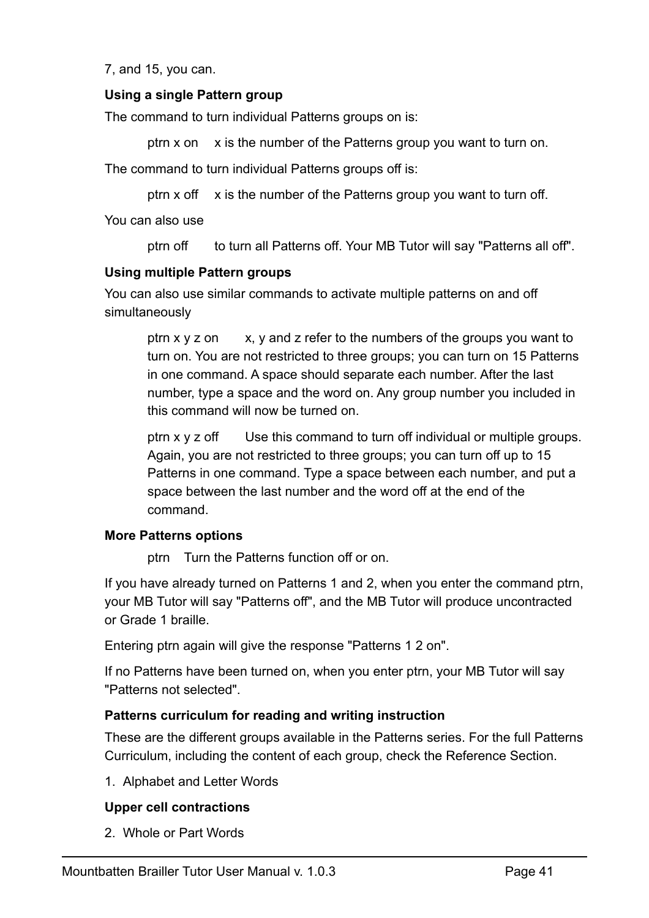7, and 15, you can.

### Using a single Pattern group

The command to turn individual Patterns groups on is:

> ptrn x on x is the number of the Patterns group you want to turn on.

The command to turn individual Patterns groups off is:

> ptrn x off x is the number of the Patterns group you want to turn off.

You can also use

> ptrn off to turn all Patterns off. Your MB Tutor will say "Patterns all off".

### Using multiple Pattern groups

You can also use similar commands to activate multiple patterns on and off simultaneously

> ptrn x y z on x, y and z refer to the numbers of the groups you want to turn on. You are not restricted to three groups; you can turn on 15 Patterns in one command. A space should separate each number. After the last number, type a space and the word on. Any group number you included in this command will now be turned on.
>
> ptrn x y z off Use this command to turn off individual or multiple groups. Again, you are not restricted to three groups; you can turn off up to 15 Patterns in one command. Type a space between each number, and put a space between the last number and the word off at the end of the command.

### More Patterns options

> ptrn Turn the Patterns function off or on.

If you have already turned on Patterns 1 and 2, when you enter the command ptrn, your MB Tutor will say "Patterns off", and the MB Tutor will produce uncontracted or Grade 1 braille.

Entering ptrn again will give the response "Patterns 1 2 on".

If no Patterns have been turned on, when you enter ptrn, your MB Tutor will say "Patterns not selected".

### Patterns curriculum for reading and writing instruction

These are the different groups available in the Patterns series. For the full Patterns Curriculum, including the content of each group, check the Reference Section.

1. Alphabet and Letter Words

### Upper cell contractions

2. Whole or Part Words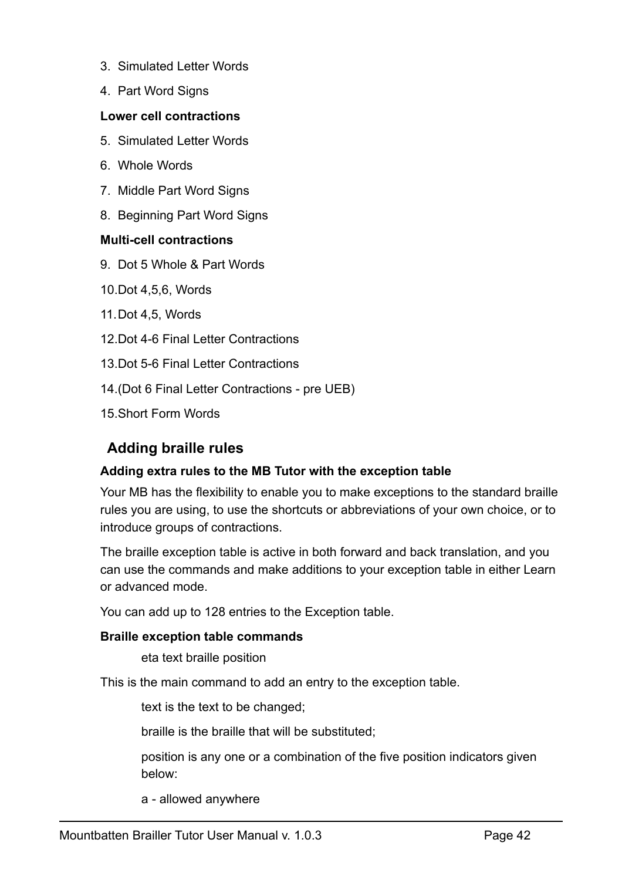3. Simulated Letter Words
4. Part Word Signs

**Lower cell contractions**

5. Simulated Letter Words
6. Whole Words
7. Middle Part Word Signs
8. Beginning Part Word Signs

**Multi-cell contractions**

9. Dot 5 Whole & Part Words
10. Dot 4,5,6, Words
11. Dot 4,5, Words
12. Dot 4-6 Final Letter Contractions
13. Dot 5-6 Final Letter Contractions
14. (Dot 6 Final Letter Contractions - pre UEB)
15. Short Form Words

## Adding braille rules

**Adding extra rules to the MB Tutor with the exception table**

Your MB has the flexibility to enable you to make exceptions to the standard braille rules you are using, to use the shortcuts or abbreviations of your own choice, or to introduce groups of contractions.

The braille exception table is active in both forward and back translation, and you can use the commands and make additions to your exception table in either Learn or advanced mode.

You can add up to 128 entries to the Exception table.

**Braille exception table commands**

eta text braille position

This is the main command to add an entry to the exception table.

text is the text to be changed;

braille is the braille that will be substituted;

position is any one or a combination of the five position indicators given below:

a - allowed anywhere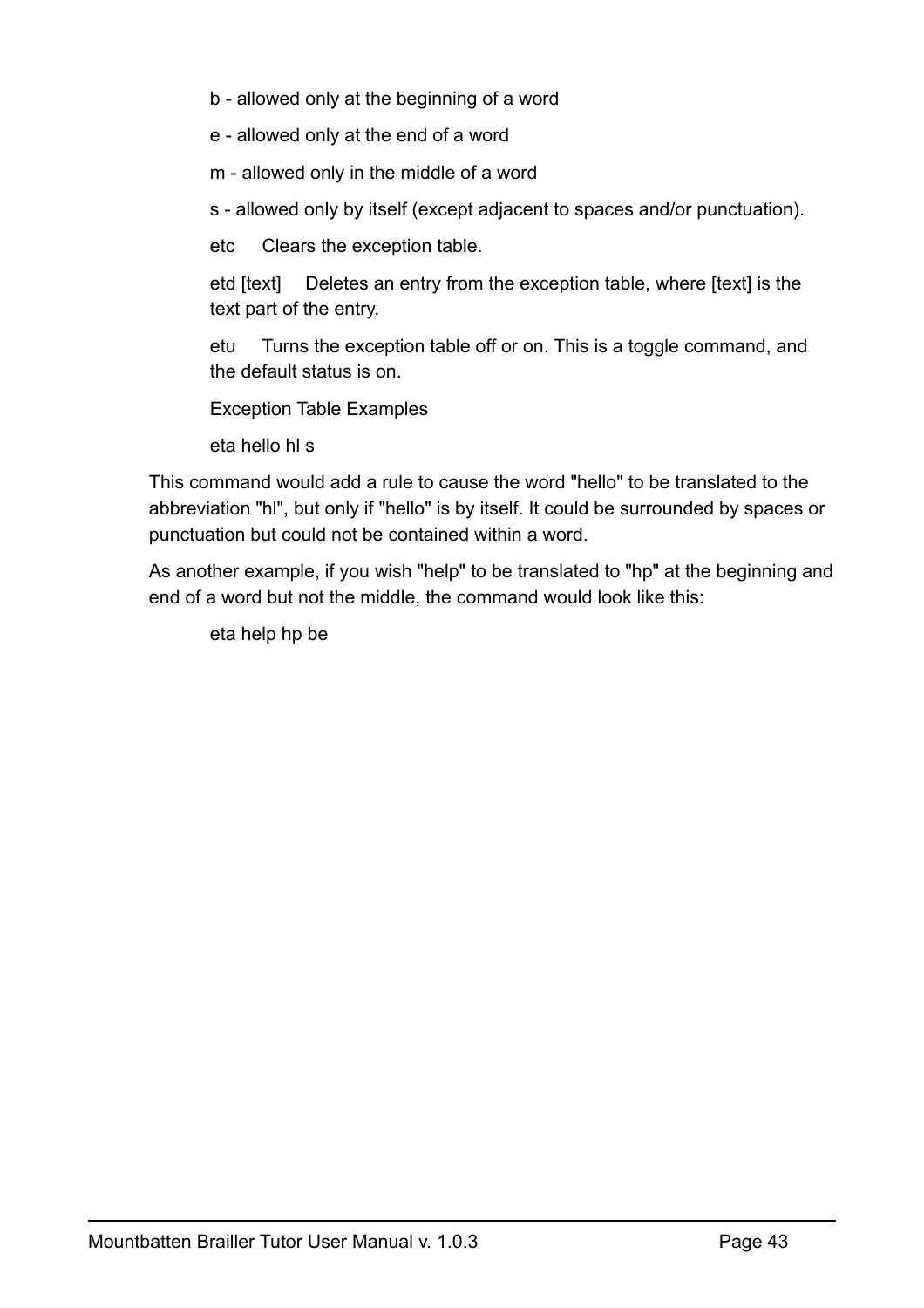b - allowed only at the beginning of a word

e - allowed only at the end of a word

m - allowed only in the middle of a word

s - allowed only by itself (except adjacent to spaces and/or punctuation).

etc  Clears the exception table.

etd [text]  Deletes an entry from the exception table, where [text] is the text part of the entry.

etu  Turns the exception table off or on. This is a toggle command, and the default status is on.

Exception Table Examples

eta hello hl s

This command would add a rule to cause the word "hello" to be translated to the abbreviation "hl", but only if "hello" is by itself. It could be surrounded by spaces or punctuation but could not be contained within a word.

As another example, if you wish "help" to be translated to "hp" at the beginning and end of a word but not the middle, the command would look like this:

eta help hp be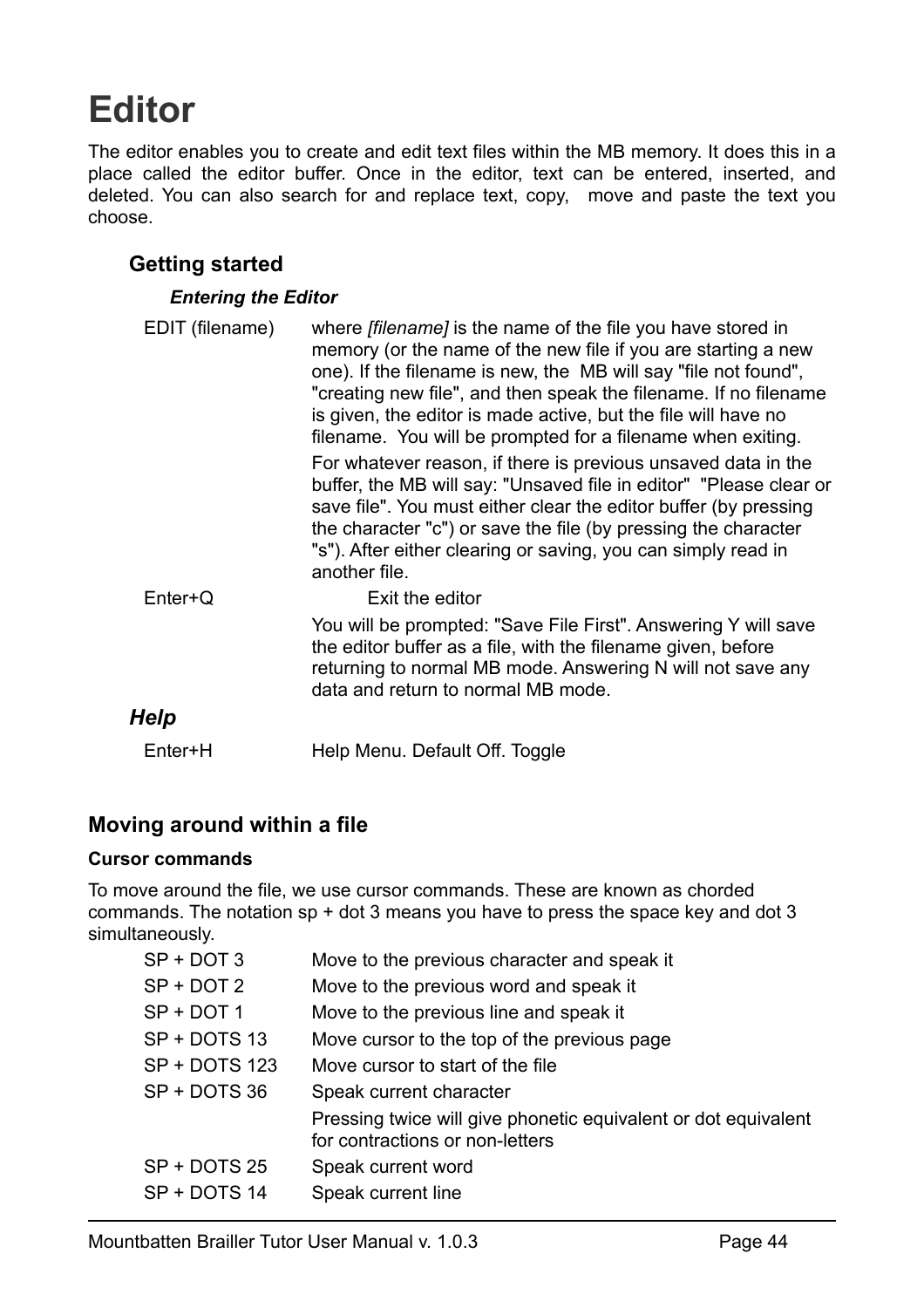# Editor

The editor enables you to create and edit text files within the MB memory. It does this in a place called the editor buffer. Once in the editor, text can be entered, inserted, and deleted. You can also search for and replace text, copy, move and paste the text you choose.

### Getting started

#### *Entering the Editor*

| | |
|---|---|
| EDIT (filename) | where *[filename]* is the name of the file you have stored in memory (or the name of the new file if you are starting a new one). If the filename is new, the MB will say "file not found", "creating new file", and then speak the filename. If no filename is given, the editor is made active, but the file will have no filename. You will be prompted for a filename when exiting. |
| | For whatever reason, if there is previous unsaved data in the buffer, the MB will say: "Unsaved file in editor" "Please clear or save file". You must either clear the editor buffer (by pressing the character "c") or save the file (by pressing the character "s"). After either clearing or saving, you can simply read in another file. |
| Enter+Q | Exit the editor |
| | You will be prompted: "Save File First". Answering Y will save the editor buffer as a file, with the filename given, before returning to normal MB mode. Answering N will not save any data and return to normal MB mode. |

### *Help*

| | |
|---|---|
| Enter+H | Help Menu. Default Off. Toggle |

## Moving around within a file

**Cursor commands**

To move around the file, we use cursor commands. These are known as chorded commands. The notation sp + dot 3 means you have to press the space key and dot 3 simultaneously.

| | |
|---|---|
| SP + DOT 3 | Move to the previous character and speak it |
| SP + DOT 2 | Move to the previous word and speak it |
| SP + DOT 1 | Move to the previous line and speak it |
| SP + DOTS 13 | Move cursor to the top of the previous page |
| SP + DOTS 123 | Move cursor to start of the file |
| SP + DOTS 36 | Speak current character |
| | Pressing twice will give phonetic equivalent or dot equivalent for contractions or non-letters |
| SP + DOTS 25 | Speak current word |
| SP + DOTS 14 | Speak current line |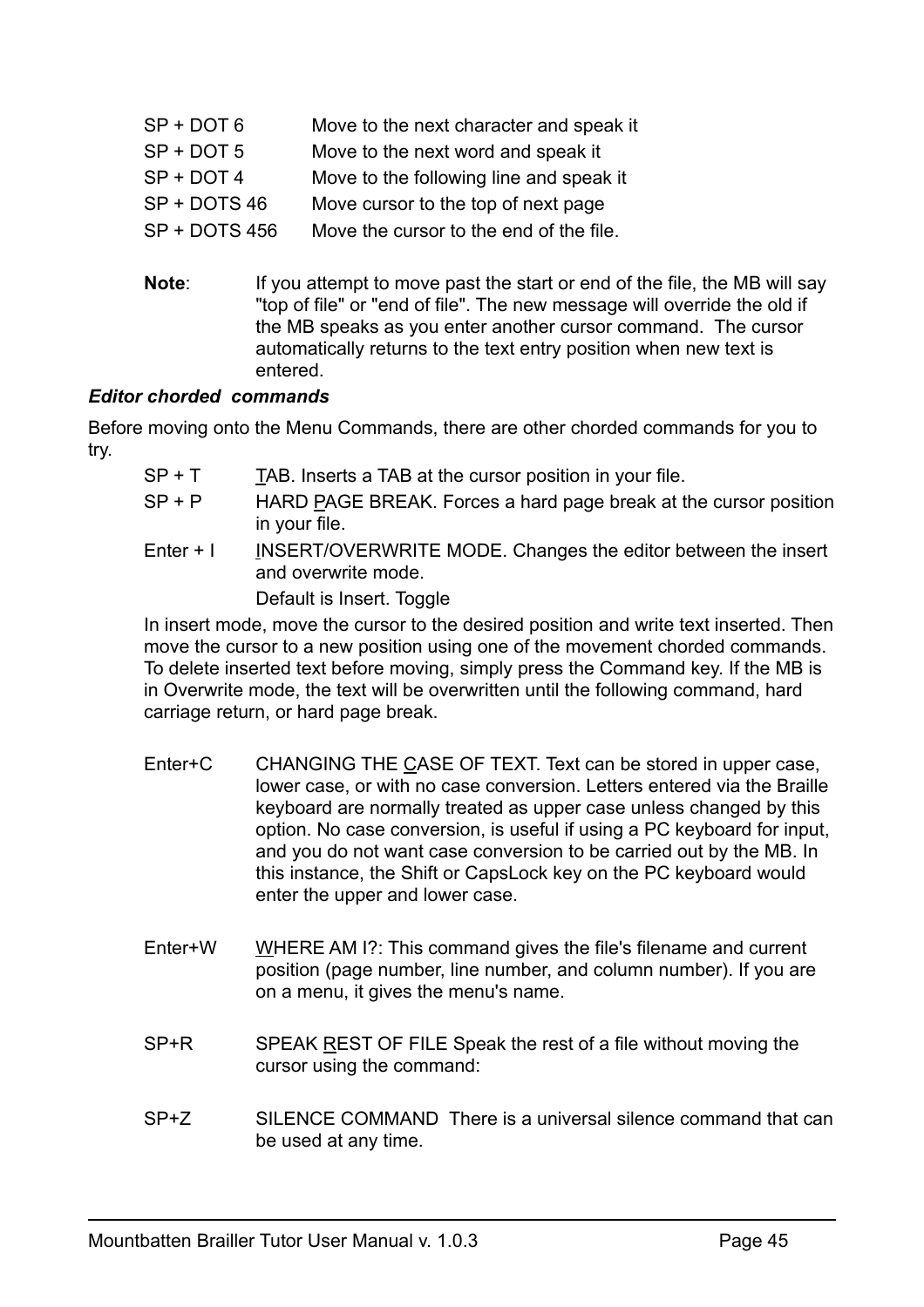| | |
|---|---|
| SP + DOT 6 | Move to the next character and speak it |
| SP + DOT 5 | Move to the next word and speak it |
| SP + DOT 4 | Move to the following line and speak it |
| SP + DOTS 46 | Move cursor to the top of next page |
| SP + DOTS 456 | Move the cursor to the end of the file. |

**Note**: If you attempt to move past the start or end of the file, the MB will say "top of file" or "end of file". The new message will override the old if the MB speaks as you enter another cursor command. The cursor automatically returns to the text entry position when new text is entered.

***Editor chorded commands***

Before moving onto the Menu Commands, there are other chorded commands for you to try.

SP + T — TAB. Inserts a TAB at the cursor position in your file.

SP + P — HARD PAGE BREAK. Forces a hard page break at the cursor position in your file.

Enter + I — INSERT/OVERWRITE MODE. Changes the editor between the insert and overwrite mode.

Default is Insert. Toggle

In insert mode, move the cursor to the desired position and write text inserted. Then move the cursor to a new position using one of the movement chorded commands. To delete inserted text before moving, simply press the Command key. If the MB is in Overwrite mode, the text will be overwritten until the following command, hard carriage return, or hard page break.

Enter+C — CHANGING THE CASE OF TEXT. Text can be stored in upper case, lower case, or with no case conversion. Letters entered via the Braille keyboard are normally treated as upper case unless changed by this option. No case conversion, is useful if using a PC keyboard for input, and you do not want case conversion to be carried out by the MB. In this instance, the Shift or CapsLock key on the PC keyboard would enter the upper and lower case.

Enter+W — WHERE AM I?: This command gives the file's filename and current position (page number, line number, and column number). If you are on a menu, it gives the menu's name.

SP+R — SPEAK REST OF FILE Speak the rest of a file without moving the cursor using the command:

SP+Z — SILENCE COMMAND There is a universal silence command that can be used at any time.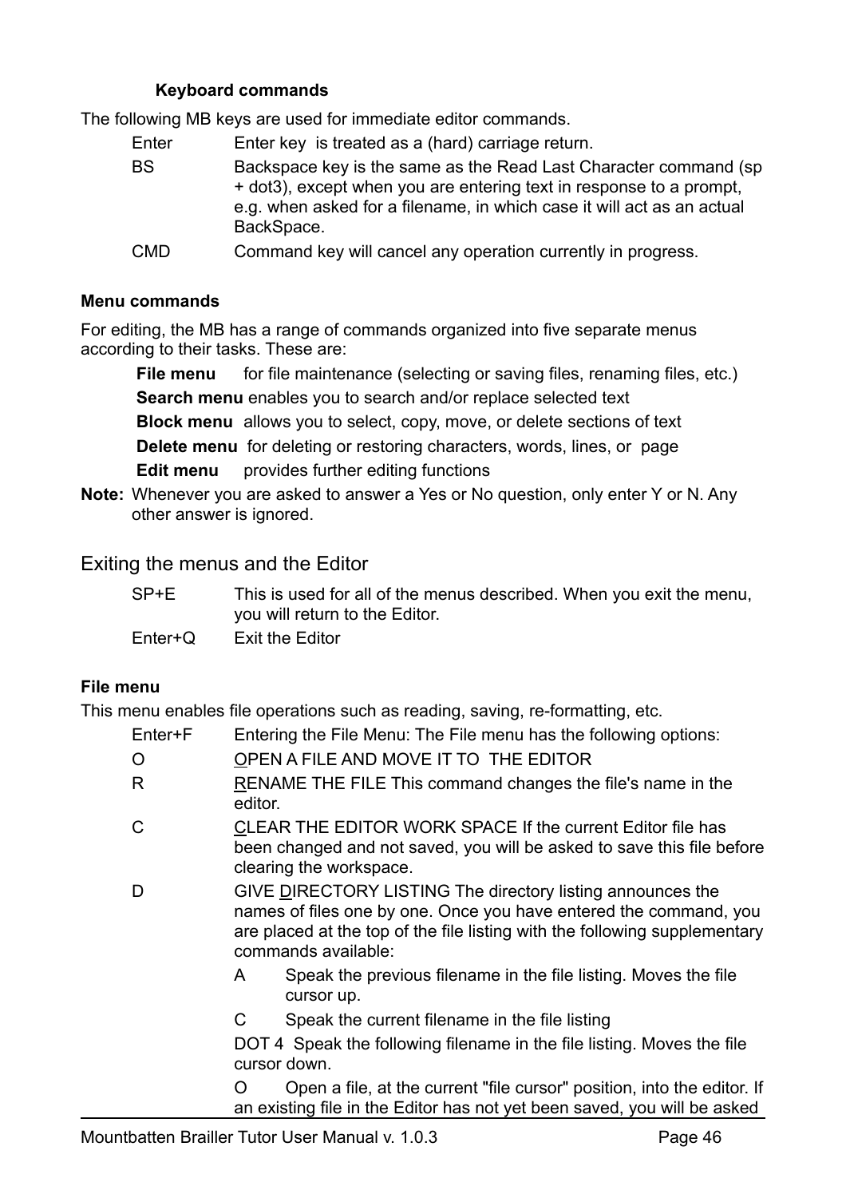### Keyboard commands

The following MB keys are used for immediate editor commands.

| | |
|---|---|
| Enter | Enter key is treated as a (hard) carriage return. |
| BS | Backspace key is the same as the Read Last Character command (sp + dot3), except when you are entering text in response to a prompt, e.g. when asked for a filename, in which case it will act as an actual BackSpace. |
| CMD | Command key will cancel any operation currently in progress. |

**Menu commands**

For editing, the MB has a range of commands organized into five separate menus according to their tasks. These are:

- **File menu** for file maintenance (selecting or saving files, renaming files, etc.)
- **Search menu** enables you to search and/or replace selected text
- **Block menu** allows you to select, copy, move, or delete sections of text
- **Delete menu** for deleting or restoring characters, words, lines, or page
- **Edit menu** provides further editing functions

**Note:** Whenever you are asked to answer a Yes or No question, only enter Y or N. Any other answer is ignored.

## Exiting the menus and the Editor

| | |
|---|---|
| SP+E | This is used for all of the menus described. When you exit the menu, you will return to the Editor. |
| Enter+Q | Exit the Editor |

**File menu**

This menu enables file operations such as reading, saving, re-formatting, etc.

Enter+F Entering the File Menu: The File menu has the following options:

O <u>O</u>PEN A FILE AND MOVE IT TO THE EDITOR

R <u>R</u>ENAME THE FILE This command changes the file's name in the editor.

C <u>C</u>LEAR THE EDITOR WORK SPACE If the current Editor file has been changed and not saved, you will be asked to save this file before clearing the workspace.

D GIVE <u>D</u>IRECTORY LISTING The directory listing announces the names of files one by one. Once you have entered the command, you are placed at the top of the file listing with the following supplementary commands available:

- A Speak the previous filename in the file listing. Moves the file cursor up.
- C Speak the current filename in the file listing
- DOT 4 Speak the following filename in the file listing. Moves the file cursor down.
- O Open a file, at the current "file cursor" position, into the editor. If an existing file in the Editor has not yet been saved, you will be asked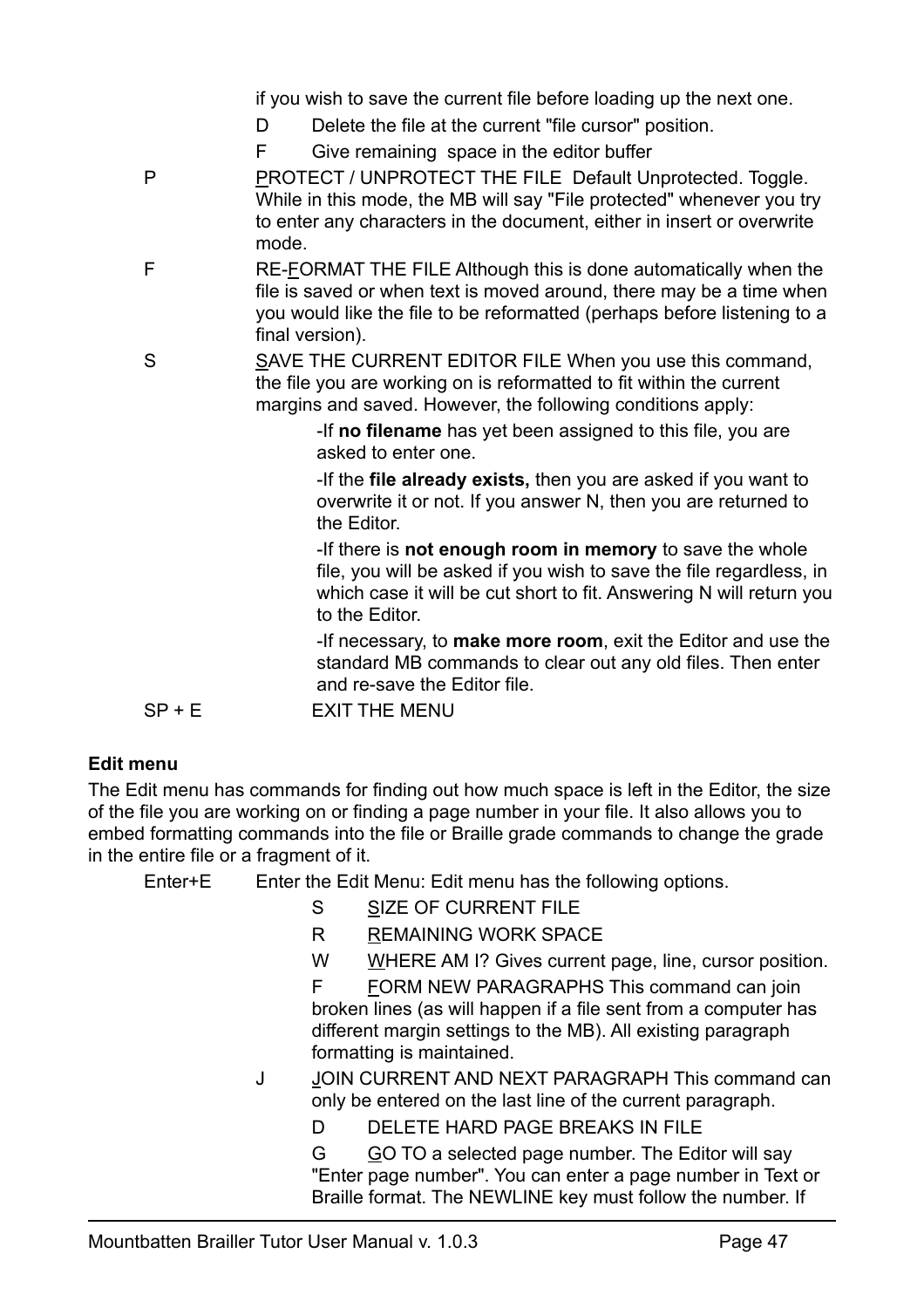if you wish to save the current file before loading up the next one.

D Delete the file at the current "file cursor" position.

F Give remaining space in the editor buffer

P PROTECT / UNPROTECT THE FILE Default Unprotected. Toggle. While in this mode, the MB will say "File protected" whenever you try to enter any characters in the document, either in insert or overwrite mode.

F RE-FORMAT THE FILE Although this is done automatically when the file is saved or when text is moved around, there may be a time when you would like the file to be reformatted (perhaps before listening to a final version).

S SAVE THE CURRENT EDITOR FILE When you use this command, the file you are working on is reformatted to fit within the current margins and saved. However, the following conditions apply:

-If **no filename** has yet been assigned to this file, you are asked to enter one.

-If the **file already exists,** then you are asked if you want to overwrite it or not. If you answer N, then you are returned to the Editor.

-If there is **not enough room in memory** to save the whole file, you will be asked if you wish to save the file regardless, in which case it will be cut short to fit. Answering N will return you to the Editor.

-If necessary, to **make more room**, exit the Editor and use the standard MB commands to clear out any old files. Then enter and re-save the Editor file.

SP + E EXIT THE MENU

**Edit menu**

The Edit menu has commands for finding out how much space is left in the Editor, the size of the file you are working on or finding a page number in your file. It also allows you to embed formatting commands into the file or Braille grade commands to change the grade in the entire file or a fragment of it.

Enter+E Enter the Edit Menu: Edit menu has the following options.

S SIZE OF CURRENT FILE

R REMAINING WORK SPACE

W WHERE AM I? Gives current page, line, cursor position.

F FORM NEW PARAGRAPHS This command can join broken lines (as will happen if a file sent from a computer has different margin settings to the MB). All existing paragraph formatting is maintained.

J JOIN CURRENT AND NEXT PARAGRAPH This command can only be entered on the last line of the current paragraph.

D DELETE HARD PAGE BREAKS IN FILE

G GO TO a selected page number. The Editor will say "Enter page number". You can enter a page number in Text or Braille format. The NEWLINE key must follow the number. If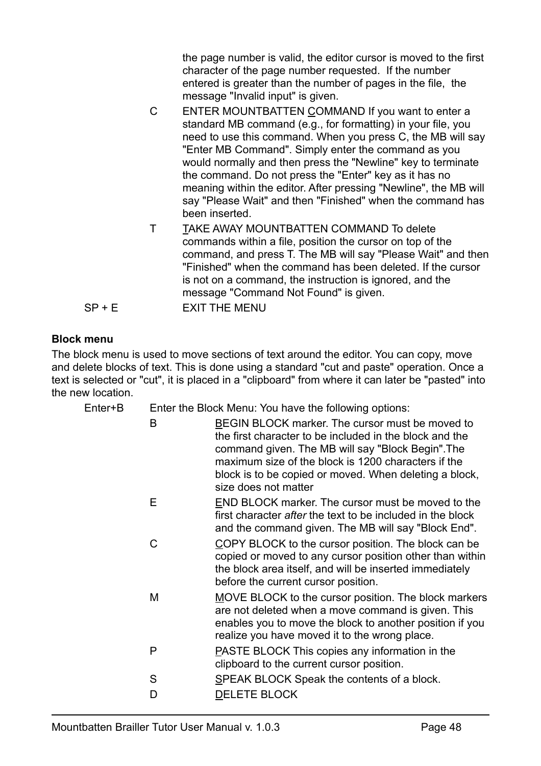the page number is valid, the editor cursor is moved to the first character of the page number requested. If the number entered is greater than the number of pages in the file, the message "Invalid input" is given.

C — ENTER MOUNTBATTEN COMMAND If you want to enter a standard MB command (e.g., for formatting) in your file, you need to use this command. When you press C, the MB will say "Enter MB Command". Simply enter the command as you would normally and then press the "Newline" key to terminate the command. Do not press the "Enter" key as it has no meaning within the editor. After pressing "Newline", the MB will say "Please Wait" and then "Finished" when the command has been inserted.

T — TAKE AWAY MOUNTBATTEN COMMAND To delete commands within a file, position the cursor on top of the command, and press T. The MB will say "Please Wait" and then "Finished" when the command has been deleted. If the cursor is not on a command, the instruction is ignored, and the message "Command Not Found" is given.

SP + E — EXIT THE MENU

**Block menu**

The block menu is used to move sections of text around the editor. You can copy, move and delete blocks of text. This is done using a standard "cut and paste" operation. Once a text is selected or "cut", it is placed in a "clipboard" from where it can later be "pasted" into the new location.

Enter+B — Enter the Block Menu: You have the following options:

B — BEGIN BLOCK marker. The cursor must be moved to the first character to be included in the block and the command given. The MB will say "Block Begin".The maximum size of the block is 1200 characters if the block is to be copied or moved. When deleting a block, size does not matter

E — END BLOCK marker. The cursor must be moved to the first character *after* the text to be included in the block and the command given. The MB will say "Block End".

C — COPY BLOCK to the cursor position. The block can be copied or moved to any cursor position other than within the block area itself, and will be inserted immediately before the current cursor position.

M — MOVE BLOCK to the cursor position. The block markers are not deleted when a move command is given. This enables you to move the block to another position if you realize you have moved it to the wrong place.

P — PASTE BLOCK This copies any information in the clipboard to the current cursor position.

S — SPEAK BLOCK Speak the contents of a block.

D — DELETE BLOCK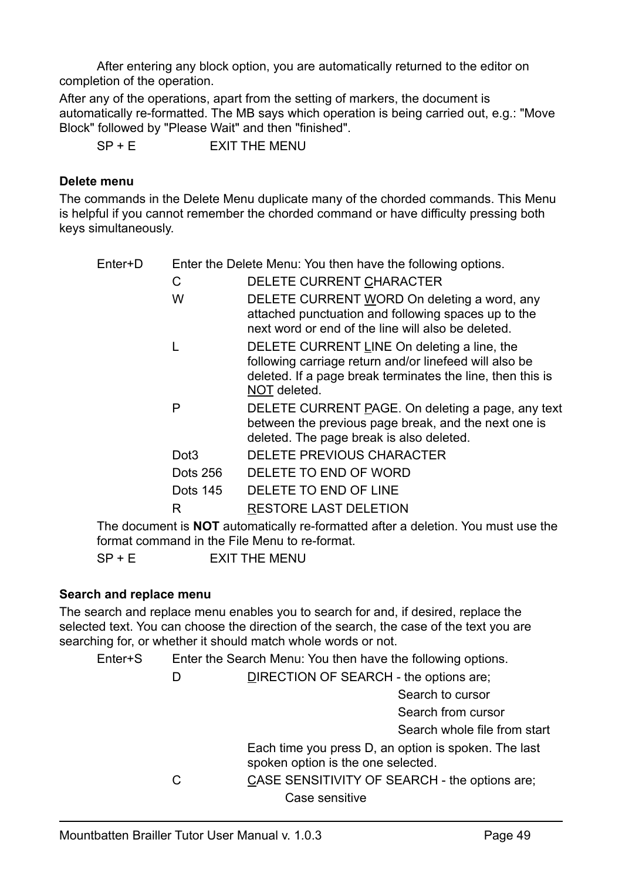After entering any block option, you are automatically returned to the editor on completion of the operation.

After any of the operations, apart from the setting of markers, the document is automatically re-formatted. The MB says which operation is being carried out, e.g.: "Move Block" followed by "Please Wait" and then "finished".

SP + E EXIT THE MENU

**Delete menu**

The commands in the Delete Menu duplicate many of the chorded commands. This Menu is helpful if you cannot remember the chorded command or have difficulty pressing both keys simultaneously.

Enter+D Enter the Delete Menu: You then have the following options.

| Key | Action |
|---|---|
| C | DELETE CURRENT CHARACTER |
| W | DELETE CURRENT WORD On deleting a word, any attached punctuation and following spaces up to the next word or end of the line will also be deleted. |
| L | DELETE CURRENT LINE On deleting a line, the following carriage return and/or linefeed will also be deleted. If a page break terminates the line, then this is NOT deleted. |
| P | DELETE CURRENT PAGE. On deleting a page, any text between the previous page break, and the next one is deleted. The page break is also deleted. |
| Dot3 | DELETE PREVIOUS CHARACTER |
| Dots 256 | DELETE TO END OF WORD |
| Dots 145 | DELETE TO END OF LINE |
| R | RESTORE LAST DELETION |

The document is **NOT** automatically re-formatted after a deletion. You must use the format command in the File Menu to re-format.

SP + E EXIT THE MENU

**Search and replace menu**

The search and replace menu enables you to search for and, if desired, replace the selected text. You can choose the direction of the search, the case of the text you are searching for, or whether it should match whole words or not.

Enter+S Enter the Search Menu: You then have the following options.

D DIRECTION OF SEARCH - the options are;

Search to cursor

Search from cursor

Search whole file from start

Each time you press D, an option is spoken. The last spoken option is the one selected.

C CASE SENSITIVITY OF SEARCH - the options are;

Case sensitive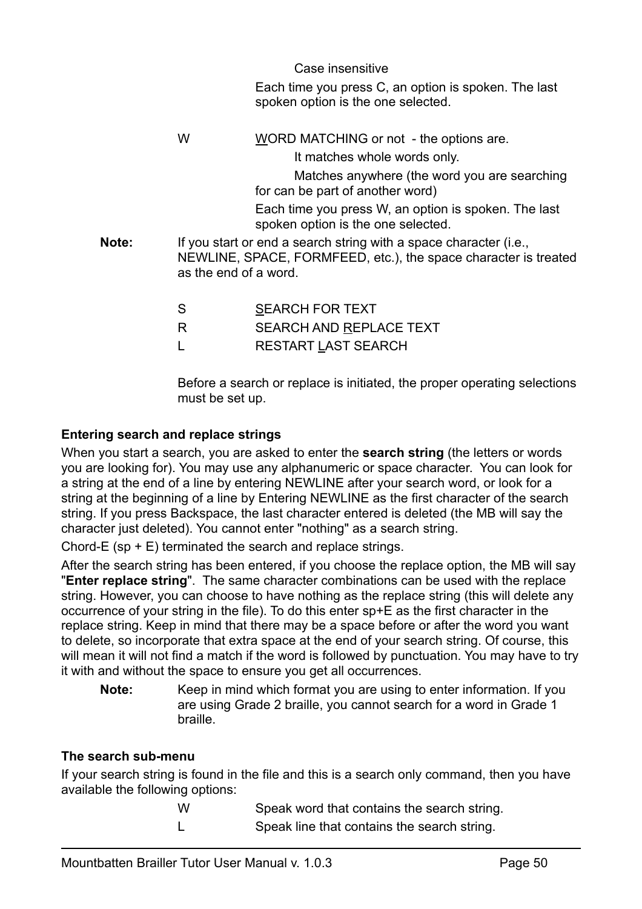Case insensitive

Each time you press C, an option is spoken. The last spoken option is the one selected.

| | |
|---|---|
| W | <u>W</u>ORD MATCHING or not - the options are. |

It matches whole words only.

Matches anywhere (the word you are searching for can be part of another word)

Each time you press W, an option is spoken. The last spoken option is the one selected.

**Note:** If you start or end a search string with a space character (i.e., NEWLINE, SPACE, FORMFEED, etc.), the space character is treated as the end of a word.

| | |
|---|---|
| S | <u>S</u>EARCH FOR TEXT |
| R | SEARCH AND <u>R</u>EPLACE TEXT |
| L | RESTART <u>L</u>AST SEARCH |

Before a search or replace is initiated, the proper operating selections must be set up.

**Entering search and replace strings**

When you start a search, you are asked to enter the **search string** (the letters or words you are looking for). You may use any alphanumeric or space character. You can look for a string at the end of a line by entering NEWLINE after your search word, or look for a string at the beginning of a line by Entering NEWLINE as the first character of the search string. If you press Backspace, the last character entered is deleted (the MB will say the character just deleted). You cannot enter "nothing" as a search string.

Chord-E (sp + E) terminated the search and replace strings.

After the search string has been entered, if you choose the replace option, the MB will say "**Enter replace string**". The same character combinations can be used with the replace string. However, you can choose to have nothing as the replace string (this will delete any occurrence of your string in the file). To do this enter sp+E as the first character in the replace string. Keep in mind that there may be a space before or after the word you want to delete, so incorporate that extra space at the end of your search string. Of course, this will mean it will not find a match if the word is followed by punctuation. You may have to try it with and without the space to ensure you get all occurrences.

**Note:** Keep in mind which format you are using to enter information. If you are using Grade 2 braille, you cannot search for a word in Grade 1 braille.

**The search sub-menu**

If your search string is found in the file and this is a search only command, then you have available the following options:

| | |
|---|---|
| W | Speak word that contains the search string. |
| L | Speak line that contains the search string. |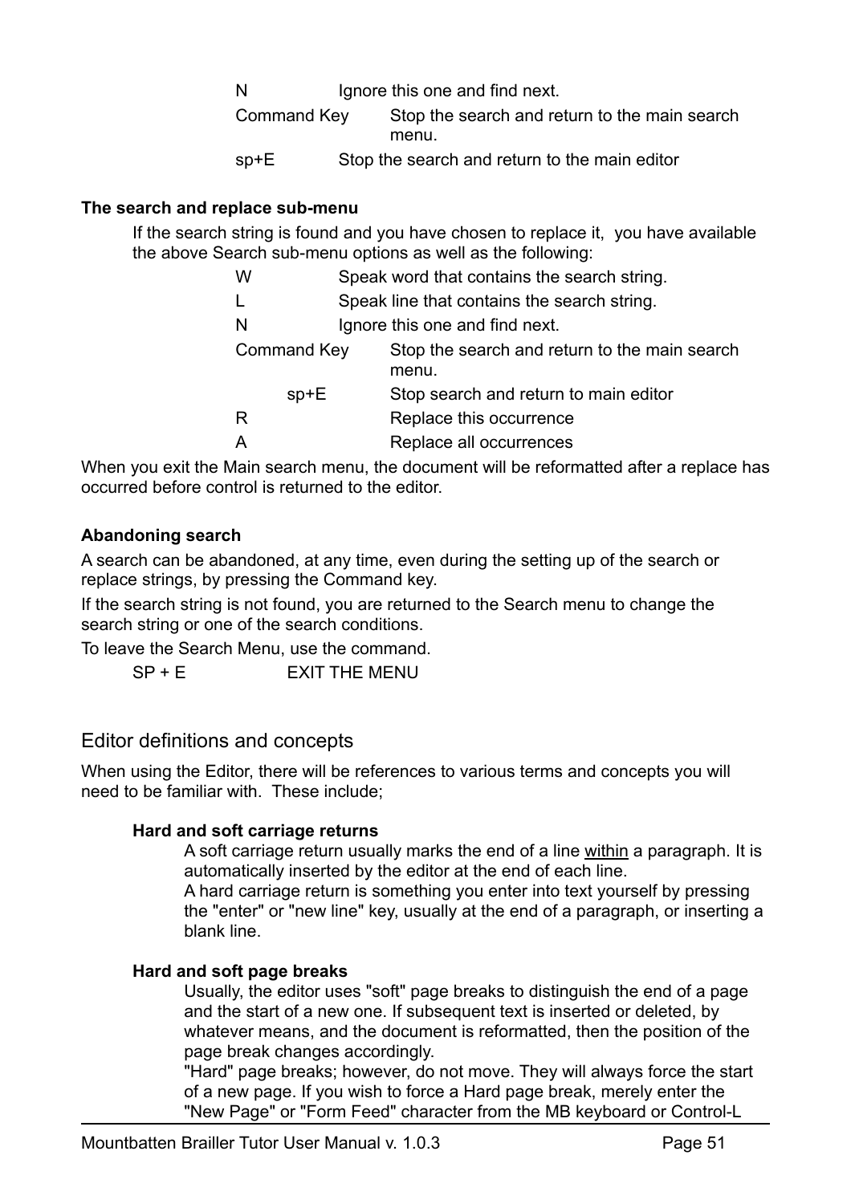| | |
|---|---|
| N | Ignore this one and find next. |
| Command Key | Stop the search and return to the main search menu. |
| sp+E | Stop the search and return to the main editor |

**The search and replace sub-menu**

If the search string is found and you have chosen to replace it, you have available the above Search sub-menu options as well as the following:

| | |
|---|---|
| W | Speak word that contains the search string. |
| L | Speak line that contains the search string. |
| N | Ignore this one and find next. |
| Command Key | Stop the search and return to the main search menu. |
| sp+E | Stop search and return to main editor |
| R | Replace this occurrence |
| A | Replace all occurrences |

When you exit the Main search menu, the document will be reformatted after a replace has occurred before control is returned to the editor.

**Abandoning search**

A search can be abandoned, at any time, even during the setting up of the search or replace strings, by pressing the Command key.

If the search string is not found, you are returned to the Search menu to change the search string or one of the search conditions.

To leave the Search Menu, use the command.

SP + E EXIT THE MENU

## Editor definitions and concepts

When using the Editor, there will be references to various terms and concepts you will need to be familiar with. These include;

**Hard and soft carriage returns**

A soft carriage return usually marks the end of a line within a paragraph. It is automatically inserted by the editor at the end of each line.
A hard carriage return is something you enter into text yourself by pressing the "enter" or "new line" key, usually at the end of a paragraph, or inserting a blank line.

**Hard and soft page breaks**

Usually, the editor uses "soft" page breaks to distinguish the end of a page and the start of a new one. If subsequent text is inserted or deleted, by whatever means, and the document is reformatted, then the position of the page break changes accordingly.
"Hard" page breaks; however, do not move. They will always force the start of a new page. If you wish to force a Hard page break, merely enter the "New Page" or "Form Feed" character from the MB keyboard or Control-L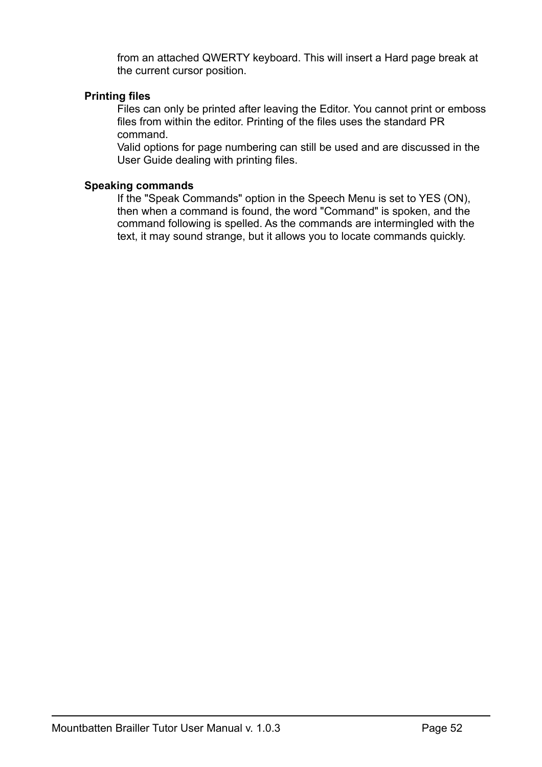from an attached QWERTY keyboard. This will insert a Hard page break at the current cursor position.

**Printing files**

Files can only be printed after leaving the Editor. You cannot print or emboss files from within the editor. Printing of the files uses the standard PR command.
Valid options for page numbering can still be used and are discussed in the User Guide dealing with printing files.

**Speaking commands**

If the "Speak Commands" option in the Speech Menu is set to YES (ON), then when a command is found, the word "Command" is spoken, and the command following is spelled. As the commands are intermingled with the text, it may sound strange, but it allows you to locate commands quickly.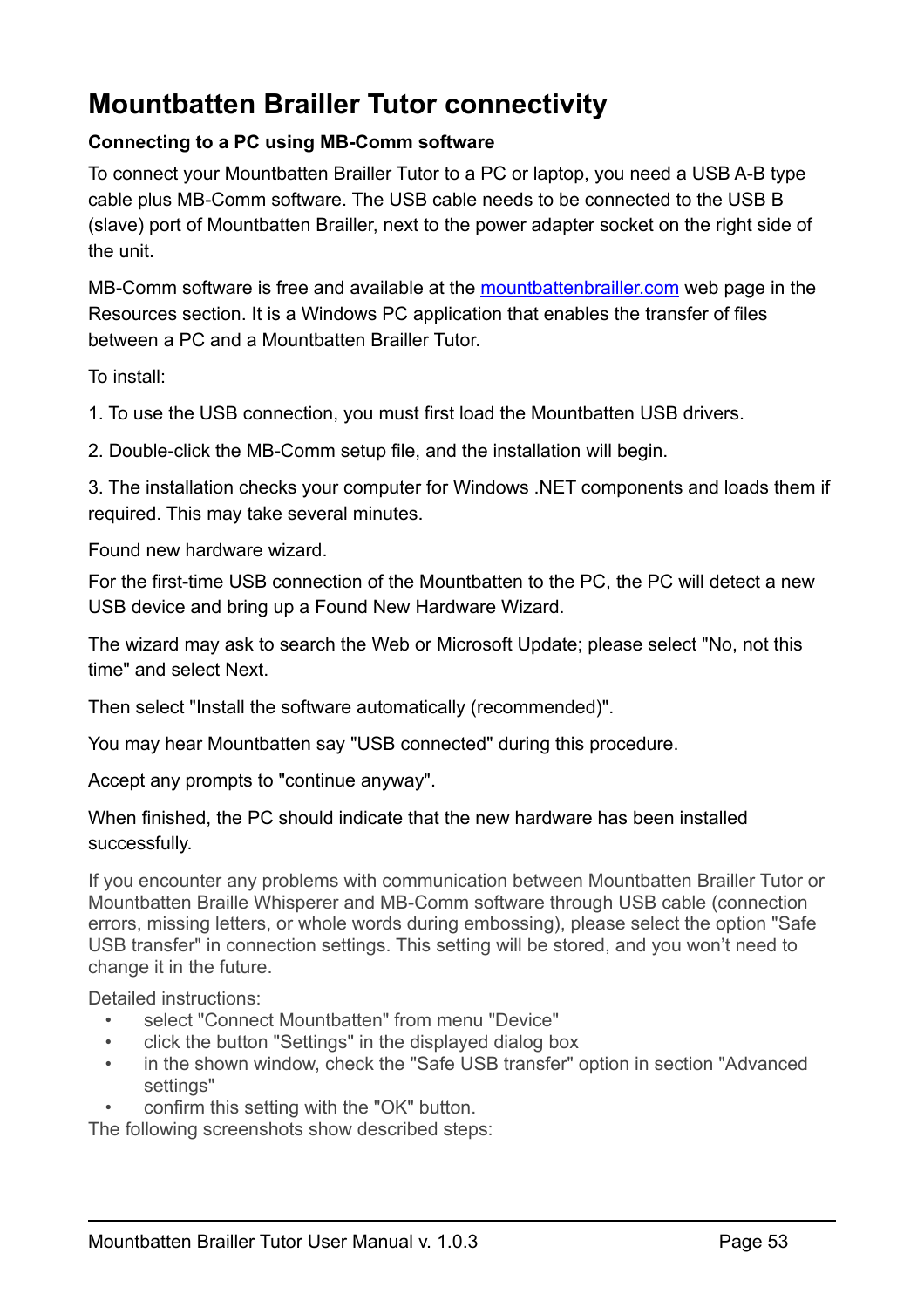# Mountbatten Brailler Tutor connectivity

**Connecting to a PC using MB-Comm software**

To connect your Mountbatten Brailler Tutor to a PC or laptop, you need a USB A-B type cable plus MB-Comm software. The USB cable needs to be connected to the USB B (slave) port of Mountbatten Brailler, next to the power adapter socket on the right side of the unit.

MB-Comm software is free and available at the [mountbattenbrailler.com](mountbattenbrailler.com) web page in the Resources section. It is a Windows PC application that enables the transfer of files between a PC and a Mountbatten Brailler Tutor.

To install:

1. To use the USB connection, you must first load the Mountbatten USB drivers.

2. Double-click the MB-Comm setup file, and the installation will begin.

3. The installation checks your computer for Windows .NET components and loads them if required. This may take several minutes.

Found new hardware wizard.

For the first-time USB connection of the Mountbatten to the PC, the PC will detect a new USB device and bring up a Found New Hardware Wizard.

The wizard may ask to search the Web or Microsoft Update; please select "No, not this time" and select Next.

Then select "Install the software automatically (recommended)".

You may hear Mountbatten say "USB connected" during this procedure.

Accept any prompts to "continue anyway".

When finished, the PC should indicate that the new hardware has been installed successfully.

If you encounter any problems with communication between Mountbatten Brailler Tutor or Mountbatten Braille Whisperer and MB-Comm software through USB cable (connection errors, missing letters, or whole words during embossing), please select the option "Safe USB transfer" in connection settings. This setting will be stored, and you won't need to change it in the future.

Detailed instructions:

- select "Connect Mountbatten" from menu "Device"
- click the button "Settings" in the displayed dialog box
- in the shown window, check the "Safe USB transfer" option in section "Advanced settings"
- confirm this setting with the "OK" button.

The following screenshots show described steps: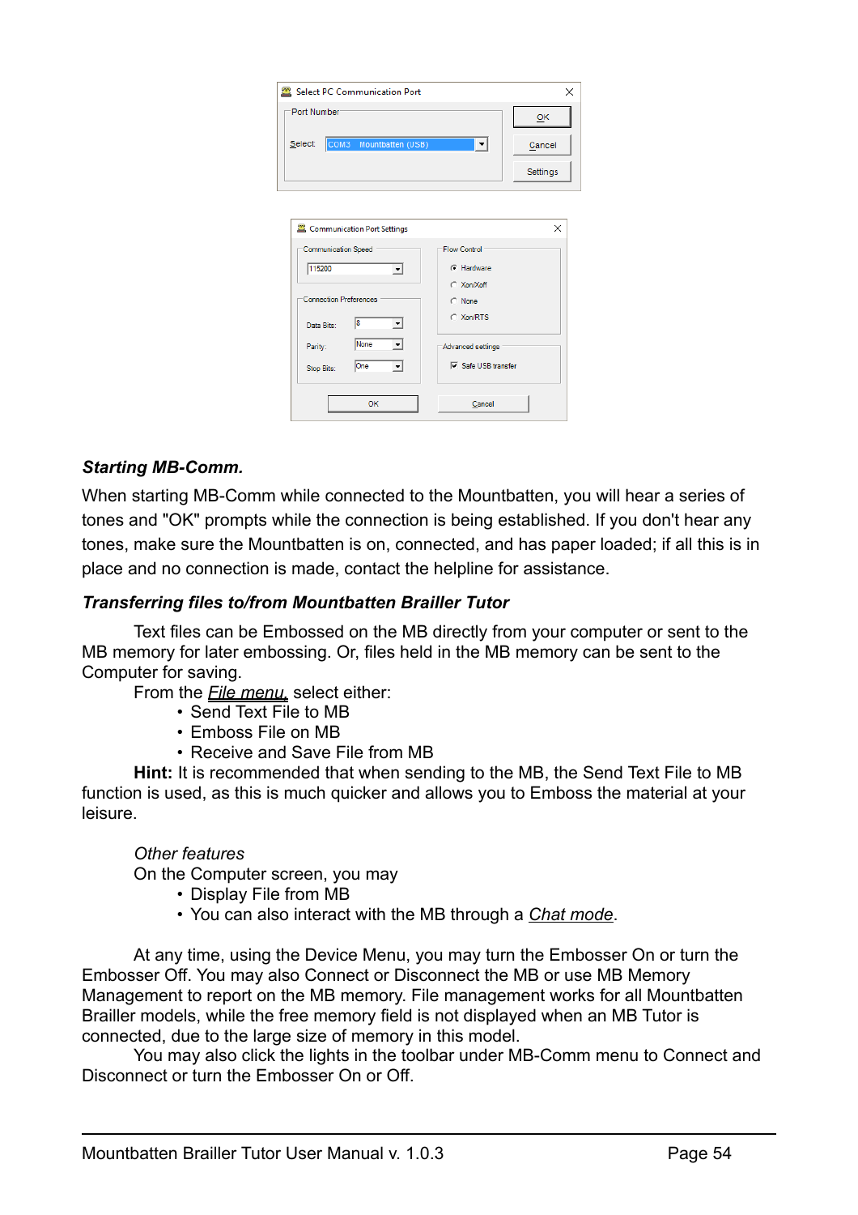### *Starting MB-Comm.*

When starting MB-Comm while connected to the Mountbatten, you will hear a series of tones and "OK" prompts while the connection is being established. If you don't hear any tones, make sure the Mountbatten is on, connected, and has paper loaded; if all this is in place and no connection is made, contact the helpline for assistance.

### *Transferring files to/from Mountbatten Brailler Tutor*

Text files can be Embossed on the MB directly from your computer or sent to the MB memory for later embossing. Or, files held in the MB memory can be sent to the Computer for saving.

From the *File menu,* select either:

- Send Text File to MB
- Emboss File on MB
- Receive and Save File from MB

**Hint:** It is recommended that when sending to the MB, the Send Text File to MB function is used, as this is much quicker and allows you to Emboss the material at your leisure.

*Other features*

On the Computer screen, you may

- Display File from MB
- You can also interact with the MB through a *Chat mode*.

At any time, using the Device Menu, you may turn the Embosser On or turn the Embosser Off. You may also Connect or Disconnect the MB or use MB Memory Management to report on the MB memory. File management works for all Mountbatten Brailler models, while the free memory field is not displayed when an MB Tutor is connected, due to the large size of memory in this model.

You may also click the lights in the toolbar under MB-Comm menu to Connect and Disconnect or turn the Embosser On or Off.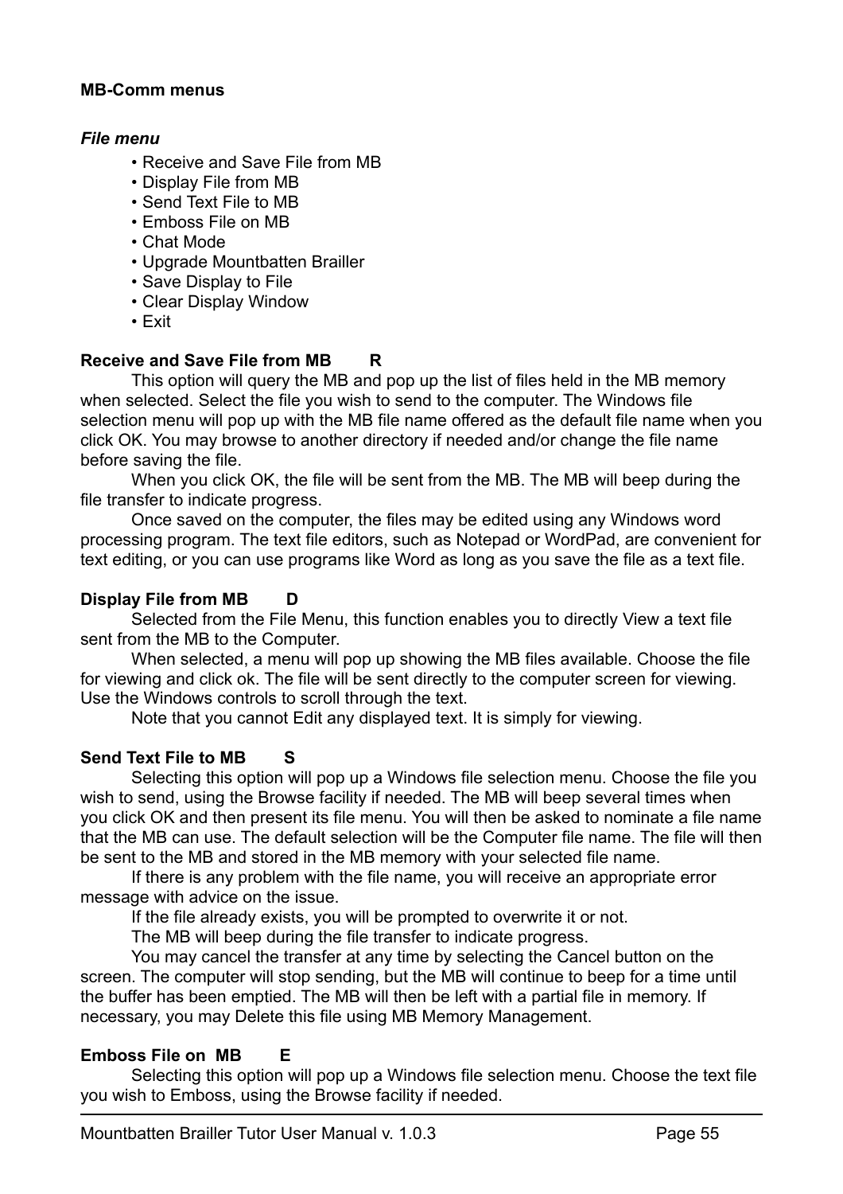**MB-Comm menus**

***File menu***

- Receive and Save File from MB
- Display File from MB
- Send Text File to MB
- Emboss File on MB
- Chat Mode
- Upgrade Mountbatten Brailler
- Save Display to File
- Clear Display Window
- Exit

**Receive and Save File from MB R**

This option will query the MB and pop up the list of files held in the MB memory when selected. Select the file you wish to send to the computer. The Windows file selection menu will pop up with the MB file name offered as the default file name when you click OK. You may browse to another directory if needed and/or change the file name before saving the file.

When you click OK, the file will be sent from the MB. The MB will beep during the file transfer to indicate progress.

Once saved on the computer, the files may be edited using any Windows word processing program. The text file editors, such as Notepad or WordPad, are convenient for text editing, or you can use programs like Word as long as you save the file as a text file.

**Display File from MB D**

Selected from the File Menu, this function enables you to directly View a text file sent from the MB to the Computer.

When selected, a menu will pop up showing the MB files available. Choose the file for viewing and click ok. The file will be sent directly to the computer screen for viewing. Use the Windows controls to scroll through the text.

Note that you cannot Edit any displayed text. It is simply for viewing.

**Send Text File to MB S**

Selecting this option will pop up a Windows file selection menu. Choose the file you wish to send, using the Browse facility if needed. The MB will beep several times when you click OK and then present its file menu. You will then be asked to nominate a file name that the MB can use. The default selection will be the Computer file name. The file will then be sent to the MB and stored in the MB memory with your selected file name.

If there is any problem with the file name, you will receive an appropriate error message with advice on the issue.

If the file already exists, you will be prompted to overwrite it or not.

The MB will beep during the file transfer to indicate progress.

You may cancel the transfer at any time by selecting the Cancel button on the screen. The computer will stop sending, but the MB will continue to beep for a time until the buffer has been emptied. The MB will then be left with a partial file in memory. If necessary, you may Delete this file using MB Memory Management.

**Emboss File on MB E**

Selecting this option will pop up a Windows file selection menu. Choose the text file you wish to Emboss, using the Browse facility if needed.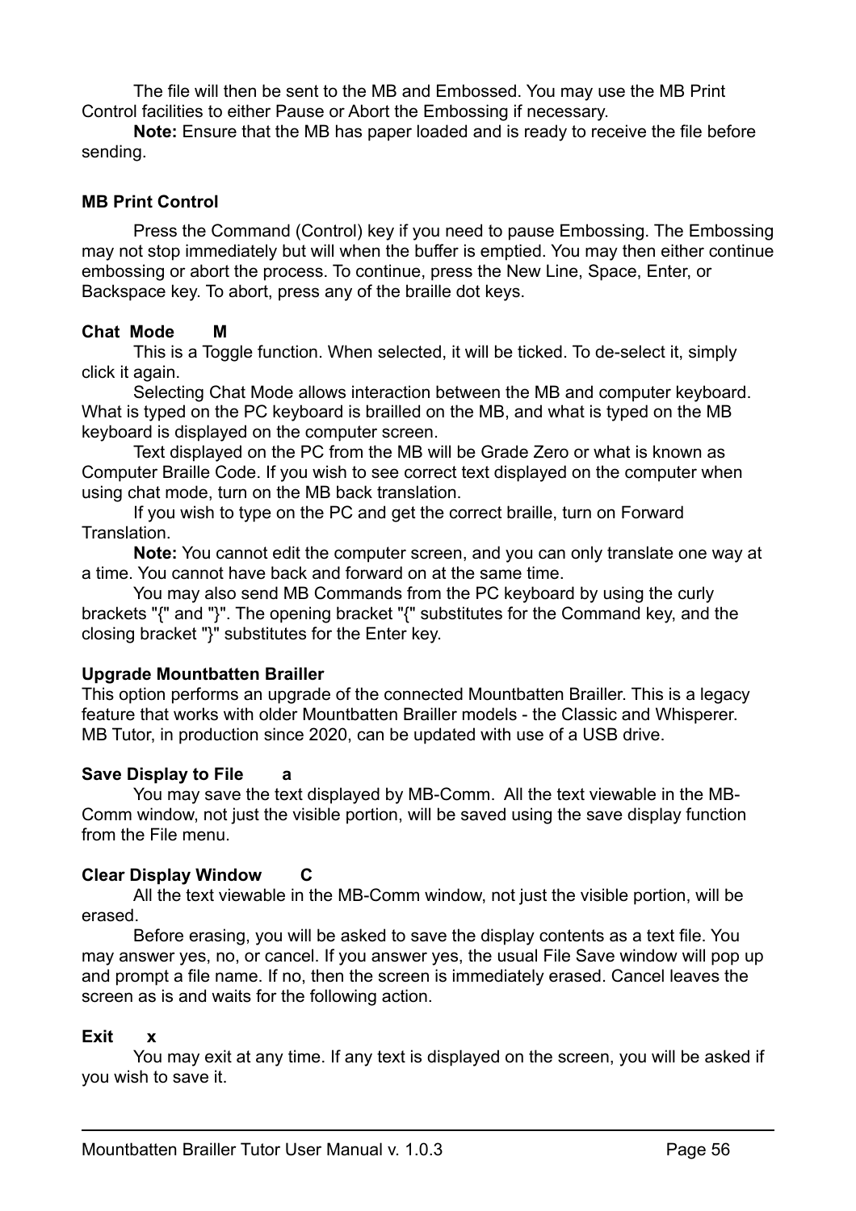The file will then be sent to the MB and Embossed. You may use the MB Print Control facilities to either Pause or Abort the Embossing if necessary.

**Note:** Ensure that the MB has paper loaded and is ready to receive the file before sending.

### MB Print Control

Press the Command (Control) key if you need to pause Embossing. The Embossing may not stop immediately but will when the buffer is emptied. You may then either continue embossing or abort the process. To continue, press the New Line, Space, Enter, or Backspace key. To abort, press any of the braille dot keys.

### Chat Mode M

This is a Toggle function. When selected, it will be ticked. To de-select it, simply click it again.

Selecting Chat Mode allows interaction between the MB and computer keyboard. What is typed on the PC keyboard is brailled on the MB, and what is typed on the MB keyboard is displayed on the computer screen.

Text displayed on the PC from the MB will be Grade Zero or what is known as Computer Braille Code. If you wish to see correct text displayed on the computer when using chat mode, turn on the MB back translation.

If you wish to type on the PC and get the correct braille, turn on Forward Translation.

**Note:** You cannot edit the computer screen, and you can only translate one way at a time. You cannot have back and forward on at the same time.

You may also send MB Commands from the PC keyboard by using the curly brackets "{" and "}". The opening bracket "{" substitutes for the Command key, and the closing bracket "}" substitutes for the Enter key.

### Upgrade Mountbatten Brailler

This option performs an upgrade of the connected Mountbatten Brailler. This is a legacy feature that works with older Mountbatten Brailler models - the Classic and Whisperer. MB Tutor, in production since 2020, can be updated with use of a USB drive.

### Save Display to File a

You may save the text displayed by MB-Comm. All the text viewable in the MB-Comm window, not just the visible portion, will be saved using the save display function from the File menu.

### Clear Display Window C

All the text viewable in the MB-Comm window, not just the visible portion, will be erased.

Before erasing, you will be asked to save the display contents as a text file. You may answer yes, no, or cancel. If you answer yes, the usual File Save window will pop up and prompt a file name. If no, then the screen is immediately erased. Cancel leaves the screen as is and waits for the following action.

### Exit x

You may exit at any time. If any text is displayed on the screen, you will be asked if you wish to save it.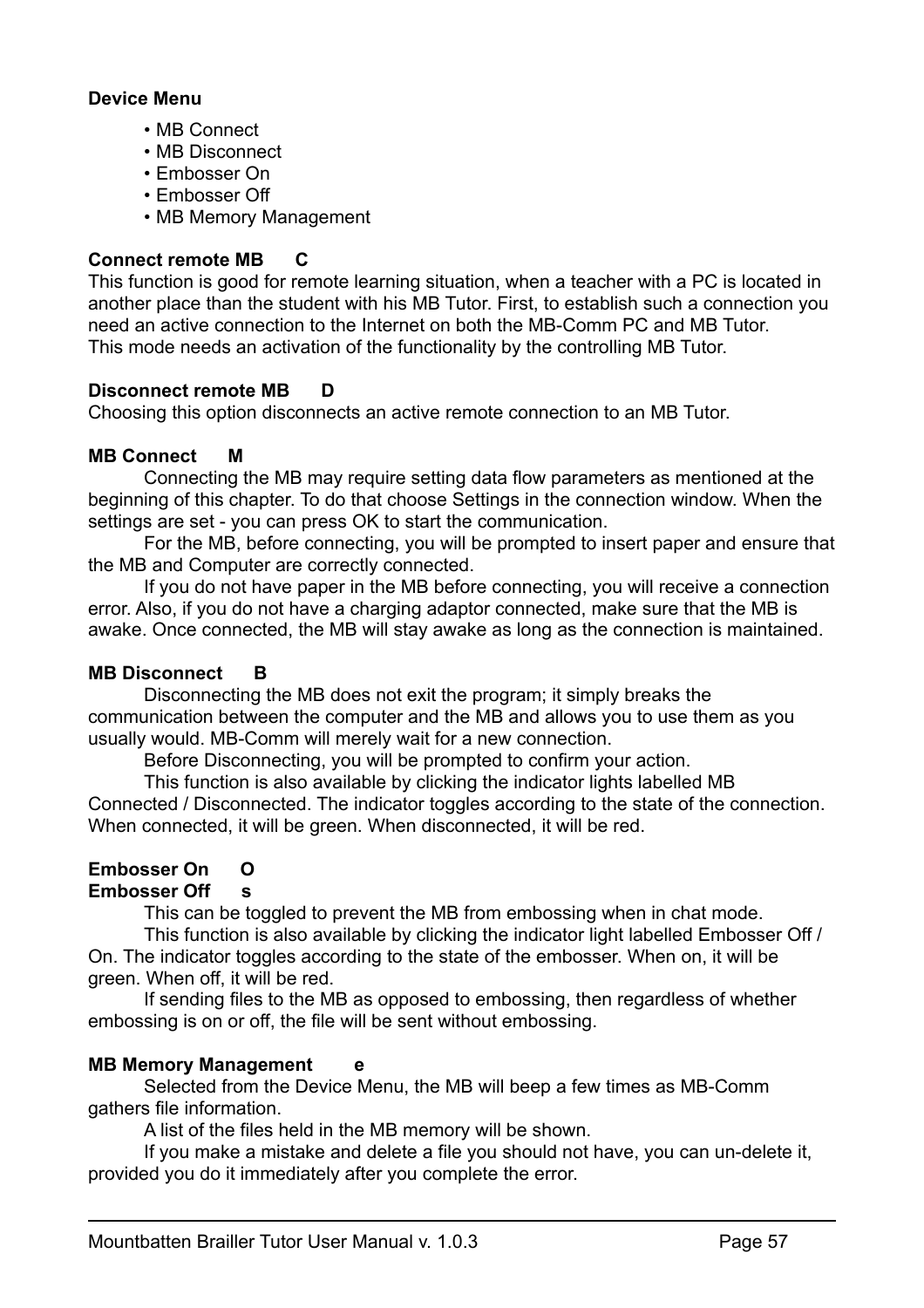**Device Menu**

- MB Connect
- MB Disconnect
- Embosser On
- Embosser Off
- MB Memory Management

**Connect remote MB      C**

This function is good for remote learning situation, when a teacher with a PC is located in another place than the student with his MB Tutor. First, to establish such a connection you need an active connection to the Internet on both the MB-Comm PC and MB Tutor.
This mode needs an activation of the functionality by the controlling MB Tutor.

**Disconnect remote MB      D**

Choosing this option disconnects an active remote connection to an MB Tutor.

**MB Connect      M**

Connecting the MB may require setting data flow parameters as mentioned at the beginning of this chapter. To do that choose Settings in the connection window. When the settings are set - you can press OK to start the communication.

For the MB, before connecting, you will be prompted to insert paper and ensure that the MB and Computer are correctly connected.

If you do not have paper in the MB before connecting, you will receive a connection error. Also, if you do not have a charging adaptor connected, make sure that the MB is awake. Once connected, the MB will stay awake as long as the connection is maintained.

**MB Disconnect      B**

Disconnecting the MB does not exit the program; it simply breaks the communication between the computer and the MB and allows you to use them as you usually would. MB-Comm will merely wait for a new connection.

Before Disconnecting, you will be prompted to confirm your action.

This function is also available by clicking the indicator lights labelled MB Connected / Disconnected. The indicator toggles according to the state of the connection. When connected, it will be green. When disconnected, it will be red.

**Embosser On      O**
**Embosser Off      s**

This can be toggled to prevent the MB from embossing when in chat mode.

This function is also available by clicking the indicator light labelled Embosser Off / On. The indicator toggles according to the state of the embosser. When on, it will be green. When off, it will be red.

If sending files to the MB as opposed to embossing, then regardless of whether embossing is on or off, the file will be sent without embossing.

**MB Memory Management      e**

Selected from the Device Menu, the MB will beep a few times as MB-Comm gathers file information.

A list of the files held in the MB memory will be shown.

If you make a mistake and delete a file you should not have, you can un-delete it, provided you do it immediately after you complete the error.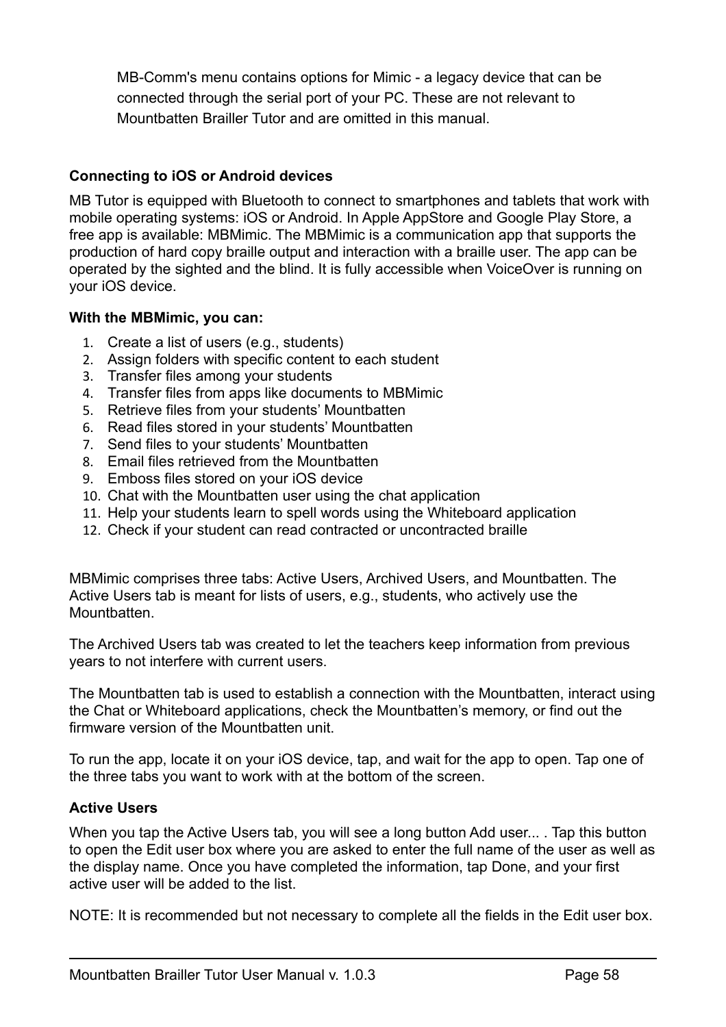MB-Comm's menu contains options for Mimic - a legacy device that can be connected through the serial port of your PC. These are not relevant to Mountbatten Brailler Tutor and are omitted in this manual.

**Connecting to iOS or Android devices**

MB Tutor is equipped with Bluetooth to connect to smartphones and tablets that work with mobile operating systems: iOS or Android. In Apple AppStore and Google Play Store, a free app is available: MBMimic. The MBMimic is a communication app that supports the production of hard copy braille output and interaction with a braille user. The app can be operated by the sighted and the blind. It is fully accessible when VoiceOver is running on your iOS device.

**With the MBMimic, you can:**

1. Create a list of users (e.g., students)
2. Assign folders with specific content to each student
3. Transfer files among your students
4. Transfer files from apps like documents to MBMimic
5. Retrieve files from your students' Mountbatten
6. Read files stored in your students' Mountbatten
7. Send files to your students' Mountbatten
8. Email files retrieved from the Mountbatten
9. Emboss files stored on your iOS device
10. Chat with the Mountbatten user using the chat application
11. Help your students learn to spell words using the Whiteboard application
12. Check if your student can read contracted or uncontracted braille

MBMimic comprises three tabs: Active Users, Archived Users, and Mountbatten. The Active Users tab is meant for lists of users, e.g., students, who actively use the Mountbatten.

The Archived Users tab was created to let the teachers keep information from previous years to not interfere with current users.

The Mountbatten tab is used to establish a connection with the Mountbatten, interact using the Chat or Whiteboard applications, check the Mountbatten's memory, or find out the firmware version of the Mountbatten unit.

To run the app, locate it on your iOS device, tap, and wait for the app to open. Tap one of the three tabs you want to work with at the bottom of the screen.

**Active Users**

When you tap the Active Users tab, you will see a long button Add user... . Tap this button to open the Edit user box where you are asked to enter the full name of the user as well as the display name. Once you have completed the information, tap Done, and your first active user will be added to the list.

NOTE: It is recommended but not necessary to complete all the fields in the Edit user box.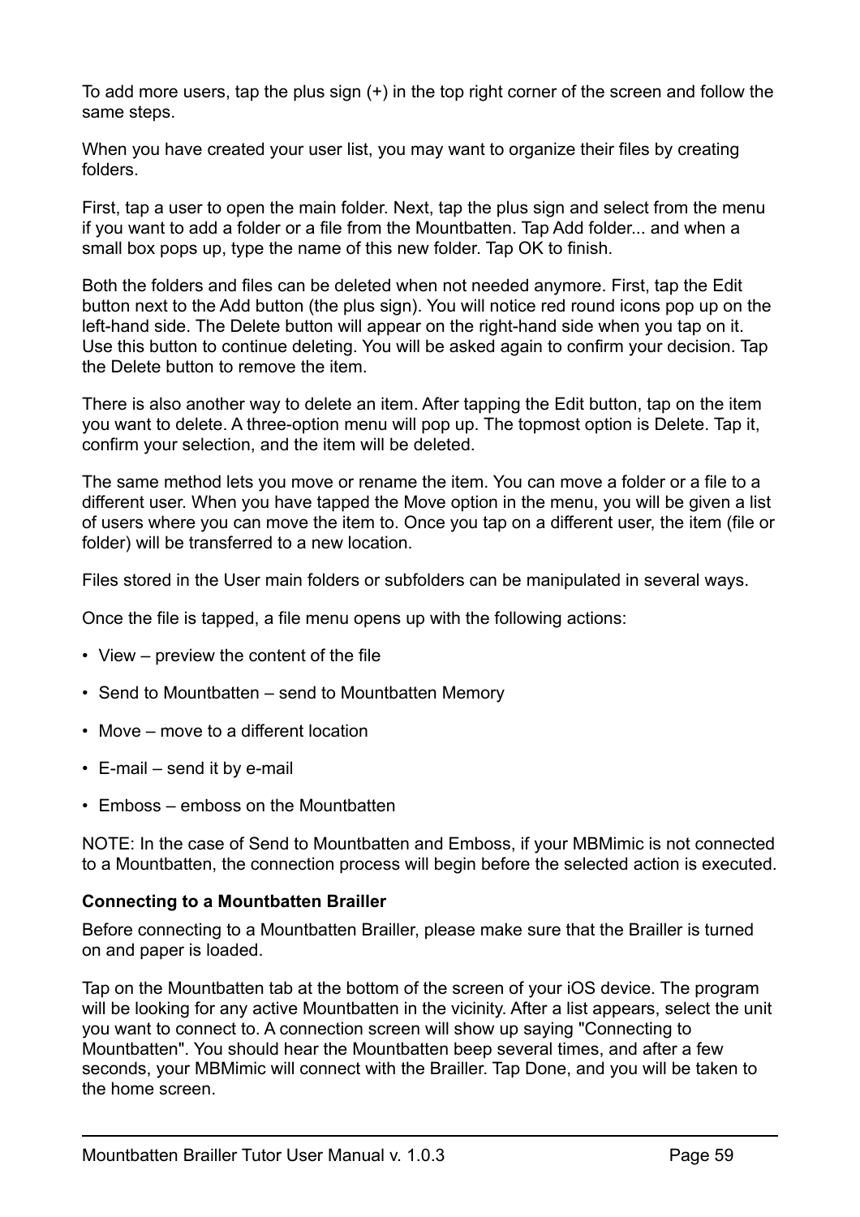To add more users, tap the plus sign (+) in the top right corner of the screen and follow the same steps.

When you have created your user list, you may want to organize their files by creating folders.

First, tap a user to open the main folder. Next, tap the plus sign and select from the menu if you want to add a folder or a file from the Mountbatten. Tap Add folder... and when a small box pops up, type the name of this new folder. Tap OK to finish.

Both the folders and files can be deleted when not needed anymore. First, tap the Edit button next to the Add button (the plus sign). You will notice red round icons pop up on the left-hand side. The Delete button will appear on the right-hand side when you tap on it. Use this button to continue deleting. You will be asked again to confirm your decision. Tap the Delete button to remove the item.

There is also another way to delete an item. After tapping the Edit button, tap on the item you want to delete. A three-option menu will pop up. The topmost option is Delete. Tap it, confirm your selection, and the item will be deleted.

The same method lets you move or rename the item. You can move a folder or a file to a different user. When you have tapped the Move option in the menu, you will be given a list of users where you can move the item to. Once you tap on a different user, the item (file or folder) will be transferred to a new location.

Files stored in the User main folders or subfolders can be manipulated in several ways.

Once the file is tapped, a file menu opens up with the following actions:

- View – preview the content of the file
- Send to Mountbatten – send to Mountbatten Memory
- Move – move to a different location
- E-mail – send it by e-mail
- Emboss – emboss on the Mountbatten

NOTE: In the case of Send to Mountbatten and Emboss, if your MBMimic is not connected to a Mountbatten, the connection process will begin before the selected action is executed.

**Connecting to a Mountbatten Brailler**

Before connecting to a Mountbatten Brailler, please make sure that the Brailler is turned on and paper is loaded.

Tap on the Mountbatten tab at the bottom of the screen of your iOS device. The program will be looking for any active Mountbatten in the vicinity. After a list appears, select the unit you want to connect to. A connection screen will show up saying "Connecting to Mountbatten". You should hear the Mountbatten beep several times, and after a few seconds, your MBMimic will connect with the Brailler. Tap Done, and you will be taken to the home screen.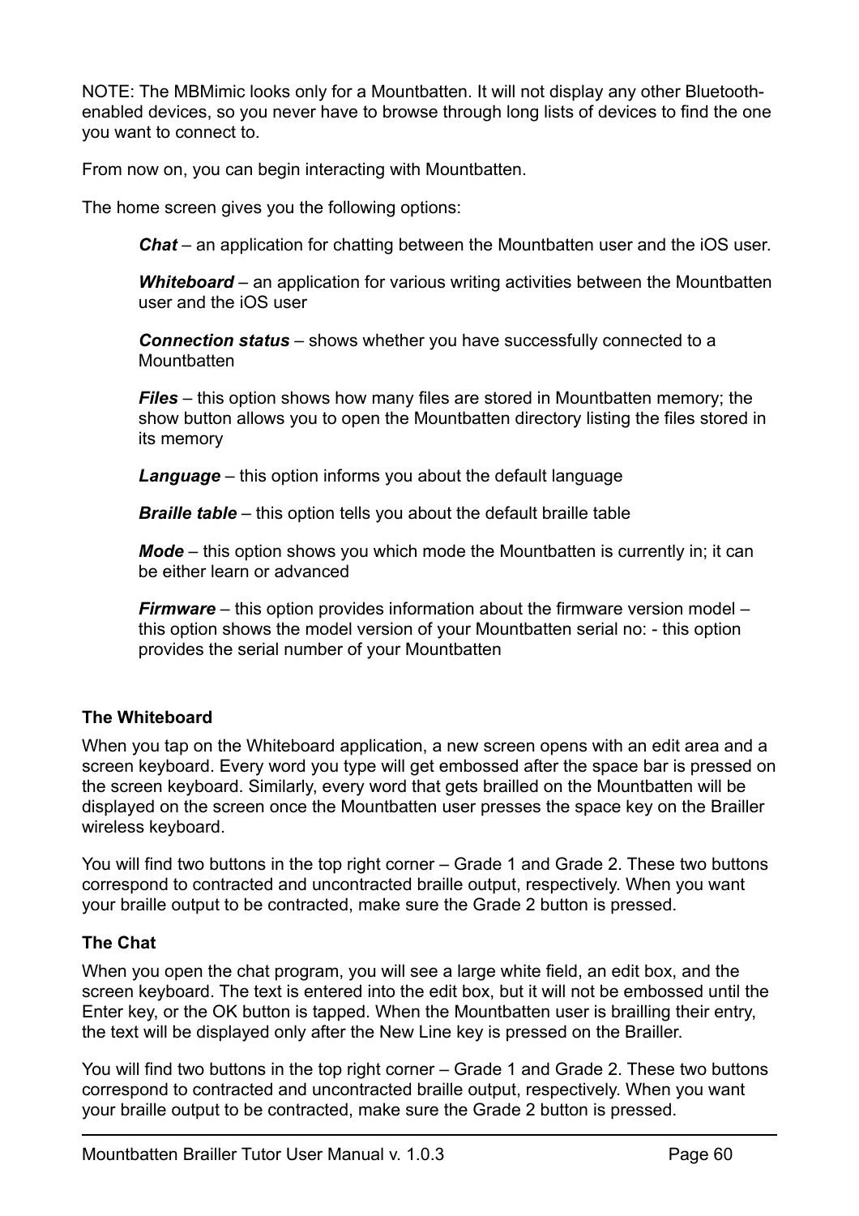NOTE: The MBMimic looks only for a Mountbatten. It will not display any other Bluetooth-enabled devices, so you never have to browse through long lists of devices to find the one you want to connect to.

From now on, you can begin interacting with Mountbatten.

The home screen gives you the following options:

***Chat*** – an application for chatting between the Mountbatten user and the iOS user.

***Whiteboard*** – an application for various writing activities between the Mountbatten user and the iOS user

***Connection status*** – shows whether you have successfully connected to a Mountbatten

***Files*** – this option shows how many files are stored in Mountbatten memory; the show button allows you to open the Mountbatten directory listing the files stored in its memory

***Language*** – this option informs you about the default language

***Braille table*** – this option tells you about the default braille table

***Mode*** – this option shows you which mode the Mountbatten is currently in; it can be either learn or advanced

***Firmware*** – this option provides information about the firmware version model – this option shows the model version of your Mountbatten serial no: - this option provides the serial number of your Mountbatten

**The Whiteboard**

When you tap on the Whiteboard application, a new screen opens with an edit area and a screen keyboard. Every word you type will get embossed after the space bar is pressed on the screen keyboard. Similarly, every word that gets brailled on the Mountbatten will be displayed on the screen once the Mountbatten user presses the space key on the Brailler wireless keyboard.

You will find two buttons in the top right corner – Grade 1 and Grade 2. These two buttons correspond to contracted and uncontracted braille output, respectively. When you want your braille output to be contracted, make sure the Grade 2 button is pressed.

**The Chat**

When you open the chat program, you will see a large white field, an edit box, and the screen keyboard. The text is entered into the edit box, but it will not be embossed until the Enter key, or the OK button is tapped. When the Mountbatten user is brailling their entry, the text will be displayed only after the New Line key is pressed on the Brailler.

You will find two buttons in the top right corner – Grade 1 and Grade 2. These two buttons correspond to contracted and uncontracted braille output, respectively. When you want your braille output to be contracted, make sure the Grade 2 button is pressed.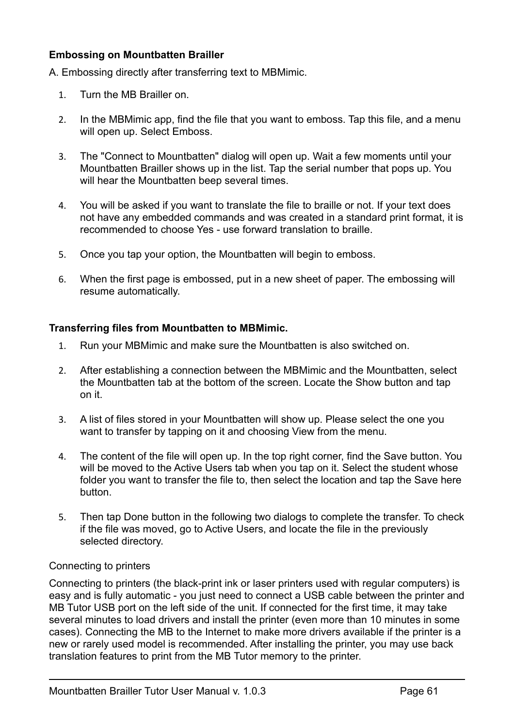**Embossing on Mountbatten Brailler**

A. Embossing directly after transferring text to MBMimic.

1. Turn the MB Brailler on.

2. In the MBMimic app, find the file that you want to emboss. Tap this file, and a menu will open up. Select Emboss.

3. The "Connect to Mountbatten" dialog will open up. Wait a few moments until your Mountbatten Brailler shows up in the list. Tap the serial number that pops up. You will hear the Mountbatten beep several times.

4. You will be asked if you want to translate the file to braille or not. If your text does not have any embedded commands and was created in a standard print format, it is recommended to choose Yes - use forward translation to braille.

5. Once you tap your option, the Mountbatten will begin to emboss.

6. When the first page is embossed, put in a new sheet of paper. The embossing will resume automatically.

**Transferring files from Mountbatten to MBMimic.**

1. Run your MBMimic and make sure the Mountbatten is also switched on.

2. After establishing a connection between the MBMimic and the Mountbatten, select the Mountbatten tab at the bottom of the screen. Locate the Show button and tap on it.

3. A list of files stored in your Mountbatten will show up. Please select the one you want to transfer by tapping on it and choosing View from the menu.

4. The content of the file will open up. In the top right corner, find the Save button. You will be moved to the Active Users tab when you tap on it. Select the student whose folder you want to transfer the file to, then select the location and tap the Save here button.

5. Then tap Done button in the following two dialogs to complete the transfer. To check if the file was moved, go to Active Users, and locate the file in the previously selected directory.

Connecting to printers

Connecting to printers (the black-print ink or laser printers used with regular computers) is easy and is fully automatic - you just need to connect a USB cable between the printer and MB Tutor USB port on the left side of the unit. If connected for the first time, it may take several minutes to load drivers and install the printer (even more than 10 minutes in some cases). Connecting the MB to the Internet to make more drivers available if the printer is a new or rarely used model is recommended. After installing the printer, you may use back translation features to print from the MB Tutor memory to the printer.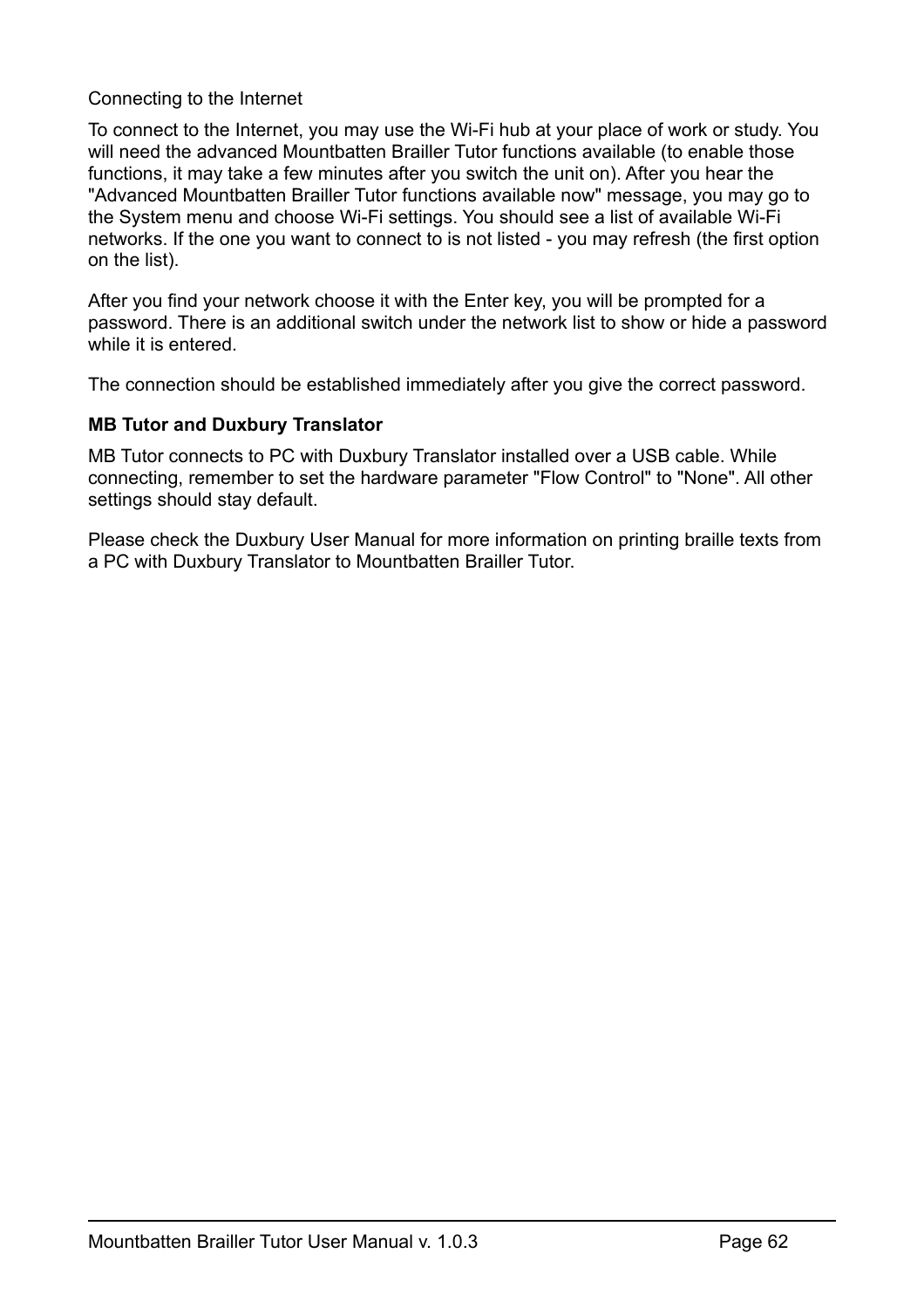Connecting to the Internet

To connect to the Internet, you may use the Wi-Fi hub at your place of work or study. You will need the advanced Mountbatten Brailler Tutor functions available (to enable those functions, it may take a few minutes after you switch the unit on). After you hear the "Advanced Mountbatten Brailler Tutor functions available now" message, you may go to the System menu and choose Wi-Fi settings. You should see a list of available Wi-Fi networks. If the one you want to connect to is not listed - you may refresh (the first option on the list).

After you find your network choose it with the Enter key, you will be prompted for a password. There is an additional switch under the network list to show or hide a password while it is entered.

The connection should be established immediately after you give the correct password.

**MB Tutor and Duxbury Translator**

MB Tutor connects to PC with Duxbury Translator installed over a USB cable. While connecting, remember to set the hardware parameter "Flow Control" to "None". All other settings should stay default.

Please check the Duxbury User Manual for more information on printing braille texts from a PC with Duxbury Translator to Mountbatten Brailler Tutor.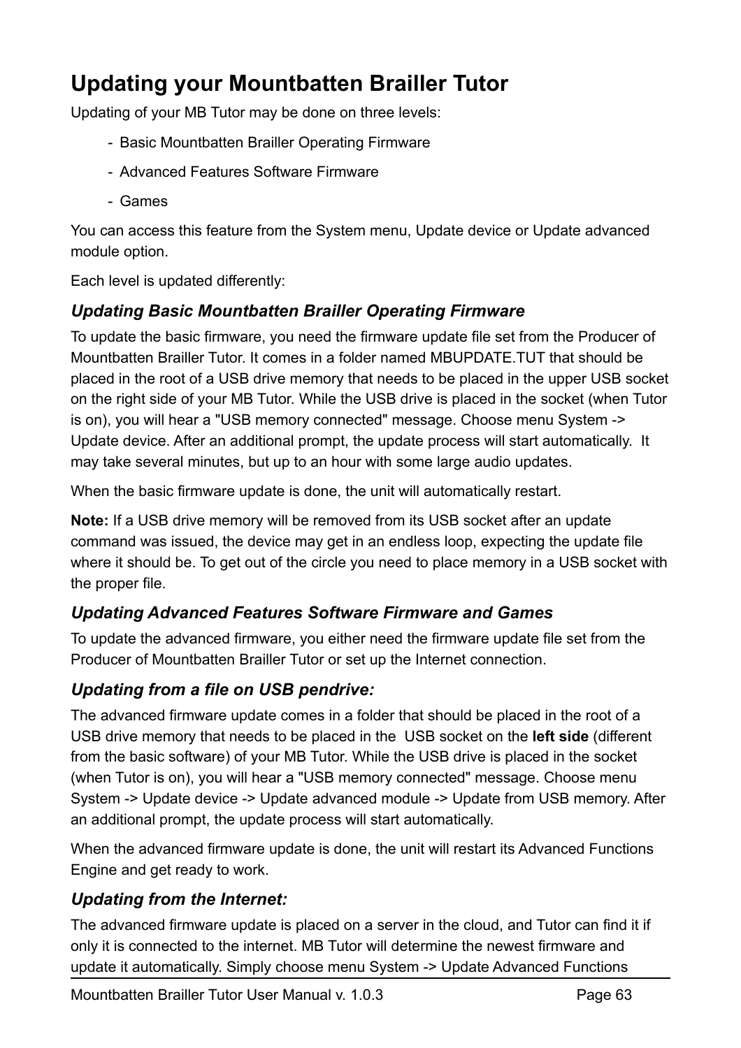# Updating your Mountbatten Brailler Tutor

Updating of your MB Tutor may be done on three levels:

- Basic Mountbatten Brailler Operating Firmware
- Advanced Features Software Firmware
- Games

You can access this feature from the System menu, Update device or Update advanced module option.

Each level is updated differently:

### *Updating Basic Mountbatten Brailler Operating Firmware*

To update the basic firmware, you need the firmware update file set from the Producer of Mountbatten Brailler Tutor. It comes in a folder named MBUPDATE.TUT that should be placed in the root of a USB drive memory that needs to be placed in the upper USB socket on the right side of your MB Tutor. While the USB drive is placed in the socket (when Tutor is on), you will hear a "USB memory connected" message. Choose menu System -> Update device. After an additional prompt, the update process will start automatically. It may take several minutes, but up to an hour with some large audio updates.

When the basic firmware update is done, the unit will automatically restart.

**Note:** If a USB drive memory will be removed from its USB socket after an update command was issued, the device may get in an endless loop, expecting the update file where it should be. To get out of the circle you need to place memory in a USB socket with the proper file.

### *Updating Advanced Features Software Firmware and Games*

To update the advanced firmware, you either need the firmware update file set from the Producer of Mountbatten Brailler Tutor or set up the Internet connection.

### *Updating from a file on USB pendrive:*

The advanced firmware update comes in a folder that should be placed in the root of a USB drive memory that needs to be placed in the USB socket on the **left side** (different from the basic software) of your MB Tutor. While the USB drive is placed in the socket (when Tutor is on), you will hear a "USB memory connected" message. Choose menu System -> Update device -> Update advanced module -> Update from USB memory. After an additional prompt, the update process will start automatically.

When the advanced firmware update is done, the unit will restart its Advanced Functions Engine and get ready to work.

### *Updating from the Internet:*

The advanced firmware update is placed on a server in the cloud, and Tutor can find it if only it is connected to the internet. MB Tutor will determine the newest firmware and update it automatically. Simply choose menu System -> Update Advanced Functions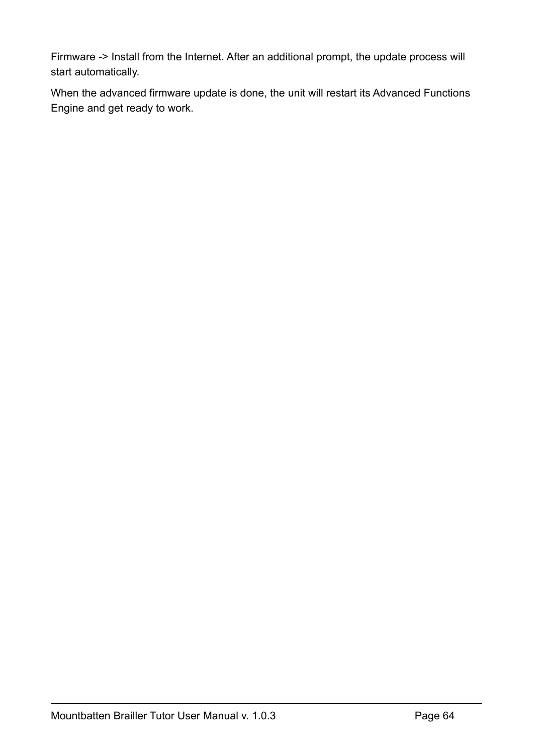Firmware -> Install from the Internet. After an additional prompt, the update process will start automatically.

When the advanced firmware update is done, the unit will restart its Advanced Functions Engine and get ready to work.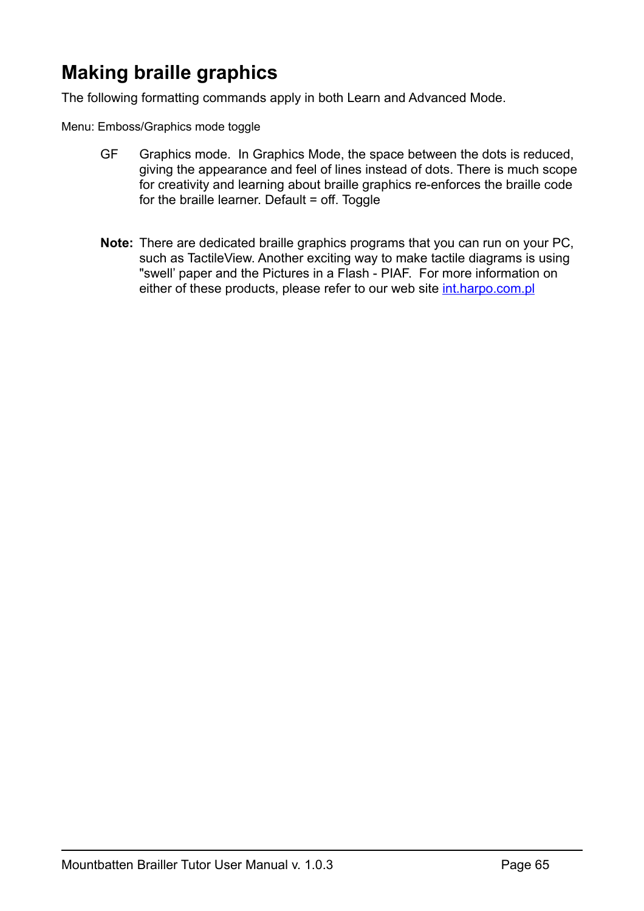# Making braille graphics

The following formatting commands apply in both Learn and Advanced Mode.

Menu: Emboss/Graphics mode toggle

GF  Graphics mode. In Graphics Mode, the space between the dots is reduced, giving the appearance and feel of lines instead of dots. There is much scope for creativity and learning about braille graphics re-enforces the braille code for the braille learner. Default = off. Toggle

**Note:** There are dedicated braille graphics programs that you can run on your PC, such as TactileView. Another exciting way to make tactile diagrams is using "swell' paper and the Pictures in a Flash - PIAF. For more information on either of these products, please refer to our web site [int.harpo.com.pl](int.harpo.com.pl)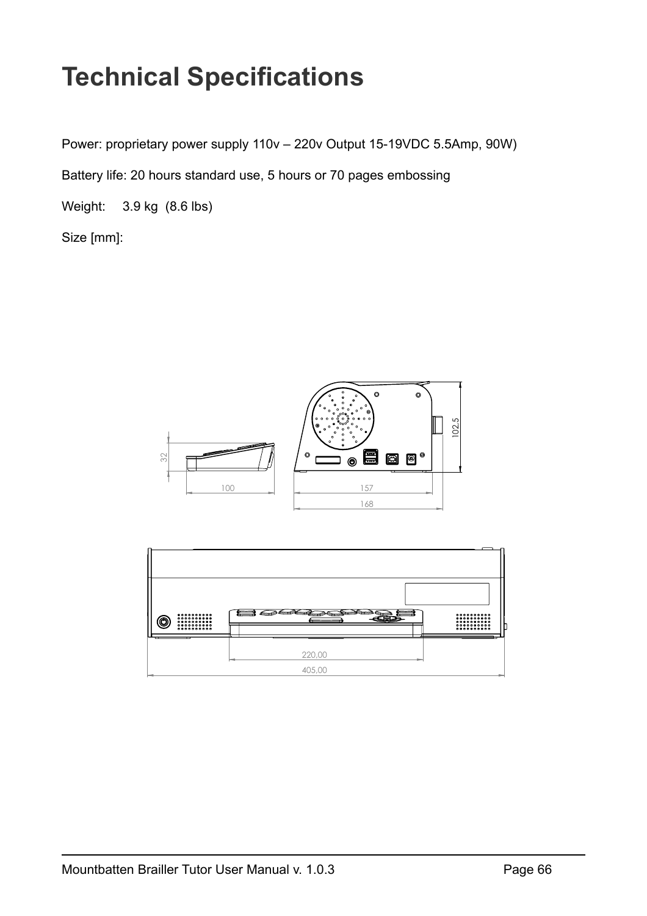# Technical Specifications

Power: proprietary power supply 110v – 220v Output 15-19VDC 5.5Amp, 90W)

Battery life: 20 hours standard use, 5 hours or 70 pages embossing

Weight: 3.9 kg (8.6 lbs)

Size [mm]:

32

100

157

168

102,5

220,00

405,00